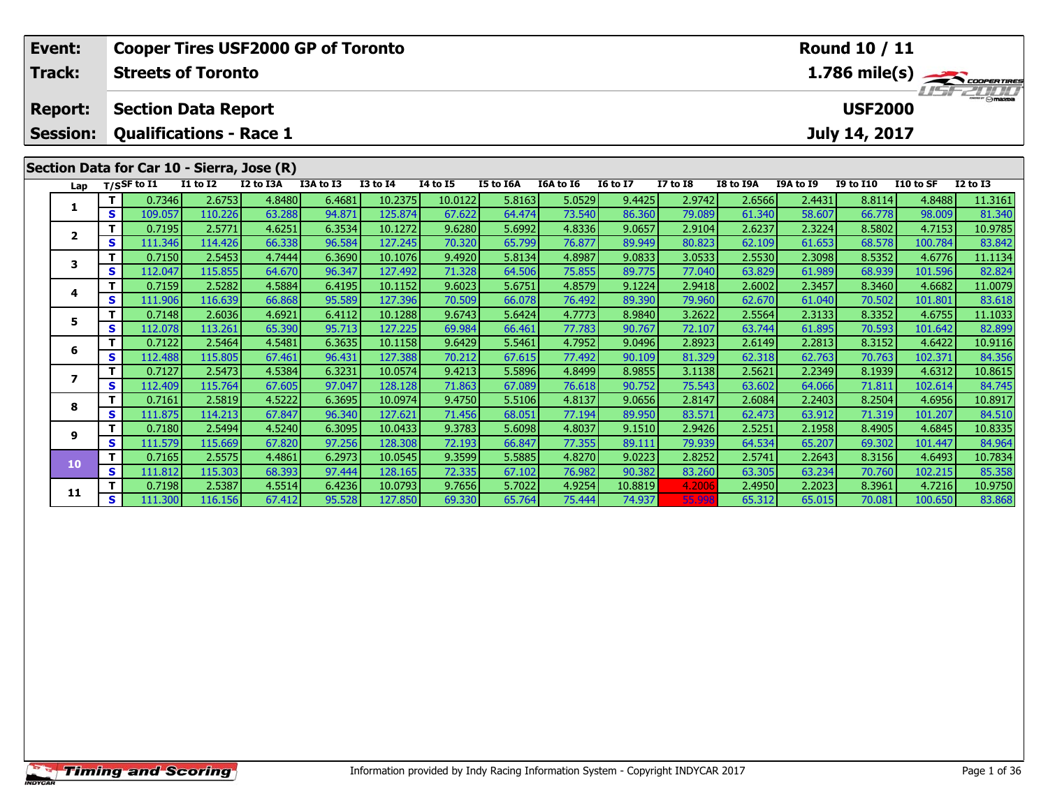| Event: | Cooper Tires USF2000 GP of Toronto | Round 10 / 11 |
|---|---|---|
| Track: | Streets of Toronto | 1.786 mile(s) |
| Report: | Section Data Report | USF2000 |
| Session: | Qualifications - Race 1 | July 14, 2017 |

## Section Data for Car 10 - Sierra, Jose (R)

| Lap | T/S | SF to I1 | I1 to I2 | I2 to I3A | I3A to I3 | I3 to I4 | I4 to I5 | I5 to I6A | I6A to I6 | I6 to I7 | I7 to I8 | I8 to I9A | I9A to I9 | I9 to I10 | I10 to SF | I2 to I3 |
|---|---|---|---|---|---|---|---|---|---|---|---|---|---|---|---|---|
| 1 | T | 0.7346 | 2.6753 | 4.8480 | 6.4681 | 10.2375 | 10.0122 | 5.8163 | 5.0529 | 9.4425 | 2.9742 | 2.6566 | 2.4431 | 8.8114 | 4.8488 | 11.3161 |
| | S | 109.057 | 110.226 | 63.288 | 94.871 | 125.874 | 67.622 | 64.474 | 73.540 | 86.360 | 79.089 | 61.340 | 58.607 | 66.778 | 98.009 | 81.340 |
| 2 | T | 0.7195 | 2.5771 | 4.6251 | 6.3534 | 10.1272 | 9.6280 | 5.6992 | 4.8336 | 9.0657 | 2.9104 | 2.6237 | 2.3224 | 8.5802 | 4.7153 | 10.9785 |
| | S | 111.346 | 114.426 | 66.338 | 96.584 | 127.245 | 70.320 | 65.799 | 76.877 | 89.949 | 80.823 | 62.109 | 61.653 | 68.578 | 100.784 | 83.842 |
| 3 | T | 0.7150 | 2.5453 | 4.7444 | 6.3690 | 10.1076 | 9.4920 | 5.8134 | 4.8987 | 9.0833 | 3.0533 | 2.5530 | 2.3098 | 8.5352 | 4.6776 | 11.1134 |
| | S | 112.047 | 115.855 | 64.670 | 96.347 | 127.492 | 71.328 | 64.506 | 75.855 | 89.775 | 77.040 | 63.829 | 61.989 | 68.939 | 101.596 | 82.824 |
| 4 | T | 0.7159 | 2.5282 | 4.5884 | 6.4195 | 10.1152 | 9.6023 | 5.6751 | 4.8579 | 9.1224 | 2.9418 | 2.6002 | 2.3457 | 8.3460 | 4.6682 | 11.0079 |
| | S | 111.906 | 116.639 | 66.868 | 95.589 | 127.396 | 70.509 | 66.078 | 76.492 | 89.390 | 79.960 | 62.670 | 61.040 | 70.502 | 101.801 | 83.618 |
| 5 | T | 0.7148 | 2.6036 | 4.6921 | 6.4112 | 10.1288 | 9.6743 | 5.6424 | 4.7773 | 8.9840 | 3.2622 | 2.5564 | 2.3133 | 8.3352 | 4.6755 | 11.1033 |
| | S | 112.078 | 113.261 | 65.390 | 95.713 | 127.225 | 69.984 | 66.461 | 77.783 | 90.767 | 72.107 | 63.744 | 61.895 | 70.593 | 101.642 | 82.899 |
| 6 | T | 0.7122 | 2.5464 | 4.5481 | 6.3635 | 10.1158 | 9.6429 | 5.5461 | 4.7952 | 9.0496 | 2.8923 | 2.6149 | 2.2813 | 8.3152 | 4.6422 | 10.9116 |
| | S | 112.488 | 115.805 | 67.461 | 96.431 | 127.388 | 70.212 | 67.615 | 77.492 | 90.109 | 81.329 | 62.318 | 62.763 | 70.763 | 102.371 | 84.356 |
| 7 | T | 0.7127 | 2.5473 | 4.5384 | 6.3231 | 10.0574 | 9.4213 | 5.5896 | 4.8499 | 8.9855 | 3.1138 | 2.5621 | 2.2349 | 8.1939 | 4.6312 | 10.8615 |
| | S | 112.409 | 115.764 | 67.605 | 97.047 | 128.128 | 71.863 | 67.089 | 76.618 | 90.752 | 75.543 | 63.602 | 64.066 | 71.811 | 102.614 | 84.745 |
| 8 | T | 0.7161 | 2.5819 | 4.5222 | 6.3695 | 10.0974 | 9.4750 | 5.5106 | 4.8137 | 9.0656 | 2.8147 | 2.6084 | 2.2403 | 8.2504 | 4.6956 | 10.8917 |
| | S | 111.875 | 114.213 | 67.847 | 96.340 | 127.621 | 71.456 | 68.051 | 77.194 | 89.950 | 83.571 | 62.473 | 63.912 | 71.319 | 101.207 | 84.510 |
| 9 | T | 0.7180 | 2.5494 | 4.5240 | 6.3095 | 10.0433 | 9.3783 | 5.6098 | 4.8037 | 9.1510 | 2.9426 | 2.5251 | 2.1958 | 8.4905 | 4.6845 | 10.8335 |
| | S | 111.579 | 115.669 | 67.820 | 97.256 | 128.308 | 72.193 | 66.847 | 77.355 | 89.111 | 79.939 | 64.534 | 65.207 | 69.302 | 101.447 | 84.964 |
| 10 | T | 0.7165 | 2.5575 | 4.4861 | 6.2973 | 10.0545 | 9.3599 | 5.5885 | 4.8270 | 9.0223 | 2.8252 | 2.5741 | 2.2643 | 8.3156 | 4.6493 | 10.7834 |
| | S | 111.812 | 115.303 | 68.393 | 97.444 | 128.165 | 72.335 | 67.102 | 76.982 | 90.382 | 83.260 | 63.305 | 63.234 | 70.760 | 102.215 | 85.358 |
| 11 | T | 0.7198 | 2.5387 | 4.5514 | 6.4236 | 10.0793 | 9.7656 | 5.7022 | 4.9254 | 10.8819 | 4.2006 | 2.4950 | 2.2023 | 8.3961 | 4.7216 | 10.9750 |
| | S | 111.300 | 116.156 | 67.412 | 95.528 | 127.850 | 69.330 | 65.764 | 75.444 | 74.937 | 55.998 | 65.312 | 65.015 | 70.081 | 100.650 | 83.868 |

Information provided by Indy Racing Information System - Copyright INDYCAR 2017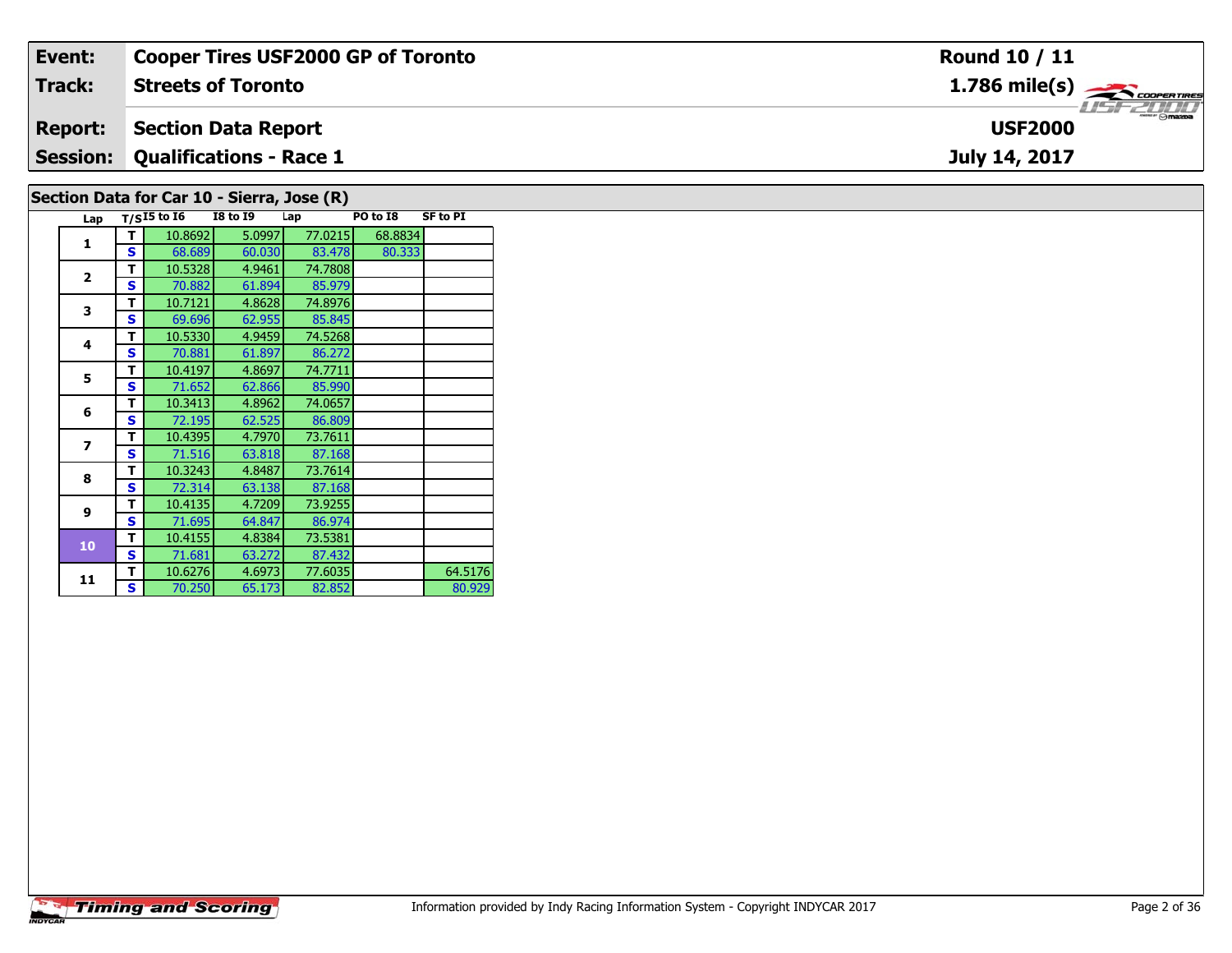| | |
|---|---|
| **Event:** | **Cooper Tires USF2000 GP of Toronto** |
| **Track:** | **Streets of Toronto** |
| **Report:** | **Section Data Report** |
| **Session:** | **Qualifications - Race 1** |

**Round 10 / 11**
**1.786 mile(s)**
**USF2000**
**July 14, 2017**

## Section Data for Car 10 - Sierra, Jose (R)

| Lap | T/S | I5 to I6 | I8 to I9 | Lap | PO to I8 | SF to PI |
|---|---|---|---|---|---|---|
| 1 | T | 10.8692 | 5.0997 | 77.0215 | 68.8834 | |
| | S | 68.689 | 60.030 | 83.478 | 80.333 | |
| 2 | T | 10.5328 | 4.9461 | 74.7808 | | |
| | S | 70.882 | 61.894 | 85.979 | | |
| 3 | T | 10.7121 | 4.8628 | 74.8976 | | |
| | S | 69.696 | 62.955 | 85.845 | | |
| 4 | T | 10.5330 | 4.9459 | 74.5268 | | |
| | S | 70.881 | 61.897 | 86.272 | | |
| 5 | T | 10.4197 | 4.8697 | 74.7711 | | |
| | S | 71.652 | 62.866 | 85.990 | | |
| 6 | T | 10.3413 | 4.8962 | 74.0657 | | |
| | S | 72.195 | 62.525 | 86.809 | | |
| 7 | T | 10.4395 | 4.7970 | 73.7611 | | |
| | S | 71.516 | 63.818 | 87.168 | | |
| 8 | T | 10.3243 | 4.8487 | 73.7614 | | |
| | S | 72.314 | 63.138 | 87.168 | | |
| 9 | T | 10.4135 | 4.7209 | 73.9255 | | |
| | S | 71.695 | 64.847 | 86.974 | | |
| 10 | T | 10.4155 | 4.8384 | 73.5381 | | |
| | S | 71.681 | 63.272 | 87.432 | | |
| 11 | T | 10.6276 | 4.6973 | 77.6035 | | 64.5176 |
| | S | 70.250 | 65.173 | 82.852 | | 80.929 |

Information provided by Indy Racing Information System - Copyright INDYCAR 2017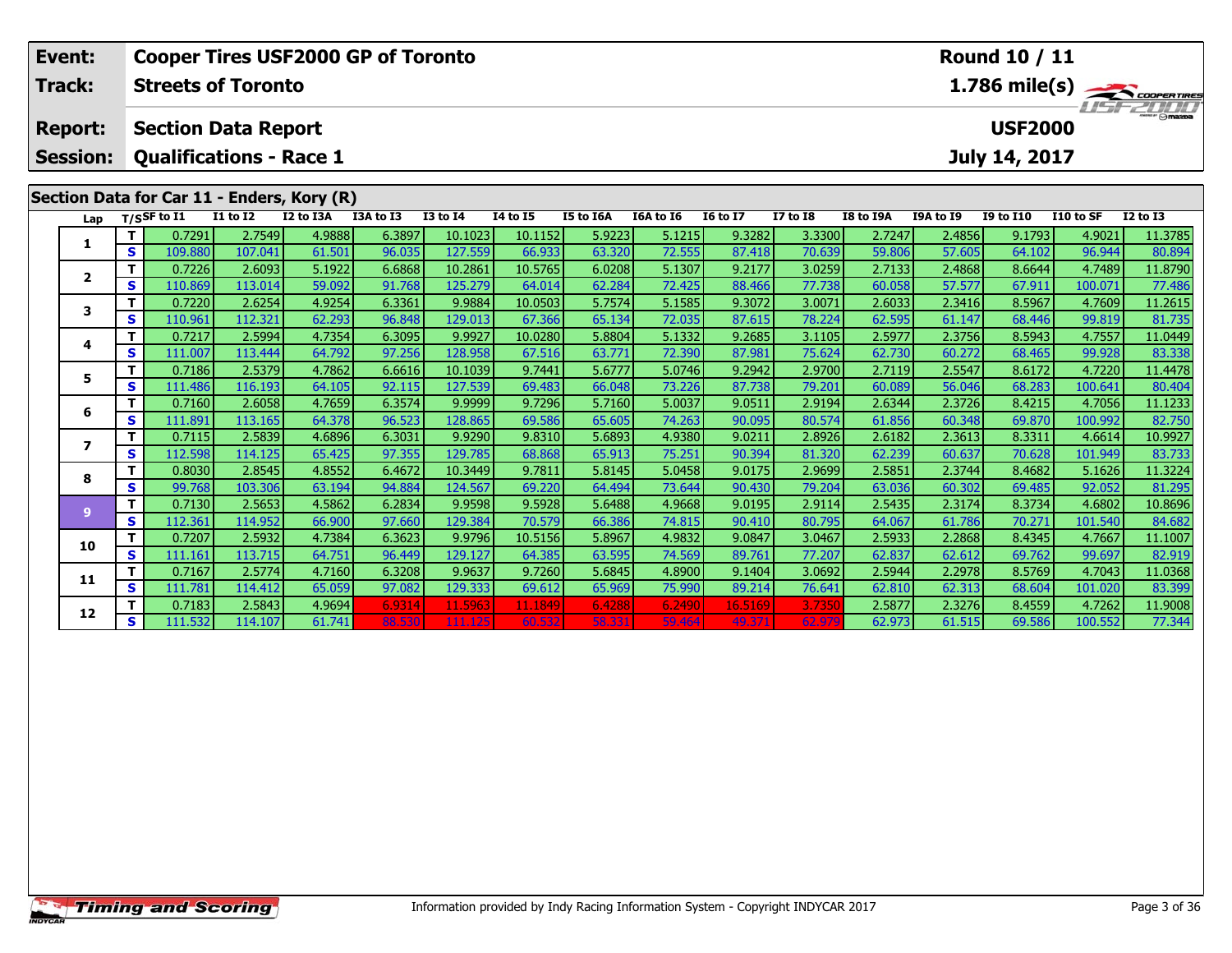| | |
|---|---|
| **Event:** | **Cooper Tires USF2000 GP of Toronto** |
| **Track:** | **Streets of Toronto** |
| **Report:** | **Section Data Report** |
| **Session:** | **Qualifications - Race 1** |

**Round 10 / 11**

**1.786 mile(s)**

**USF2000**

**July 14, 2017**

## Section Data for Car 11 - Enders, Kory (R)

| Lap | T/S | SF to I1 | I1 to I2 | I2 to I3A | I3A to I3 | I3 to I4 | I4 to I5 | I5 to I6A | I6A to I6 | I6 to I7 | I7 to I8 | I8 to I9A | I9A to I9 | I9 to I10 | I10 to SF | I2 to I3 |
|---|---|---|---|---|---|---|---|---|---|---|---|---|---|---|---|---|
| 1 | T | 0.7291 | 2.7549 | 4.9888 | 6.3897 | 10.1023 | 10.1152 | 5.9223 | 5.1215 | 9.3282 | 3.3300 | 2.7247 | 2.4856 | 9.1793 | 4.9021 | 11.3785 |
| | S | 109.880 | 107.041 | 61.501 | 96.035 | 127.559 | 66.933 | 63.320 | 72.555 | 87.418 | 70.639 | 59.806 | 57.605 | 64.102 | 96.944 | 80.894 |
| 2 | T | 0.7226 | 2.6093 | 5.1922 | 6.6868 | 10.2861 | 10.5765 | 6.0208 | 5.1307 | 9.2177 | 3.0259 | 2.7133 | 2.4868 | 8.6644 | 4.7489 | 11.8790 |
| | S | 110.869 | 113.014 | 59.092 | 91.768 | 125.279 | 64.014 | 62.284 | 72.425 | 88.466 | 77.738 | 60.058 | 57.577 | 67.911 | 100.071 | 77.486 |
| 3 | T | 0.7220 | 2.6254 | 4.9254 | 6.3361 | 9.9884 | 10.0503 | 5.7574 | 5.1585 | 9.3072 | 3.0071 | 2.6033 | 2.3416 | 8.5967 | 4.7609 | 11.2615 |
| | S | 110.961 | 112.321 | 62.293 | 96.848 | 129.013 | 67.366 | 65.134 | 72.035 | 87.615 | 78.224 | 62.595 | 61.147 | 68.446 | 99.819 | 81.735 |
| 4 | T | 0.7217 | 2.5994 | 4.7354 | 6.3095 | 9.9927 | 10.0280 | 5.8804 | 5.1332 | 9.2685 | 3.1105 | 2.5977 | 2.3756 | 8.5943 | 4.7557 | 11.0449 |
| | S | 111.007 | 113.444 | 64.792 | 97.256 | 128.958 | 67.516 | 63.771 | 72.390 | 87.981 | 75.624 | 62.730 | 60.272 | 68.465 | 99.928 | 83.338 |
| 5 | T | 0.7186 | 2.5379 | 4.7862 | 6.6616 | 10.1039 | 9.7441 | 5.6777 | 5.0746 | 9.2942 | 2.9700 | 2.7119 | 2.5547 | 8.6172 | 4.7220 | 11.4478 |
| | S | 111.486 | 116.193 | 64.105 | 92.115 | 127.539 | 69.483 | 66.048 | 73.226 | 87.738 | 79.201 | 60.089 | 56.046 | 68.283 | 100.641 | 80.404 |
| 6 | T | 0.7160 | 2.6058 | 4.7659 | 6.3574 | 9.9999 | 9.7296 | 5.7160 | 5.0037 | 9.0511 | 2.9194 | 2.6344 | 2.3726 | 8.4215 | 4.7056 | 11.1233 |
| | S | 111.891 | 113.165 | 64.378 | 96.523 | 128.865 | 69.586 | 65.605 | 74.263 | 90.095 | 80.574 | 61.856 | 60.348 | 69.870 | 100.992 | 82.750 |
| 7 | T | 0.7115 | 2.5839 | 4.6896 | 6.3031 | 9.9290 | 9.8310 | 5.6893 | 4.9380 | 9.0211 | 2.8926 | 2.6182 | 2.3613 | 8.3311 | 4.6614 | 10.9927 |
| | S | 112.598 | 114.125 | 65.425 | 97.355 | 129.785 | 68.868 | 65.913 | 75.251 | 90.394 | 81.320 | 62.239 | 60.637 | 70.628 | 101.949 | 83.733 |
| 8 | T | 0.8030 | 2.8545 | 4.8552 | 6.4672 | 10.3449 | 9.7811 | 5.8145 | 5.0458 | 9.0175 | 2.9699 | 2.5851 | 2.3744 | 8.4682 | 5.1626 | 11.3224 |
| | S | 99.768 | 103.306 | 63.194 | 94.884 | 124.567 | 69.220 | 64.494 | 73.644 | 90.430 | 79.204 | 63.036 | 60.302 | 69.485 | 92.052 | 81.295 |
| 9 | T | 0.7130 | 2.5653 | 4.5862 | 6.2834 | 9.9598 | 9.5928 | 5.6488 | 4.9668 | 9.0195 | 2.9114 | 2.5435 | 2.3174 | 8.3734 | 4.6802 | 10.8696 |
| | S | 112.361 | 114.952 | 66.900 | 97.660 | 129.384 | 70.579 | 66.386 | 74.815 | 90.410 | 80.795 | 64.067 | 61.786 | 70.271 | 101.540 | 84.682 |
| 10 | T | 0.7207 | 2.5932 | 4.7384 | 6.3623 | 9.9796 | 10.5156 | 5.8967 | 4.9832 | 9.0847 | 3.0467 | 2.5933 | 2.2868 | 8.4345 | 4.7667 | 11.1007 |
| | S | 111.161 | 113.715 | 64.751 | 96.449 | 129.127 | 64.385 | 63.595 | 74.569 | 89.761 | 77.207 | 62.837 | 62.612 | 69.762 | 99.697 | 82.919 |
| 11 | T | 0.7167 | 2.5774 | 4.7160 | 6.3208 | 9.9637 | 9.7260 | 5.6845 | 4.8900 | 9.1404 | 3.0692 | 2.5944 | 2.2978 | 8.5769 | 4.7043 | 11.0368 |
| | S | 111.781 | 114.412 | 65.059 | 97.082 | 129.333 | 69.612 | 65.969 | 75.990 | 89.214 | 76.641 | 62.810 | 62.313 | 68.604 | 101.020 | 83.399 |
| 12 | T | 0.7183 | 2.5843 | 4.9694 | 6.9314 | 11.5963 | 11.1849 | 6.4288 | 6.2490 | 16.5169 | 3.7350 | 2.5877 | 2.3276 | 8.4559 | 4.7262 | 11.9008 |
| | S | 111.532 | 114.107 | 61.741 | 88.530 | 111.125 | 60.532 | 58.331 | 59.464 | 49.371 | 62.979 | 62.973 | 61.515 | 69.586 | 100.552 | 77.344 |

Information provided by Indy Racing Information System - Copyright INDYCAR 2017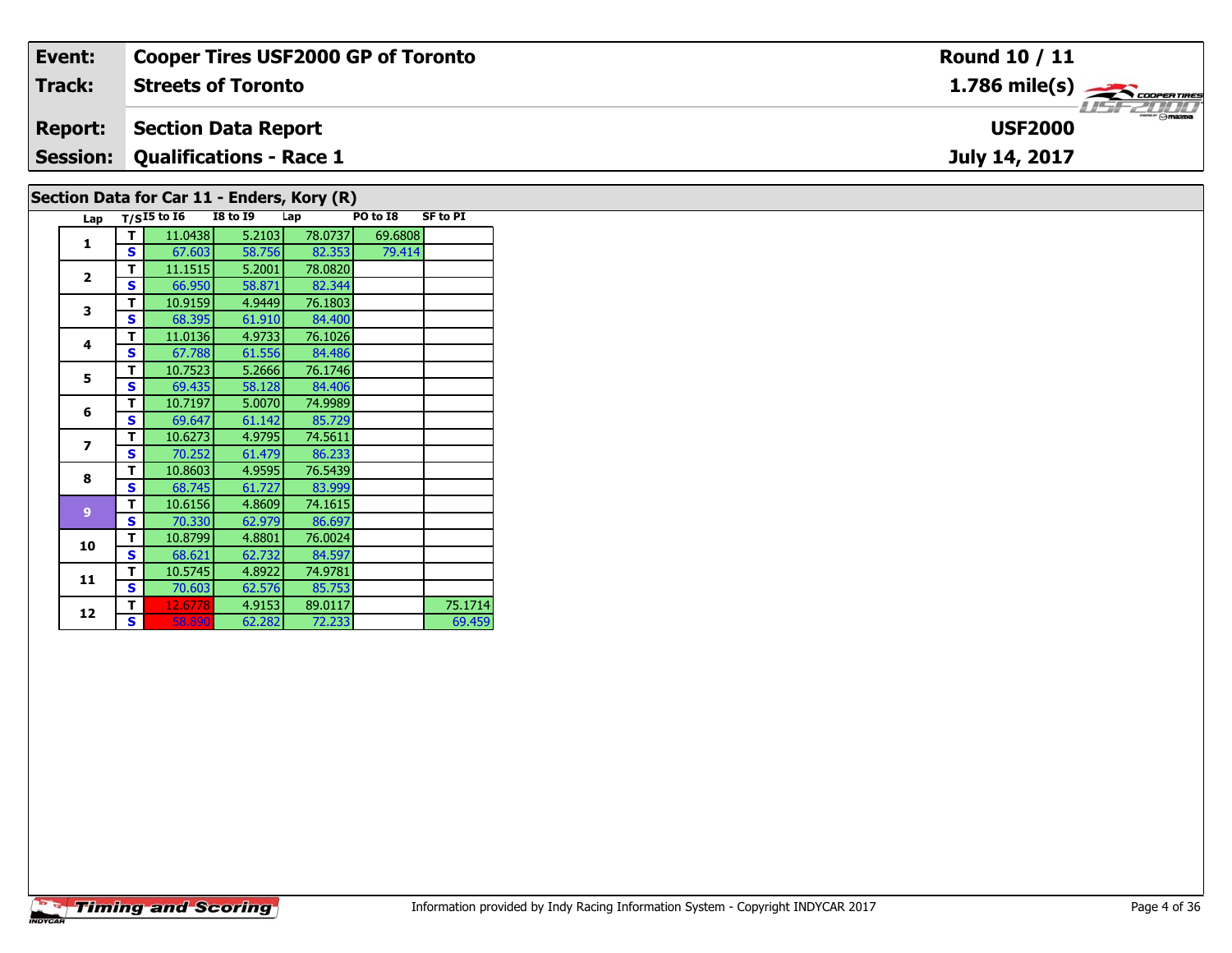| | | | |
|---|---|---|---|
| **Event:** | **Cooper Tires USF2000 GP of Toronto** | **Round 10 / 11** | |
| **Track:** | **Streets of Toronto** | **1.786 mile(s)** | |
| **Report:** | **Section Data Report** | **USF2000** | |
| **Session:** | **Qualifications - Race 1** | **July 14, 2017** | |

## Section Data for Car 11 - Enders, Kory (R)

| Lap | T/S | I5 to I6 | I8 to I9 | Lap | PO to I8 | SF to PI |
|---|---|---|---|---|---|---|
| 1 | T | 11.0438 | 5.2103 | 78.0737 | 69.6808 | |
| | S | 67.603 | 58.756 | 82.353 | 79.414 | |
| 2 | T | 11.1515 | 5.2001 | 78.0820 | | |
| | S | 66.950 | 58.871 | 82.344 | | |
| 3 | T | 10.9159 | 4.9449 | 76.1803 | | |
| | S | 68.395 | 61.910 | 84.400 | | |
| 4 | T | 11.0136 | 4.9733 | 76.1026 | | |
| | S | 67.788 | 61.556 | 84.486 | | |
| 5 | T | 10.7523 | 5.2666 | 76.1746 | | |
| | S | 69.435 | 58.128 | 84.406 | | |
| 6 | T | 10.7197 | 5.0070 | 74.9989 | | |
| | S | 69.647 | 61.142 | 85.729 | | |
| 7 | T | 10.6273 | 4.9795 | 74.5611 | | |
| | S | 70.252 | 61.479 | 86.233 | | |
| 8 | T | 10.8603 | 4.9595 | 76.5439 | | |
| | S | 68.745 | 61.727 | 83.999 | | |
| 9 | T | 10.6156 | 4.8609 | 74.1615 | | |
| | S | 70.330 | 62.979 | 86.697 | | |
| 10 | T | 10.8799 | 4.8801 | 76.0024 | | |
| | S | 68.621 | 62.732 | 84.597 | | |
| 11 | T | 10.5745 | 4.8922 | 74.9781 | | |
| | S | 70.603 | 62.576 | 85.753 | | |
| 12 | T | 12.6778 | 4.9153 | 89.0117 | | 75.1714 |
| | S | 58.890 | 62.282 | 72.233 | | 69.459 |

Timing and Scoring

Information provided by Indy Racing Information System - Copyright INDYCAR 2017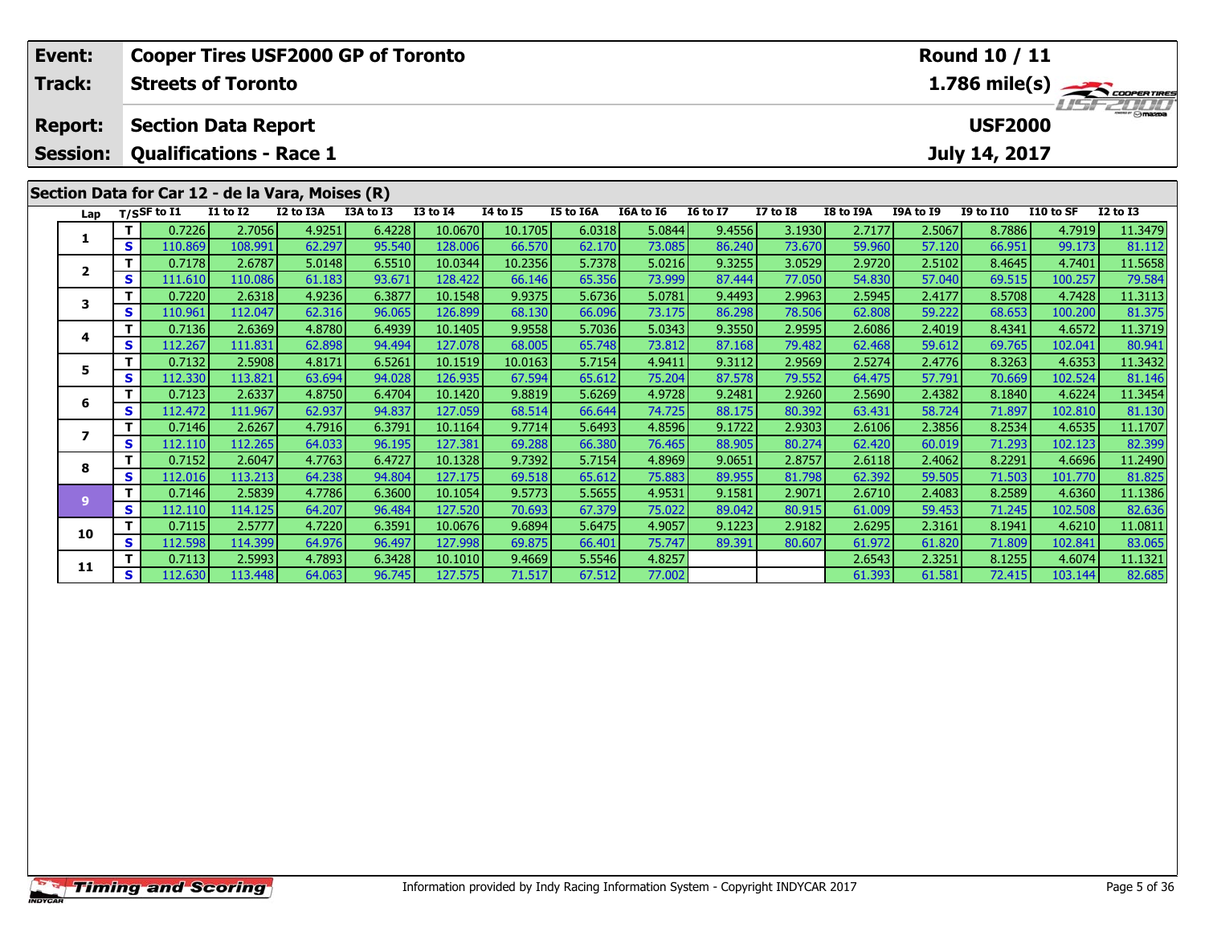| Event: | Cooper Tires USF2000 GP of Toronto | Round 10 / 11 |
|---|---|---|
| Track: | Streets of Toronto | 1.786 mile(s) |
| Report: | Section Data Report | USF2000 |
| Session: | Qualifications - Race 1 | July 14, 2017 |

## Section Data for Car 12 - de la Vara, Moises (R)

| Lap | T/S | SF to I1 | I1 to I2 | I2 to I3A | I3A to I3 | I3 to I4 | I4 to I5 | I5 to I6A | I6A to I6 | I6 to I7 | I7 to I8 | I8 to I9A | I9A to I9 | I9 to I10 | I10 to SF | I2 to I3 |
|---|---|---|---|---|---|---|---|---|---|---|---|---|---|---|---|---|
| 1 | T | 0.7226 | 2.7056 | 4.9251 | 6.4228 | 10.0670 | 10.1705 | 6.0318 | 5.0844 | 9.4556 | 3.1930 | 2.7177 | 2.5067 | 8.7886 | 4.7919 | 11.3479 |
| | S | 110.869 | 108.991 | 62.297 | 95.540 | 128.006 | 66.570 | 62.170 | 73.085 | 86.240 | 73.670 | 59.960 | 57.120 | 66.951 | 99.173 | 81.112 |
| 2 | T | 0.7178 | 2.6787 | 5.0148 | 6.5510 | 10.0344 | 10.2356 | 5.7378 | 5.0216 | 9.3255 | 3.0529 | 2.9720 | 2.5102 | 8.4645 | 4.7401 | 11.5658 |
| | S | 111.610 | 110.086 | 61.183 | 93.671 | 128.422 | 66.146 | 65.356 | 73.999 | 87.444 | 77.050 | 54.830 | 57.040 | 69.515 | 100.257 | 79.584 |
| 3 | T | 0.7220 | 2.6318 | 4.9236 | 6.3877 | 10.1548 | 9.9375 | 5.6736 | 5.0781 | 9.4493 | 2.9963 | 2.5945 | 2.4177 | 8.5708 | 4.7428 | 11.3113 |
| | S | 110.961 | 112.047 | 62.316 | 96.065 | 126.899 | 68.130 | 66.096 | 73.175 | 86.298 | 78.506 | 62.808 | 59.222 | 68.653 | 100.200 | 81.375 |
| 4 | T | 0.7136 | 2.6369 | 4.8780 | 6.4939 | 10.1405 | 9.9558 | 5.7036 | 5.0343 | 9.3550 | 2.9595 | 2.6086 | 2.4019 | 8.4341 | 4.6572 | 11.3719 |
| | S | 112.267 | 111.831 | 62.898 | 94.494 | 127.078 | 68.005 | 65.748 | 73.812 | 87.168 | 79.482 | 62.468 | 59.612 | 69.765 | 102.041 | 80.941 |
| 5 | T | 0.7132 | 2.5908 | 4.8171 | 6.5261 | 10.1519 | 10.0163 | 5.7154 | 4.9411 | 9.3112 | 2.9569 | 2.5274 | 2.4776 | 8.3263 | 4.6353 | 11.3432 |
| | S | 112.330 | 113.821 | 63.694 | 94.028 | 126.935 | 67.594 | 65.612 | 75.204 | 87.578 | 79.552 | 64.475 | 57.791 | 70.669 | 102.524 | 81.146 |
| 6 | T | 0.7123 | 2.6337 | 4.8750 | 6.4704 | 10.1420 | 9.8819 | 5.6269 | 4.9728 | 9.2481 | 2.9260 | 2.5690 | 2.4382 | 8.1840 | 4.6224 | 11.3454 |
| | S | 112.472 | 111.967 | 62.937 | 94.837 | 127.059 | 68.514 | 66.644 | 74.725 | 88.175 | 80.392 | 63.431 | 58.724 | 71.897 | 102.810 | 81.130 |
| 7 | T | 0.7146 | 2.6267 | 4.7916 | 6.3791 | 10.1164 | 9.7714 | 5.6493 | 4.8596 | 9.1722 | 2.9303 | 2.6106 | 2.3856 | 8.2534 | 4.6535 | 11.1707 |
| | S | 112.110 | 112.265 | 64.033 | 96.195 | 127.381 | 69.288 | 66.380 | 76.465 | 88.905 | 80.274 | 62.420 | 60.019 | 71.293 | 102.123 | 82.399 |
| 8 | T | 0.7152 | 2.6047 | 4.7763 | 6.4727 | 10.1328 | 9.7392 | 5.7154 | 4.8969 | 9.0651 | 2.8757 | 2.6118 | 2.4062 | 8.2291 | 4.6696 | 11.2490 |
| | S | 112.016 | 113.213 | 64.238 | 94.804 | 127.175 | 69.518 | 65.612 | 75.883 | 89.955 | 81.798 | 62.392 | 59.505 | 71.503 | 101.770 | 81.825 |
| 9 | T | 0.7146 | 2.5839 | 4.7786 | 6.3600 | 10.1054 | 9.5773 | 5.5655 | 4.9531 | 9.1581 | 2.9071 | 2.6710 | 2.4083 | 8.2589 | 4.6360 | 11.1386 |
| | S | 112.110 | 114.125 | 64.207 | 96.484 | 127.520 | 70.693 | 67.379 | 75.022 | 89.042 | 80.915 | 61.009 | 59.453 | 71.245 | 102.508 | 82.636 |
| 10 | T | 0.7115 | 2.5777 | 4.7220 | 6.3591 | 10.0676 | 9.6894 | 5.6475 | 4.9057 | 9.1223 | 2.9182 | 2.6295 | 2.3161 | 8.1941 | 4.6210 | 11.0811 |
| | S | 112.598 | 114.399 | 64.976 | 96.497 | 127.998 | 69.875 | 66.401 | 75.747 | 89.391 | 80.607 | 61.972 | 61.820 | 71.809 | 102.841 | 83.065 |
| 11 | T | 0.7113 | 2.5993 | 4.7893 | 6.3428 | 10.1010 | 9.4669 | 5.5546 | 4.8257 | | | 2.6543 | 2.3251 | 8.1255 | 4.6074 | 11.1321 |
| | S | 112.630 | 113.448 | 64.063 | 96.745 | 127.575 | 71.517 | 67.512 | 77.002 | | | 61.393 | 61.581 | 72.415 | 103.144 | 82.685 |

Timing and Scoring

Information provided by Indy Racing Information System - Copyright INDYCAR 2017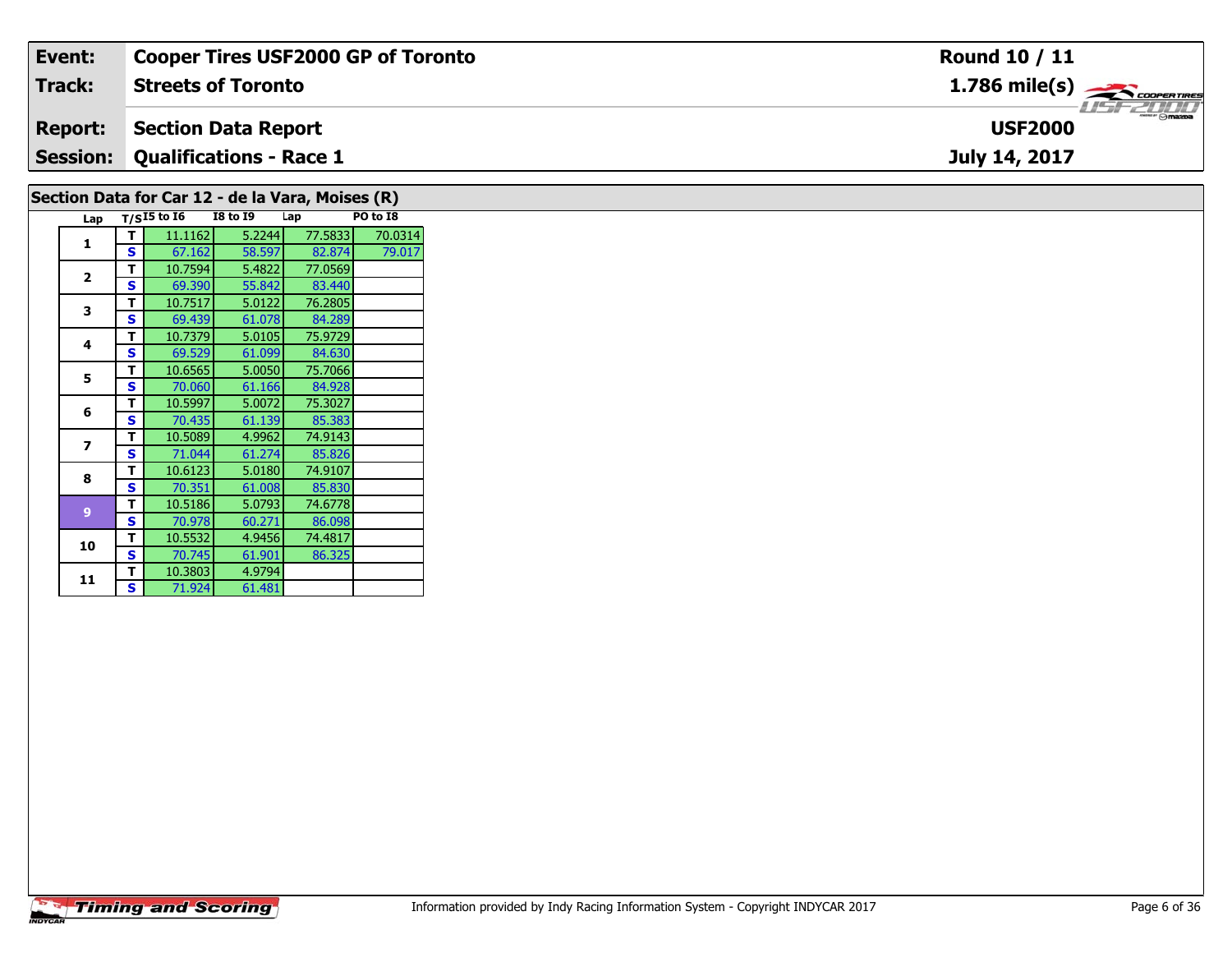| | |
|---|---|
| **Event:** | **Cooper Tires USF2000 GP of Toronto** |
| **Track:** | **Streets of Toronto** |
| **Report:** | **Section Data Report** |
| **Session:** | **Qualifications - Race 1** |

**Round 10 / 11**
**1.786 mile(s)**
**USF2000**
**July 14, 2017**

## Section Data for Car 12 - de la Vara, Moises (R)

| Lap | T/S | I5 to I6 | I8 to I9 | Lap | PO to I8 |
|---|---|---|---|---|---|
| 1 | T | 11.1162 | 5.2244 | 77.5833 | 70.0314 |
| | S | 67.162 | 58.597 | 82.874 | 79.017 |
| 2 | T | 10.7594 | 5.4822 | 77.0569 | |
| | S | 69.390 | 55.842 | 83.440 | |
| 3 | T | 10.7517 | 5.0122 | 76.2805 | |
| | S | 69.439 | 61.078 | 84.289 | |
| 4 | T | 10.7379 | 5.0105 | 75.9729 | |
| | S | 69.529 | 61.099 | 84.630 | |
| 5 | T | 10.6565 | 5.0050 | 75.7066 | |
| | S | 70.060 | 61.166 | 84.928 | |
| 6 | T | 10.5997 | 5.0072 | 75.3027 | |
| | S | 70.435 | 61.139 | 85.383 | |
| 7 | T | 10.5089 | 4.9962 | 74.9143 | |
| | S | 71.044 | 61.274 | 85.826 | |
| 8 | T | 10.6123 | 5.0180 | 74.9107 | |
| | S | 70.351 | 61.008 | 85.830 | |
| 9 | T | 10.5186 | 5.0793 | 74.6778 | |
| | S | 70.978 | 60.271 | 86.098 | |
| 10 | T | 10.5532 | 4.9456 | 74.4817 | |
| | S | 70.745 | 61.901 | 86.325 | |
| 11 | T | 10.3803 | 4.9794 | | |
| | S | 71.924 | 61.481 | | |

Information provided by Indy Racing Information System - Copyright INDYCAR 2017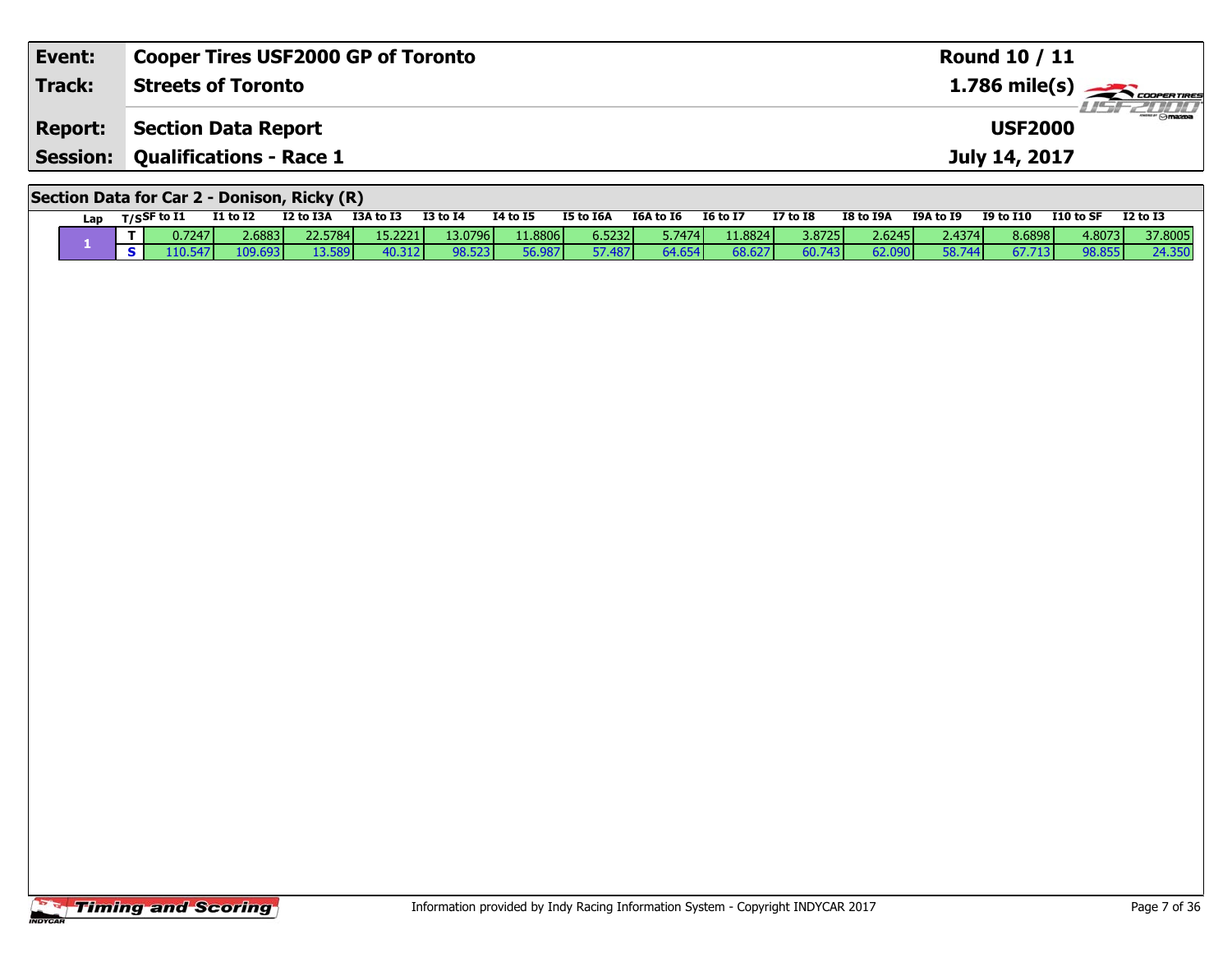| Event: | Cooper Tires USF2000 GP of Toronto | Round 10 / 11 |
|---|---|---|
| Track: | Streets of Toronto | 1.786 mile(s) |
| Report: | Section Data Report | USF2000 |
| Session: | Qualifications - Race 1 | July 14, 2017 |

## Section Data for Car 2 - Donison, Ricky (R)

| Lap | T/S | SF to I1 | I1 to I2 | I2 to I3A | I3A to I3 | I3 to I4 | I4 to I5 | I5 to I6A | I6A to I6 | I6 to I7 | I7 to I8 | I8 to I9A | I9A to I9 | I9 to I10 | I10 to SF | I2 to I3 |
|---|---|---|---|---|---|---|---|---|---|---|---|---|---|---|---|---|
| 1 | T | 0.7247 | 2.6883 | 22.5784 | 15.2221 | 13.0796 | 11.8806 | 6.5232 | 5.7474 | 11.8824 | 3.8725 | 2.6245 | 2.4374 | 8.6898 | 4.8073 | 37.8005 |
| | S | 110.547 | 109.693 | 13.589 | 40.312 | 98.523 | 56.987 | 57.487 | 64.654 | 68.627 | 60.743 | 62.090 | 58.744 | 67.713 | 98.855 | 24.350 |

Timing and Scoring

Information provided by Indy Racing Information System - Copyright INDYCAR 2017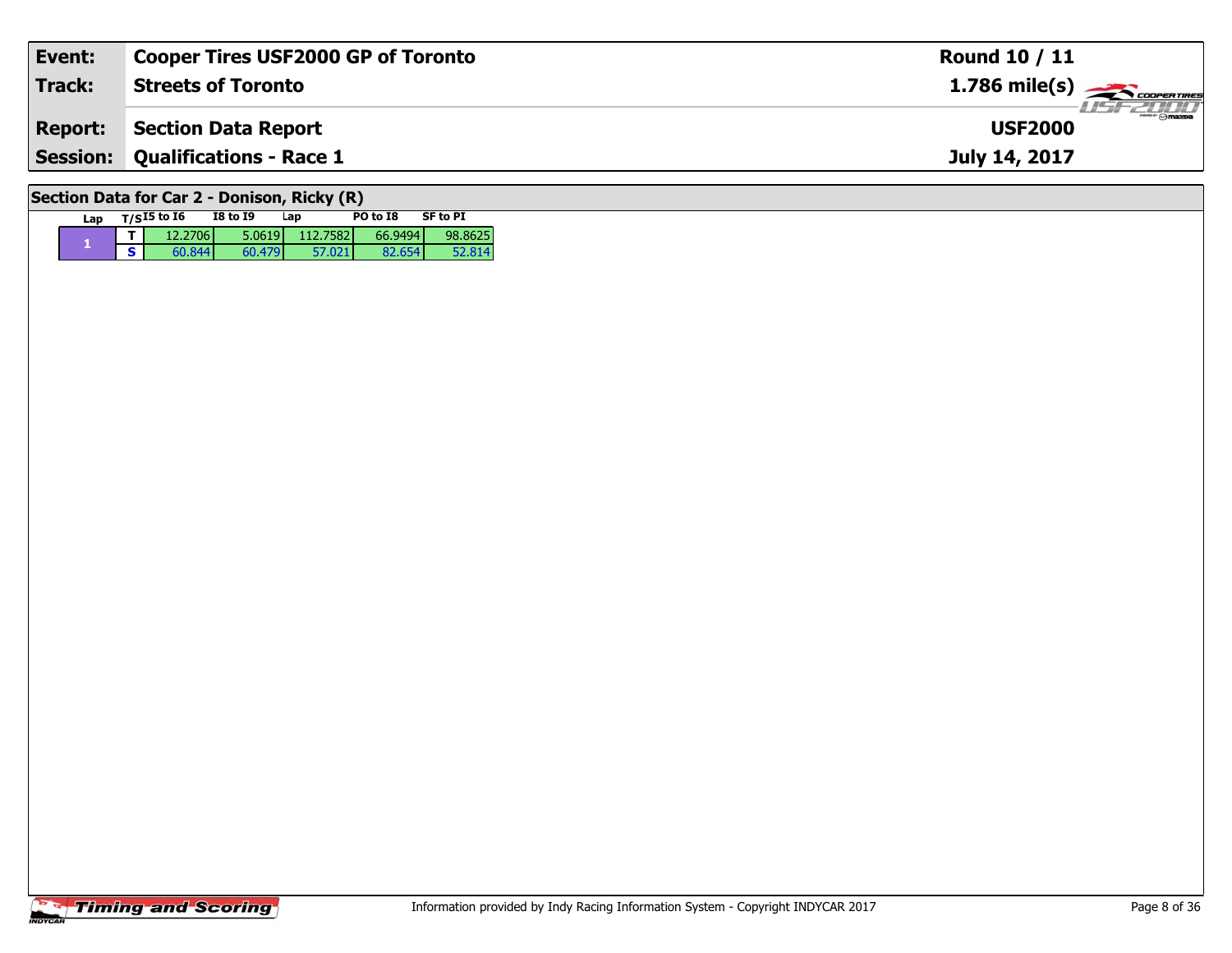| Event: | Cooper Tires USF2000 GP of Toronto | Round 10 / 11 |
|---|---|---|
| Track: | Streets of Toronto | 1.786 mile(s) |
| Report: | Section Data Report | USF2000 |
| Session: | Qualifications - Race 1 | July 14, 2017 |

## Section Data for Car 2 - Donison, Ricky (R)

| Lap | T/S | I5 to I6 | I8 to I9 | Lap | PO to I8 | SF to PI |
|---|---|---|---|---|---|---|
| 1 | T | 12.2706 | 5.0619 | 112.7582 | 66.9494 | 98.8625 |
| | S | 60.844 | 60.479 | 57.021 | 82.654 | 52.814 |

Information provided by Indy Racing Information System - Copyright INDYCAR 2017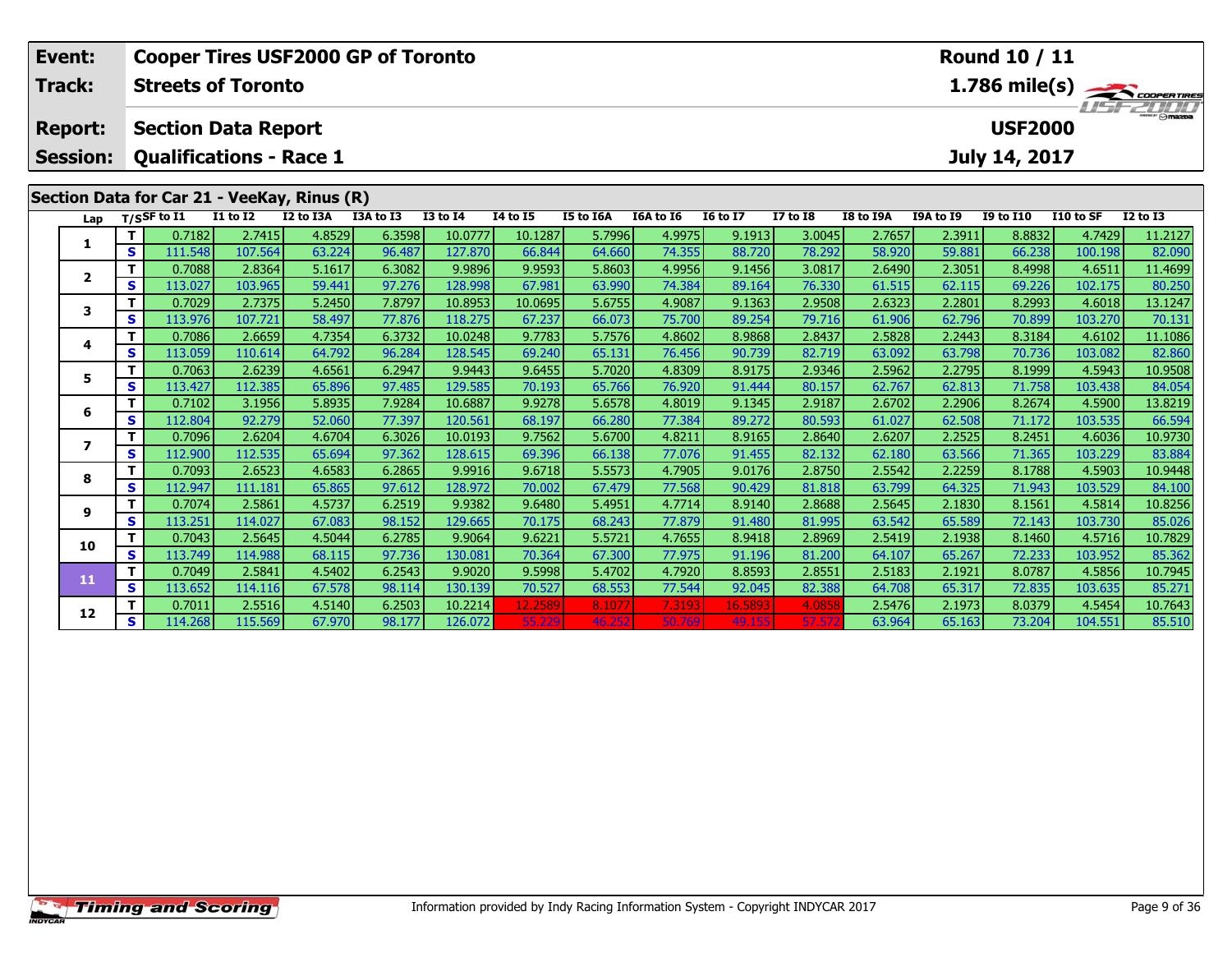| | | | |
|---|---|---|---|
| **Event:** | **Cooper Tires USF2000 GP of Toronto** | **Round 10 / 11** | |
| **Track:** | **Streets of Toronto** | **1.786 mile(s)** | |
| **Report:** | **Section Data Report** | **USF2000** | |
| **Session:** | **Qualifications - Race 1** | **July 14, 2017** | |

## Section Data for Car 21 - VeeKay, Rinus (R)

| Lap | T/S | SF to I1 | I1 to I2 | I2 to I3A | I3A to I3 | I3 to I4 | I4 to I5 | I5 to I6A | I6A to I6 | I6 to I7 | I7 to I8 | I8 to I9A | I9A to I9 | I9 to I10 | I10 to SF | I2 to I3 |
|---|---|---|---|---|---|---|---|---|---|---|---|---|---|---|---|---|
| 1 | T | 0.7182 | 2.7415 | 4.8529 | 6.3598 | 10.0777 | 10.1287 | 5.7996 | 4.9975 | 9.1913 | 3.0045 | 2.7657 | 2.3911 | 8.8832 | 4.7429 | 11.2127 |
| | S | 111.548 | 107.564 | 63.224 | 96.487 | 127.870 | 66.844 | 64.660 | 74.355 | 88.720 | 78.292 | 58.920 | 59.881 | 66.238 | 100.198 | 82.090 |
| 2 | T | 0.7088 | 2.8364 | 5.1617 | 6.3082 | 9.9896 | 9.9593 | 5.8603 | 4.9956 | 9.1456 | 3.0817 | 2.6490 | 2.3051 | 8.4998 | 4.6511 | 11.4699 |
| | S | 113.027 | 103.965 | 59.441 | 97.276 | 128.998 | 67.981 | 63.990 | 74.384 | 89.164 | 76.330 | 61.515 | 62.115 | 69.226 | 102.175 | 80.250 |
| 3 | T | 0.7029 | 2.7375 | 5.2450 | 7.8797 | 10.8953 | 10.0695 | 5.6755 | 4.9087 | 9.1363 | 2.9508 | 2.6323 | 2.2801 | 8.2993 | 4.6018 | 13.1247 |
| | S | 113.976 | 107.721 | 58.497 | 77.876 | 118.275 | 67.237 | 66.073 | 75.700 | 89.254 | 79.716 | 61.906 | 62.796 | 70.899 | 103.270 | 70.131 |
| 4 | T | 0.7086 | 2.6659 | 4.7354 | 6.3732 | 10.0248 | 9.7783 | 5.7576 | 4.8602 | 8.9868 | 2.8437 | 2.5828 | 2.2443 | 8.3184 | 4.6102 | 11.1086 |
| | S | 113.059 | 110.614 | 64.792 | 96.284 | 128.545 | 69.240 | 65.131 | 76.456 | 90.739 | 82.719 | 63.092 | 63.798 | 70.736 | 103.082 | 82.860 |
| 5 | T | 0.7063 | 2.6239 | 4.6561 | 6.2947 | 9.9443 | 9.6455 | 5.7020 | 4.8309 | 8.9175 | 2.9346 | 2.5962 | 2.2795 | 8.1999 | 4.5943 | 10.9508 |
| | S | 113.427 | 112.385 | 65.896 | 97.485 | 129.585 | 70.193 | 65.766 | 76.920 | 91.444 | 80.157 | 62.767 | 62.813 | 71.758 | 103.438 | 84.054 |
| 6 | T | 0.7102 | 3.1956 | 5.8935 | 7.9284 | 10.6887 | 9.9278 | 5.6578 | 4.8019 | 9.1345 | 2.9187 | 2.6702 | 2.2906 | 8.2674 | 4.5900 | 13.8219 |
| | S | 112.804 | 92.279 | 52.060 | 77.397 | 120.561 | 68.197 | 66.280 | 77.384 | 89.272 | 80.593 | 61.027 | 62.508 | 71.172 | 103.535 | 66.594 |
| 7 | T | 0.7096 | 2.6204 | 4.6704 | 6.3026 | 10.0193 | 9.7562 | 5.6700 | 4.8211 | 8.9165 | 2.8640 | 2.6207 | 2.2525 | 8.2451 | 4.6036 | 10.9730 |
| | S | 112.900 | 112.535 | 65.694 | 97.362 | 128.615 | 69.396 | 66.138 | 77.076 | 91.455 | 82.132 | 62.180 | 63.566 | 71.365 | 103.229 | 83.884 |
| 8 | T | 0.7093 | 2.6523 | 4.6583 | 6.2865 | 9.9916 | 9.6718 | 5.5573 | 4.7905 | 9.0176 | 2.8750 | 2.5542 | 2.2259 | 8.1788 | 4.5903 | 10.9448 |
| | S | 112.947 | 111.181 | 65.865 | 97.612 | 128.972 | 70.002 | 67.479 | 77.568 | 90.429 | 81.818 | 63.799 | 64.325 | 71.943 | 103.529 | 84.100 |
| 9 | T | 0.7074 | 2.5861 | 4.5737 | 6.2519 | 9.9382 | 9.6480 | 5.4951 | 4.7714 | 8.9140 | 2.8688 | 2.5645 | 2.1830 | 8.1561 | 4.5814 | 10.8256 |
| | S | 113.251 | 114.027 | 67.083 | 98.152 | 129.665 | 70.175 | 68.243 | 77.879 | 91.480 | 81.995 | 63.542 | 65.589 | 72.143 | 103.730 | 85.026 |
| 10 | T | 0.7043 | 2.5645 | 4.5044 | 6.2785 | 9.9064 | 9.6221 | 5.5721 | 4.7655 | 8.9418 | 2.8969 | 2.5419 | 2.1938 | 8.1460 | 4.5716 | 10.7829 |
| | S | 113.749 | 114.988 | 68.115 | 97.736 | 130.081 | 70.364 | 67.300 | 77.975 | 91.196 | 81.200 | 64.107 | 65.267 | 72.233 | 103.952 | 85.362 |
| 11 | T | 0.7049 | 2.5841 | 4.5402 | 6.2543 | 9.9020 | 9.5998 | 5.4702 | 4.7920 | 8.8593 | 2.8551 | 2.5183 | 2.1921 | 8.0787 | 4.5856 | 10.7945 |
| | S | 113.652 | 114.116 | 67.578 | 98.114 | 130.139 | 70.527 | 68.553 | 77.544 | 92.045 | 82.388 | 64.708 | 65.317 | 72.835 | 103.635 | 85.271 |
| 12 | T | 0.7011 | 2.5516 | 4.5140 | 6.2503 | 10.2214 | 12.2589 | 8.1077 | 7.3193 | 16.5893 | 4.0858 | 2.5476 | 2.1973 | 8.0379 | 4.5454 | 10.7643 |
| | S | 114.268 | 115.569 | 67.970 | 98.177 | 126.072 | 55.229 | 46.252 | 50.769 | 49.155 | 57.572 | 63.964 | 65.163 | 73.204 | 104.551 | 85.510 |

Information provided by Indy Racing Information System - Copyright INDYCAR 2017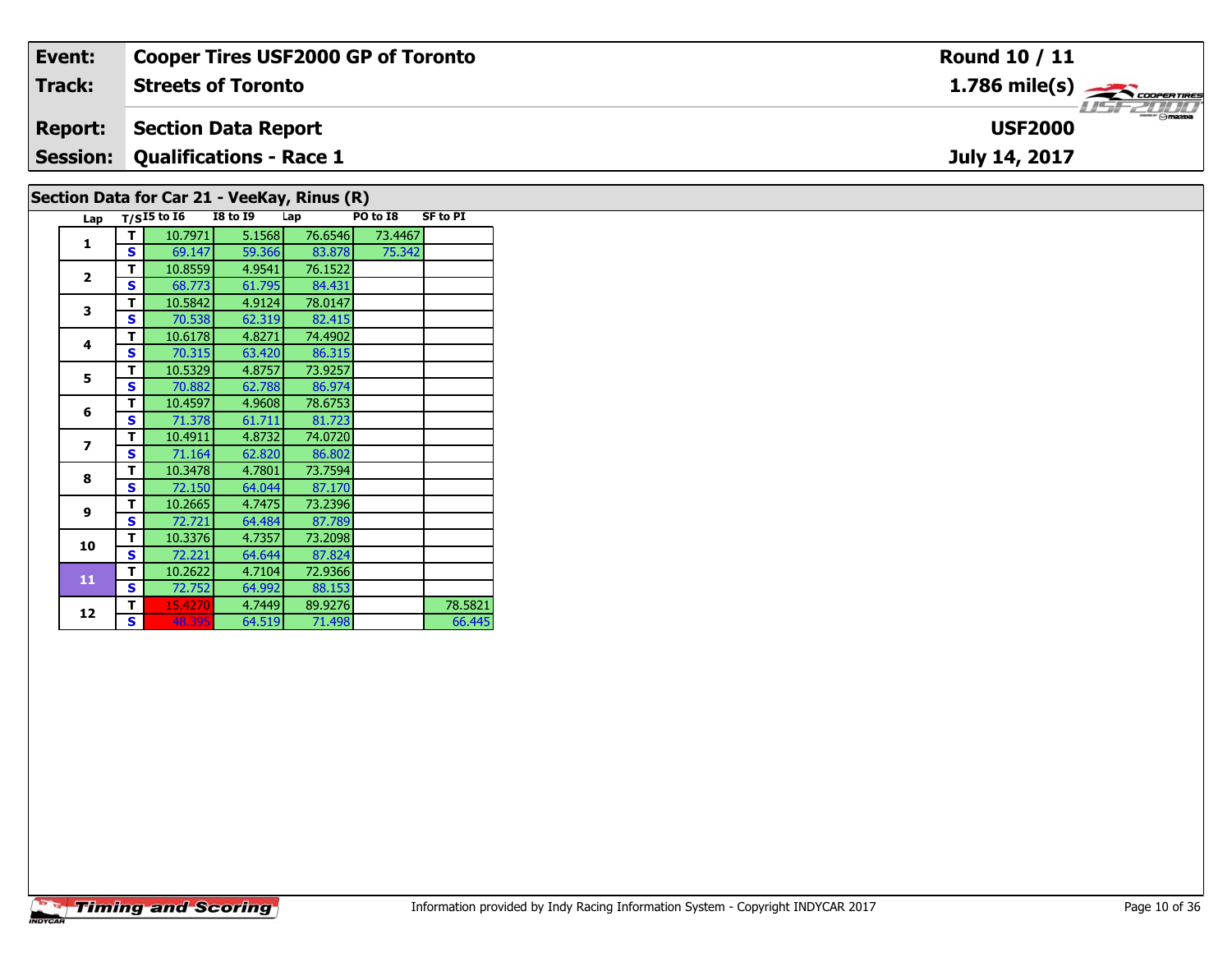| Event: | Cooper Tires USF2000 GP of Toronto | Round 10 / 11 |
|---|---|---|
| Track: | Streets of Toronto | 1.786 mile(s) |
| Report: | Section Data Report | USF2000 |
| Session: | Qualifications - Race 1 | July 14, 2017 |

## Section Data for Car 21 - VeeKay, Rinus (R)

| Lap | T/S | I5 to I6 | I8 to I9 | Lap | PO to I8 | SF to PI |
|---|---|---|---|---|---|---|
| 1 | T | 10.7971 | 5.1568 | 76.6546 | 73.4467 | |
| | S | 69.147 | 59.366 | 83.878 | 75.342 | |
| 2 | T | 10.8559 | 4.9541 | 76.1522 | | |
| | S | 68.773 | 61.795 | 84.431 | | |
| 3 | T | 10.5842 | 4.9124 | 78.0147 | | |
| | S | 70.538 | 62.319 | 82.415 | | |
| 4 | T | 10.6178 | 4.8271 | 74.4902 | | |
| | S | 70.315 | 63.420 | 86.315 | | |
| 5 | T | 10.5329 | 4.8757 | 73.9257 | | |
| | S | 70.882 | 62.788 | 86.974 | | |
| 6 | T | 10.4597 | 4.9608 | 78.6753 | | |
| | S | 71.378 | 61.711 | 81.723 | | |
| 7 | T | 10.4911 | 4.8732 | 74.0720 | | |
| | S | 71.164 | 62.820 | 86.802 | | |
| 8 | T | 10.3478 | 4.7801 | 73.7594 | | |
| | S | 72.150 | 64.044 | 87.170 | | |
| 9 | T | 10.2665 | 4.7475 | 73.2396 | | |
| | S | 72.721 | 64.484 | 87.789 | | |
| 10 | T | 10.3376 | 4.7357 | 73.2098 | | |
| | S | 72.221 | 64.644 | 87.824 | | |
| 11 | T | 10.2622 | 4.7104 | 72.9366 | | |
| | S | 72.752 | 64.992 | 88.153 | | |
| 12 | T | 15.4270 | 4.7449 | 89.9276 | | 78.5821 |
| | S | 48.395 | 64.519 | 71.498 | | 66.445 |

Information provided by Indy Racing Information System - Copyright INDYCAR 2017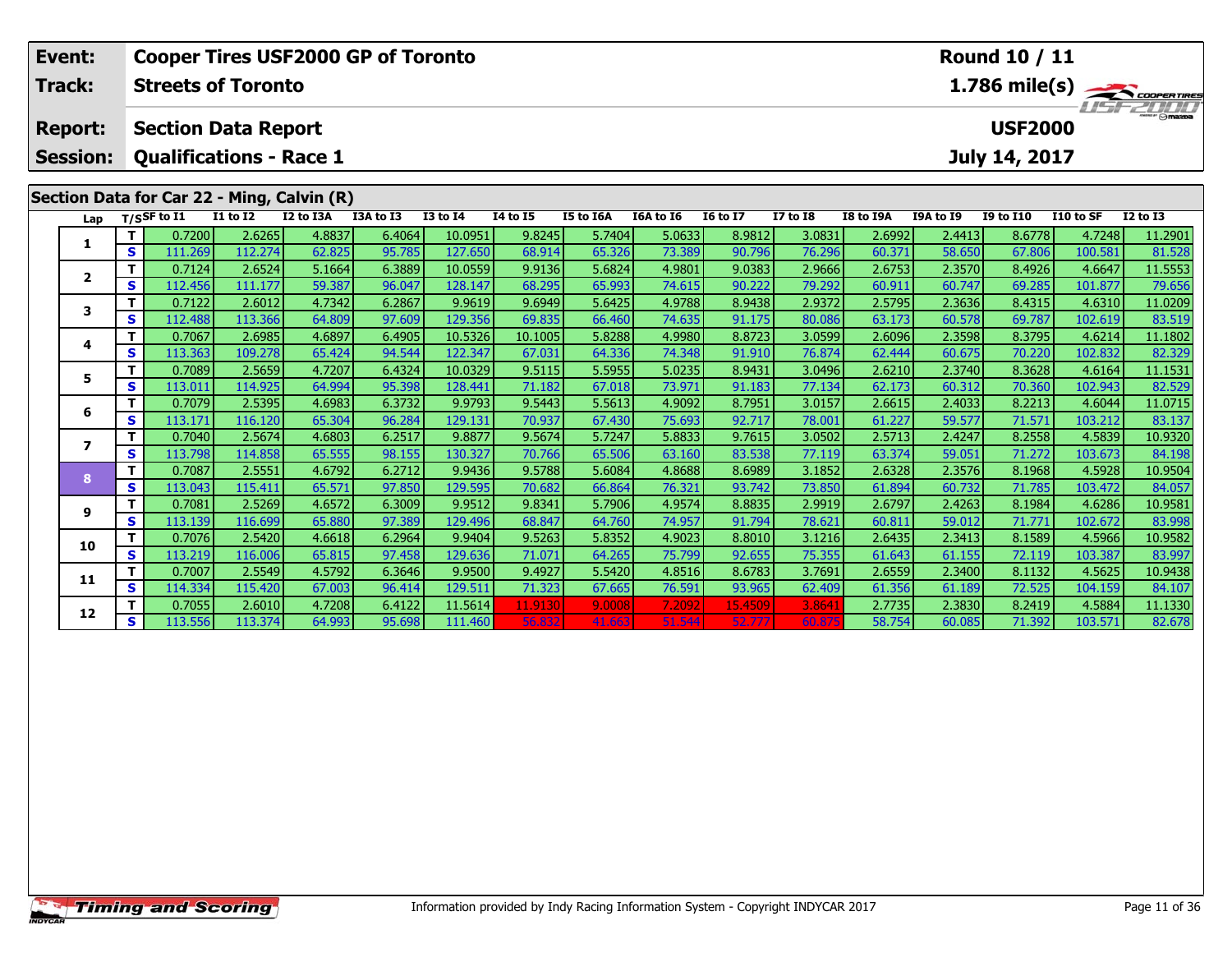| Event: | Cooper Tires USF2000 GP of Toronto | Round 10 / 11 |
|---|---|---|
| Track: | Streets of Toronto | 1.786 mile(s) |
| Report: | Section Data Report | USF2000 |
| Session: | Qualifications - Race 1 | July 14, 2017 |

## Section Data for Car 22 - Ming, Calvin (R)

| Lap | T/S | SF to I1 | I1 to I2 | I2 to I3A | I3A to I3 | I3 to I4 | I4 to I5 | I5 to I6A | I6A to I6 | I6 to I7 | I7 to I8 | I8 to I9A | I9A to I9 | I9 to I10 | I10 to SF | I2 to I3 |
|---|---|---|---|---|---|---|---|---|---|---|---|---|---|---|---|---|
| 1 | T | 0.7200 | 2.6265 | 4.8837 | 6.4064 | 10.0951 | 9.8245 | 5.7404 | 5.0633 | 8.9812 | 3.0831 | 2.6992 | 2.4413 | 8.6778 | 4.7248 | 11.2901 |
| | S | 111.269 | 112.274 | 62.825 | 95.785 | 127.650 | 68.914 | 65.326 | 73.389 | 90.796 | 76.296 | 60.371 | 58.650 | 67.806 | 100.581 | 81.528 |
| 2 | T | 0.7124 | 2.6524 | 5.1664 | 6.3889 | 10.0559 | 9.9136 | 5.6824 | 4.9801 | 9.0383 | 2.9666 | 2.6753 | 2.3570 | 8.4926 | 4.6647 | 11.5553 |
| | S | 112.456 | 111.177 | 59.387 | 96.047 | 128.147 | 68.295 | 65.993 | 74.615 | 90.222 | 79.292 | 60.911 | 60.747 | 69.285 | 101.877 | 79.656 |
| 3 | T | 0.7122 | 2.6012 | 4.7342 | 6.2867 | 9.9619 | 9.6949 | 5.6425 | 4.9788 | 8.9438 | 2.9372 | 2.5795 | 2.3636 | 8.4315 | 4.6310 | 11.0209 |
| | S | 112.488 | 113.366 | 64.809 | 97.609 | 129.356 | 69.835 | 66.460 | 74.635 | 91.175 | 80.086 | 63.173 | 60.578 | 69.787 | 102.619 | 83.519 |
| 4 | T | 0.7067 | 2.6985 | 4.6897 | 6.4905 | 10.5326 | 10.1005 | 5.8288 | 4.9980 | 8.8723 | 3.0599 | 2.6096 | 2.3598 | 8.3795 | 4.6214 | 11.1802 |
| | S | 113.363 | 109.278 | 65.424 | 94.544 | 122.347 | 67.031 | 64.336 | 74.348 | 91.910 | 76.874 | 62.444 | 60.675 | 70.220 | 102.832 | 82.329 |
| 5 | T | 0.7089 | 2.5659 | 4.7207 | 6.4324 | 10.0329 | 9.5115 | 5.5955 | 5.0235 | 8.9431 | 3.0496 | 2.6210 | 2.3740 | 8.3628 | 4.6164 | 11.1531 |
| | S | 113.011 | 114.925 | 64.994 | 95.398 | 128.441 | 71.182 | 67.018 | 73.971 | 91.183 | 77.134 | 62.173 | 60.312 | 70.360 | 102.943 | 82.529 |
| 6 | T | 0.7079 | 2.5395 | 4.6983 | 6.3732 | 9.9793 | 9.5443 | 5.5613 | 4.9092 | 8.7951 | 3.0157 | 2.6615 | 2.4033 | 8.2213 | 4.6044 | 11.0715 |
| | S | 113.171 | 116.120 | 65.304 | 96.284 | 129.131 | 70.937 | 67.430 | 75.693 | 92.717 | 78.001 | 61.227 | 59.577 | 71.571 | 103.212 | 83.137 |
| 7 | T | 0.7040 | 2.5674 | 4.6803 | 6.2517 | 9.8877 | 9.5674 | 5.7247 | 5.8833 | 9.7615 | 3.0502 | 2.5713 | 2.4247 | 8.2558 | 4.5839 | 10.9320 |
| | S | 113.798 | 114.858 | 65.555 | 98.155 | 130.327 | 70.766 | 65.506 | 63.160 | 83.538 | 77.119 | 63.374 | 59.051 | 71.272 | 103.673 | 84.198 |
| 8 | T | 0.7087 | 2.5551 | 4.6792 | 6.2712 | 9.9436 | 9.5788 | 5.6084 | 4.8688 | 8.6989 | 3.1852 | 2.6328 | 2.3576 | 8.1968 | 4.5928 | 10.9504 |
| | S | 113.043 | 115.411 | 65.571 | 97.850 | 129.595 | 70.682 | 66.864 | 76.321 | 93.742 | 73.850 | 61.894 | 60.732 | 71.785 | 103.472 | 84.057 |
| 9 | T | 0.7081 | 2.5269 | 4.6572 | 6.3009 | 9.9512 | 9.8341 | 5.7906 | 4.9574 | 8.8835 | 2.9919 | 2.6797 | 2.4263 | 8.1984 | 4.6286 | 10.9581 |
| | S | 113.139 | 116.699 | 65.880 | 97.389 | 129.496 | 68.847 | 64.760 | 74.957 | 91.794 | 78.621 | 60.811 | 59.012 | 71.771 | 102.672 | 83.998 |
| 10 | T | 0.7076 | 2.5420 | 4.6618 | 6.2964 | 9.9404 | 9.5263 | 5.8352 | 4.9023 | 8.8010 | 3.1216 | 2.6435 | 2.3413 | 8.1589 | 4.5966 | 10.9582 |
| | S | 113.219 | 116.006 | 65.815 | 97.458 | 129.636 | 71.071 | 64.265 | 75.799 | 92.655 | 75.355 | 61.643 | 61.155 | 72.119 | 103.387 | 83.997 |
| 11 | T | 0.7007 | 2.5549 | 4.5792 | 6.3646 | 9.9500 | 9.4927 | 5.5420 | 4.8516 | 8.6783 | 3.7691 | 2.6559 | 2.3400 | 8.1132 | 4.5625 | 10.9438 |
| | S | 114.334 | 115.420 | 67.003 | 96.414 | 129.511 | 71.323 | 67.665 | 76.591 | 93.965 | 62.409 | 61.356 | 61.189 | 72.525 | 104.159 | 84.107 |
| 12 | T | 0.7055 | 2.6010 | 4.7208 | 6.4122 | 11.5614 | 11.9130 | 9.0008 | 7.2092 | 15.4509 | 3.8641 | 2.7735 | 2.3830 | 8.2419 | 4.5884 | 11.1330 |
| | S | 113.556 | 113.374 | 64.993 | 95.698 | 111.460 | 56.832 | 41.663 | 51.544 | 52.777 | 60.875 | 58.754 | 60.085 | 71.392 | 103.571 | 82.678 |

Information provided by Indy Racing Information System - Copyright INDYCAR 2017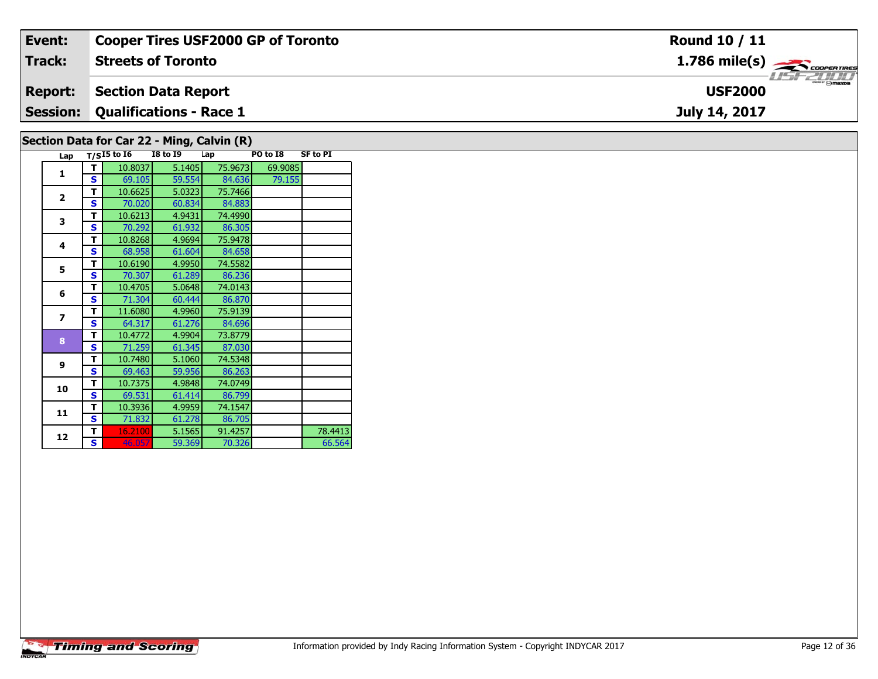| Event: | Cooper Tires USF2000 GP of Toronto | Round 10 / 11 |
|---|---|---|
| Track: | Streets of Toronto | 1.786 mile(s) |
| Report: | Section Data Report | USF2000 |
| Session: | Qualifications - Race 1 | July 14, 2017 |

## Section Data for Car 22 - Ming, Calvin (R)

| Lap | T/S | I5 to I6 | I8 to I9 | Lap | PO to I8 | SF to PI |
|---|---|---|---|---|---|---|
| 1 | T | 10.8037 | 5.1405 | 75.9673 | 69.9085 | |
| | S | 69.105 | 59.554 | 84.636 | 79.155 | |
| 2 | T | 10.6625 | 5.0323 | 75.7466 | | |
| | S | 70.020 | 60.834 | 84.883 | | |
| 3 | T | 10.6213 | 4.9431 | 74.4990 | | |
| | S | 70.292 | 61.932 | 86.305 | | |
| 4 | T | 10.8268 | 4.9694 | 75.9478 | | |
| | S | 68.958 | 61.604 | 84.658 | | |
| 5 | T | 10.6190 | 4.9950 | 74.5582 | | |
| | S | 70.307 | 61.289 | 86.236 | | |
| 6 | T | 10.4705 | 5.0648 | 74.0143 | | |
| | S | 71.304 | 60.444 | 86.870 | | |
| 7 | T | 11.6080 | 4.9960 | 75.9139 | | |
| | S | 64.317 | 61.276 | 84.696 | | |
| 8 | T | 10.4772 | 4.9904 | 73.8779 | | |
| | S | 71.259 | 61.345 | 87.030 | | |
| 9 | T | 10.7480 | 5.1060 | 74.5348 | | |
| | S | 69.463 | 59.956 | 86.263 | | |
| 10 | T | 10.7375 | 4.9848 | 74.0749 | | |
| | S | 69.531 | 61.414 | 86.799 | | |
| 11 | T | 10.3936 | 4.9959 | 74.1547 | | |
| | S | 71.832 | 61.278 | 86.705 | | |
| 12 | T | 16.2100 | 5.1565 | 91.4257 | | 78.4413 |
| | S | 46.057 | 59.369 | 70.326 | | 66.564 |

Timing and Scoring

Information provided by Indy Racing Information System - Copyright INDYCAR 2017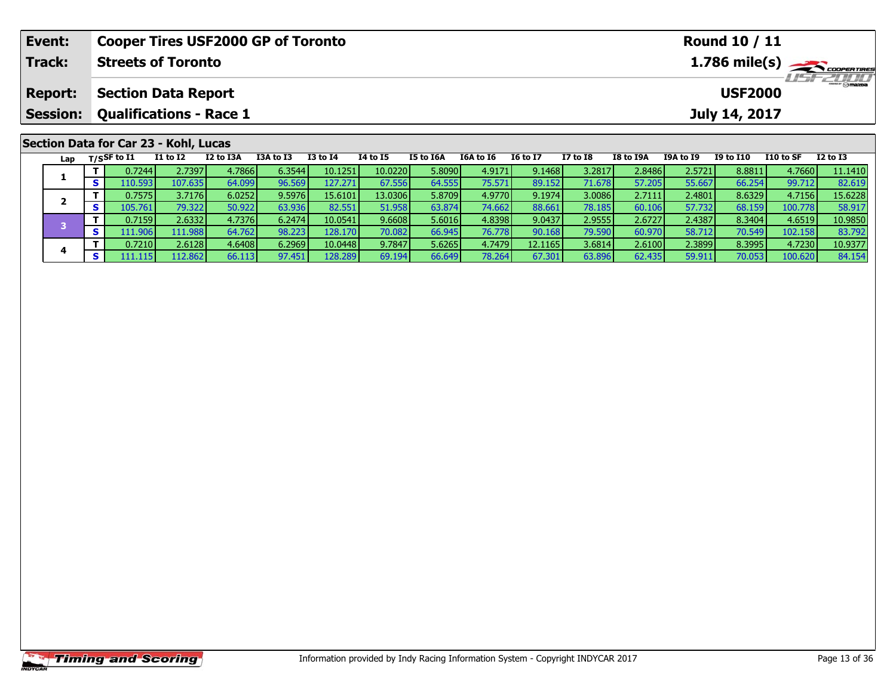| Event: | Cooper Tires USF2000 GP of Toronto | Round 10 / 11 |
|---|---|---|
| Track: | Streets of Toronto | 1.786 mile(s) |
| Report: | Section Data Report | USF2000 |
| Session: | Qualifications - Race 1 | July 14, 2017 |

## Section Data for Car 23 - Kohl, Lucas

| Lap | T/S | SF to I1 | I1 to I2 | I2 to I3A | I3A to I3 | I3 to I4 | I4 to I5 | I5 to I6A | I6A to I6 | I6 to I7 | I7 to I8 | I8 to I9A | I9A to I9 | I9 to I10 | I10 to SF | I2 to I3 |
|---|---|---|---|---|---|---|---|---|---|---|---|---|---|---|---|---|
| 1 | T | 0.7244 | 2.7397 | 4.7866 | 6.3544 | 10.1251 | 10.0220 | 5.8090 | 4.9171 | 9.1468 | 3.2817 | 2.8486 | 2.5721 | 8.8811 | 4.7660 | 11.1410 |
| | S | 110.593 | 107.635 | 64.099 | 96.569 | 127.271 | 67.556 | 64.555 | 75.571 | 89.152 | 71.678 | 57.205 | 55.667 | 66.254 | 99.712 | 82.619 |
| 2 | T | 0.7575 | 3.7176 | 6.0252 | 9.5976 | 15.6101 | 13.0306 | 5.8709 | 4.9770 | 9.1974 | 3.0086 | 2.7111 | 2.4801 | 8.6329 | 4.7156 | 15.6228 |
| | S | 105.761 | 79.322 | 50.922 | 63.936 | 82.551 | 51.958 | 63.874 | 74.662 | 88.661 | 78.185 | 60.106 | 57.732 | 68.159 | 100.778 | 58.917 |
| 3 | T | 0.7159 | 2.6332 | 4.7376 | 6.2474 | 10.0541 | 9.6608 | 5.6016 | 4.8398 | 9.0437 | 2.9555 | 2.6727 | 2.4387 | 8.3404 | 4.6519 | 10.9850 |
| | S | 111.906 | 111.988 | 64.762 | 98.223 | 128.170 | 70.082 | 66.945 | 76.778 | 90.168 | 79.590 | 60.970 | 58.712 | 70.549 | 102.158 | 83.792 |
| 4 | T | 0.7210 | 2.6128 | 4.6408 | 6.2969 | 10.0448 | 9.7847 | 5.6265 | 4.7479 | 12.1165 | 3.6814 | 2.6100 | 2.3899 | 8.3995 | 4.7230 | 10.9377 |
| | S | 111.115 | 112.862 | 66.113 | 97.451 | 128.289 | 69.194 | 66.649 | 78.264 | 67.301 | 63.896 | 62.435 | 59.911 | 70.053 | 100.620 | 84.154 |

Information provided by Indy Racing Information System - Copyright INDYCAR 2017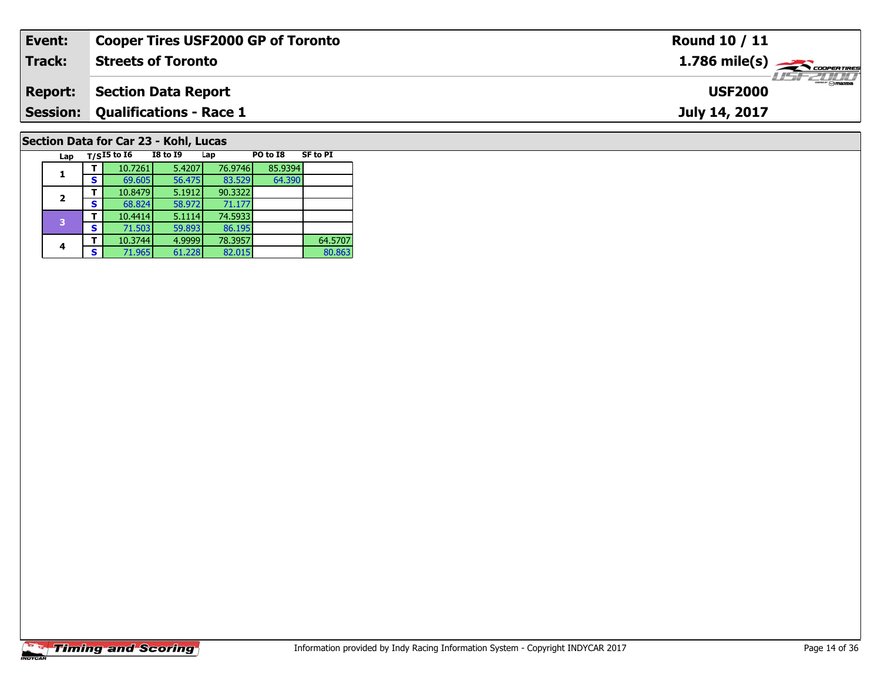| | | | |
|---|---|---|---|
| **Event:** | **Cooper Tires USF2000 GP of Toronto** | **Round 10 / 11** | |
| **Track:** | **Streets of Toronto** | **1.786 mile(s)** | |
| **Report:** | **Section Data Report** | **USF2000** | |
| **Session:** | **Qualifications - Race 1** | **July 14, 2017** | |

## Section Data for Car 23 - Kohl, Lucas

| Lap | T/S | I5 to I6 | I8 to I9 | Lap | PO to I8 | SF to PI |
|---|---|---|---|---|---|---|
| 1 | T | 10.7261 | 5.4207 | 76.9746 | 85.9394 | |
| | S | 69.605 | 56.475 | 83.529 | 64.390 | |
| 2 | T | 10.8479 | 5.1912 | 90.3322 | | |
| | S | 68.824 | 58.972 | 71.177 | | |
| 3 | T | 10.4414 | 5.1114 | 74.5933 | | |
| | S | 71.503 | 59.893 | 86.195 | | |
| 4 | T | 10.3744 | 4.9999 | 78.3957 | | 64.5707 |
| | S | 71.965 | 61.228 | 82.015 | | 80.863 |

Information provided by Indy Racing Information System - Copyright INDYCAR 2017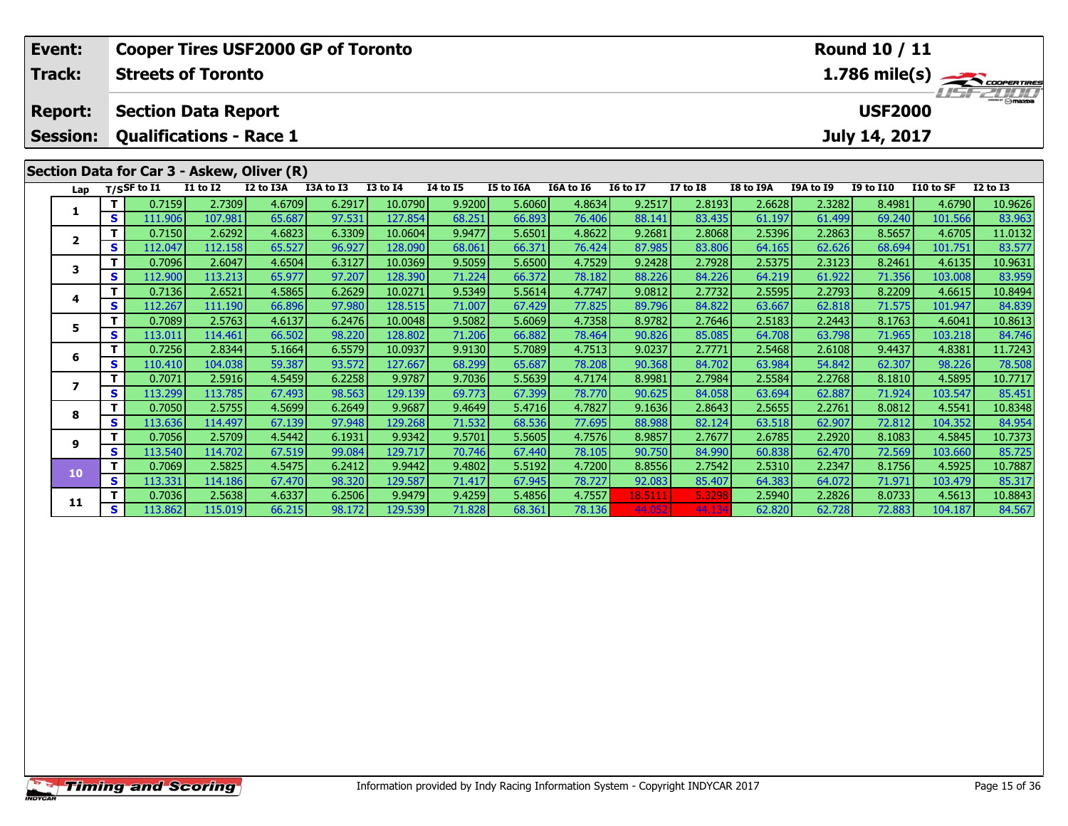| | |
|---|---|
| **Event:** | **Cooper Tires USF2000 GP of Toronto** |
| **Track:** | **Streets of Toronto** |
| **Report:** | **Section Data Report** |
| **Session:** | **Qualifications - Race 1** |

**Round 10 / 11**

**1.786 mile(s)**

**USF2000**

**July 14, 2017**

## Section Data for Car 3 - Askew, Oliver (R)

| Lap | T/S | SF to I1 | I1 to I2 | I2 to I3A | I3A to I3 | I3 to I4 | I4 to I5 | I5 to I6A | I6A to I6 | I6 to I7 | I7 to I8 | I8 to I9A | I9A to I9 | I9 to I10 | I10 to SF | I2 to I3 |
|---|---|---|---|---|---|---|---|---|---|---|---|---|---|---|---|---|
| 1 | T | 0.7159 | 2.7309 | 4.6709 | 6.2917 | 10.0790 | 9.9200 | 5.6060 | 4.8634 | 9.2517 | 2.8193 | 2.6628 | 2.3282 | 8.4981 | 4.6790 | 10.9626 |
| | S | 111.906 | 107.981 | 65.687 | 97.531 | 127.854 | 68.251 | 66.893 | 76.406 | 88.141 | 83.435 | 61.197 | 61.499 | 69.240 | 101.566 | 83.963 |
| 2 | T | 0.7150 | 2.6292 | 4.6823 | 6.3309 | 10.0604 | 9.9477 | 5.6501 | 4.8622 | 9.2681 | 2.8068 | 2.5396 | 2.2863 | 8.5657 | 4.6705 | 11.0132 |
| | S | 112.047 | 112.158 | 65.527 | 96.927 | 128.090 | 68.061 | 66.371 | 76.424 | 87.985 | 83.806 | 64.165 | 62.626 | 68.694 | 101.751 | 83.577 |
| 3 | T | 0.7096 | 2.6047 | 4.6504 | 6.3127 | 10.0369 | 9.5059 | 5.6500 | 4.7529 | 9.2428 | 2.7928 | 2.5375 | 2.3123 | 8.2461 | 4.6135 | 10.9631 |
| | S | 112.900 | 113.213 | 65.977 | 97.207 | 128.390 | 71.224 | 66.372 | 78.182 | 88.226 | 84.226 | 64.219 | 61.922 | 71.356 | 103.008 | 83.959 |
| 4 | T | 0.7136 | 2.6521 | 4.5865 | 6.2629 | 10.0271 | 9.5349 | 5.5614 | 4.7747 | 9.0812 | 2.7732 | 2.5595 | 2.2793 | 8.2209 | 4.6615 | 10.8494 |
| | S | 112.267 | 111.190 | 66.896 | 97.980 | 128.515 | 71.007 | 67.429 | 77.825 | 89.796 | 84.822 | 63.667 | 62.818 | 71.575 | 101.947 | 84.839 |
| 5 | T | 0.7089 | 2.5763 | 4.6137 | 6.2476 | 10.0048 | 9.5082 | 5.6069 | 4.7358 | 8.9782 | 2.7646 | 2.5183 | 2.2443 | 8.1763 | 4.6041 | 10.8613 |
| | S | 113.011 | 114.461 | 66.502 | 98.220 | 128.802 | 71.206 | 66.882 | 78.464 | 90.826 | 85.085 | 64.708 | 63.798 | 71.965 | 103.218 | 84.746 |
| 6 | T | 0.7256 | 2.8344 | 5.1664 | 6.5579 | 10.0937 | 9.9130 | 5.7089 | 4.7513 | 9.0237 | 2.7771 | 2.5468 | 2.6108 | 9.4437 | 4.8381 | 11.7243 |
| | S | 110.410 | 104.038 | 59.387 | 93.572 | 127.667 | 68.299 | 65.687 | 78.208 | 90.368 | 84.702 | 63.984 | 54.842 | 62.307 | 98.226 | 78.508 |
| 7 | T | 0.7071 | 2.5916 | 4.5459 | 6.2258 | 9.9787 | 9.7036 | 5.5639 | 4.7174 | 8.9981 | 2.7984 | 2.5584 | 2.2768 | 8.1810 | 4.5895 | 10.7717 |
| | S | 113.299 | 113.785 | 67.493 | 98.563 | 129.139 | 69.773 | 67.399 | 78.770 | 90.625 | 84.058 | 63.694 | 62.887 | 71.924 | 103.547 | 85.451 |
| 8 | T | 0.7050 | 2.5755 | 4.5699 | 6.2649 | 9.9687 | 9.4649 | 5.4716 | 4.7827 | 9.1636 | 2.8643 | 2.5655 | 2.2761 | 8.0812 | 4.5541 | 10.8348 |
| | S | 113.636 | 114.497 | 67.139 | 97.948 | 129.268 | 71.532 | 68.536 | 77.695 | 88.988 | 82.124 | 63.518 | 62.907 | 72.812 | 104.352 | 84.954 |
| 9 | T | 0.7056 | 2.5709 | 4.5442 | 6.1931 | 9.9342 | 9.5701 | 5.5605 | 4.7576 | 8.9857 | 2.7677 | 2.6785 | 2.2920 | 8.1083 | 4.5845 | 10.7373 |
| | S | 113.540 | 114.702 | 67.519 | 99.084 | 129.717 | 70.746 | 67.440 | 78.105 | 90.750 | 84.990 | 60.838 | 62.470 | 72.569 | 103.660 | 85.725 |
| 10 | T | 0.7069 | 2.5825 | 4.5475 | 6.2412 | 9.9442 | 9.4802 | 5.5192 | 4.7200 | 8.8556 | 2.7542 | 2.5310 | 2.2347 | 8.1756 | 4.5925 | 10.7887 |
| | S | 113.331 | 114.186 | 67.470 | 98.320 | 129.587 | 71.417 | 67.945 | 78.727 | 92.083 | 85.407 | 64.383 | 64.072 | 71.971 | 103.479 | 85.317 |
| 11 | T | 0.7036 | 2.5638 | 4.6337 | 6.2506 | 9.9479 | 9.4259 | 5.4856 | 4.7557 | 18.5111 | 5.3298 | 2.5940 | 2.2826 | 8.0733 | 4.5613 | 10.8843 |
| | S | 113.862 | 115.019 | 66.215 | 98.172 | 129.539 | 71.828 | 68.361 | 78.136 | 44.052 | 44.134 | 62.820 | 62.728 | 72.883 | 104.187 | 84.567 |

Information provided by Indy Racing Information System - Copyright INDYCAR 2017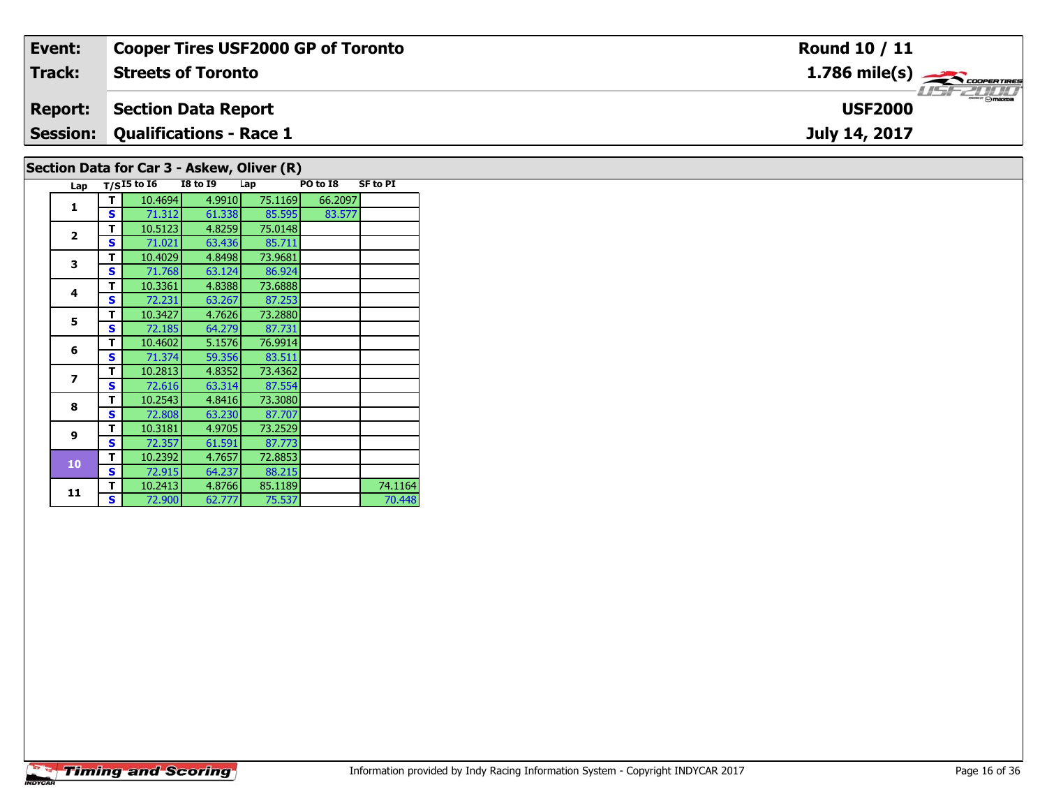| Event: | Cooper Tires USF2000 GP of Toronto | Round 10 / 11 |
|---|---|---|
| Track: | Streets of Toronto | 1.786 mile(s) |
| Report: | Section Data Report | USF2000 |
| Session: | Qualifications - Race 1 | July 14, 2017 |

## Section Data for Car 3 - Askew, Oliver (R)

| Lap | T/S | I5 to I6 | I8 to I9 | Lap | PO to I8 | SF to PI |
|---|---|---|---|---|---|---|
| 1 | T | 10.4694 | 4.9910 | 75.1169 | 66.2097 | |
| | S | 71.312 | 61.338 | 85.595 | 83.577 | |
| 2 | T | 10.5123 | 4.8259 | 75.0148 | | |
| | S | 71.021 | 63.436 | 85.711 | | |
| 3 | T | 10.4029 | 4.8498 | 73.9681 | | |
| | S | 71.768 | 63.124 | 86.924 | | |
| 4 | T | 10.3361 | 4.8388 | 73.6888 | | |
| | S | 72.231 | 63.267 | 87.253 | | |
| 5 | T | 10.3427 | 4.7626 | 73.2880 | | |
| | S | 72.185 | 64.279 | 87.731 | | |
| 6 | T | 10.4602 | 5.1576 | 76.9914 | | |
| | S | 71.374 | 59.356 | 83.511 | | |
| 7 | T | 10.2813 | 4.8352 | 73.4362 | | |
| | S | 72.616 | 63.314 | 87.554 | | |
| 8 | T | 10.2543 | 4.8416 | 73.3080 | | |
| | S | 72.808 | 63.230 | 87.707 | | |
| 9 | T | 10.3181 | 4.9705 | 73.2529 | | |
| | S | 72.357 | 61.591 | 87.773 | | |
| 10 | T | 10.2392 | 4.7657 | 72.8853 | | |
| | S | 72.915 | 64.237 | 88.215 | | |
| 11 | T | 10.2413 | 4.8766 | 85.1189 | | 74.1164 |
| | S | 72.900 | 62.777 | 75.537 | | 70.448 |

Timing and Scoring

Information provided by Indy Racing Information System - Copyright INDYCAR 2017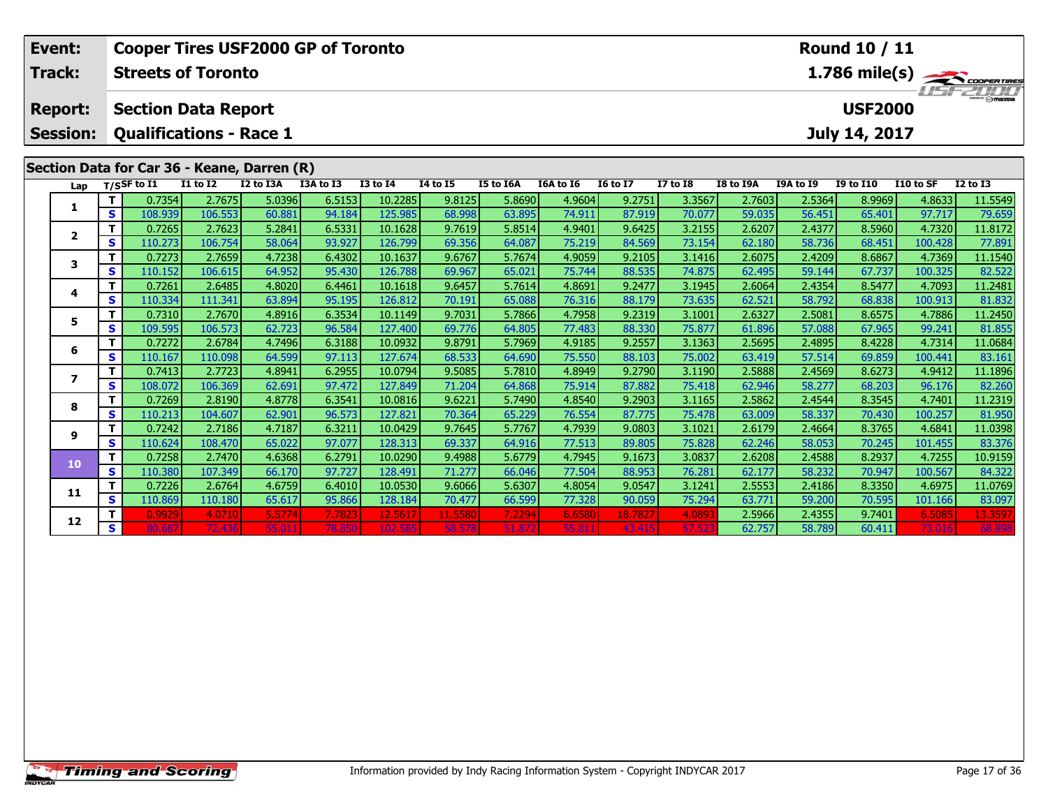| Event: | Cooper Tires USF2000 GP of Toronto | Round 10 / 11 |
|---|---|---|
| Track: | Streets of Toronto | 1.786 mile(s) |
| Report: | Section Data Report | USF2000 |
| Session: | Qualifications - Race 1 | July 14, 2017 |

## Section Data for Car 36 - Keane, Darren (R)

| Lap | T/S | SF to I1 | I1 to I2 | I2 to I3A | I3A to I3 | I3 to I4 | I4 to I5 | I5 to I6A | I6A to I6 | I6 to I7 | I7 to I8 | I8 to I9A | I9A to I9 | I9 to I10 | I10 to SF | I2 to I3 |
|---|---|---|---|---|---|---|---|---|---|---|---|---|---|---|---|---|
| 1 | T | 0.7354 | 2.7675 | 5.0396 | 6.5153 | 10.2285 | 9.8125 | 5.8690 | 4.9604 | 9.2751 | 3.3567 | 2.7603 | 2.5364 | 8.9969 | 4.8633 | 11.5549 |
| | S | 108.939 | 106.553 | 60.881 | 94.184 | 125.985 | 68.998 | 63.895 | 74.911 | 87.919 | 70.077 | 59.035 | 56.451 | 65.401 | 97.717 | 79.659 |
| 2 | T | 0.7265 | 2.7623 | 5.2841 | 6.5331 | 10.1628 | 9.7619 | 5.8514 | 4.9401 | 9.6425 | 3.2155 | 2.6207 | 2.4377 | 8.5960 | 4.7320 | 11.8172 |
| | S | 110.273 | 106.754 | 58.064 | 93.927 | 126.799 | 69.356 | 64.087 | 75.219 | 84.569 | 73.154 | 62.180 | 58.736 | 68.451 | 100.428 | 77.891 |
| 3 | T | 0.7273 | 2.7659 | 4.7238 | 6.4302 | 10.1637 | 9.6767 | 5.7674 | 4.9059 | 9.2105 | 3.1416 | 2.6075 | 2.4209 | 8.6867 | 4.7369 | 11.1540 |
| | S | 110.152 | 106.615 | 64.952 | 95.430 | 126.788 | 69.967 | 65.021 | 75.744 | 88.535 | 74.875 | 62.495 | 59.144 | 67.737 | 100.325 | 82.522 |
| 4 | T | 0.7261 | 2.6485 | 4.8020 | 6.4461 | 10.1618 | 9.6457 | 5.7614 | 4.8691 | 9.2477 | 3.1945 | 2.6064 | 2.4354 | 8.5477 | 4.7093 | 11.2481 |
| | S | 110.334 | 111.341 | 63.894 | 95.195 | 126.812 | 70.191 | 65.088 | 76.316 | 88.179 | 73.635 | 62.521 | 58.792 | 68.838 | 100.913 | 81.832 |
| 5 | T | 0.7310 | 2.7670 | 4.8916 | 6.3534 | 10.1149 | 9.7031 | 5.7866 | 4.7958 | 9.2319 | 3.1001 | 2.6327 | 2.5081 | 8.6575 | 4.7886 | 11.2450 |
| | S | 109.595 | 106.573 | 62.723 | 96.584 | 127.400 | 69.776 | 64.805 | 77.483 | 88.330 | 75.877 | 61.896 | 57.088 | 67.965 | 99.241 | 81.855 |
| 6 | T | 0.7272 | 2.6784 | 4.7496 | 6.3188 | 10.0932 | 9.8791 | 5.7969 | 4.9185 | 9.2557 | 3.1363 | 2.5695 | 2.4895 | 8.4228 | 4.7314 | 11.0684 |
| | S | 110.167 | 110.098 | 64.599 | 97.113 | 127.674 | 68.533 | 64.690 | 75.550 | 88.103 | 75.002 | 63.419 | 57.514 | 69.859 | 100.441 | 83.161 |
| 7 | T | 0.7413 | 2.7723 | 4.8941 | 6.2955 | 10.0794 | 9.5085 | 5.7810 | 4.8949 | 9.2790 | 3.1190 | 2.5888 | 2.4569 | 8.6273 | 4.9412 | 11.1896 |
| | S | 108.072 | 106.369 | 62.691 | 97.472 | 127.849 | 71.204 | 64.868 | 75.914 | 87.882 | 75.418 | 62.946 | 58.277 | 68.203 | 96.176 | 82.260 |
| 8 | T | 0.7269 | 2.8190 | 4.8778 | 6.3541 | 10.0816 | 9.6221 | 5.7490 | 4.8540 | 9.2903 | 3.1165 | 2.5862 | 2.4544 | 8.3545 | 4.7401 | 11.2319 |
| | S | 110.213 | 104.607 | 62.901 | 96.573 | 127.821 | 70.364 | 65.229 | 76.554 | 87.775 | 75.478 | 63.009 | 58.337 | 70.430 | 100.257 | 81.950 |
| 9 | T | 0.7242 | 2.7186 | 4.7187 | 6.3211 | 10.0429 | 9.7645 | 5.7767 | 4.7939 | 9.0803 | 3.1021 | 2.6179 | 2.4664 | 8.3765 | 4.6841 | 11.0398 |
| | S | 110.624 | 108.470 | 65.022 | 97.077 | 128.313 | 69.337 | 64.916 | 77.513 | 89.805 | 75.828 | 62.246 | 58.053 | 70.245 | 101.455 | 83.376 |
| 10 | T | 0.7258 | 2.7470 | 4.6368 | 6.2791 | 10.0290 | 9.4988 | 5.6779 | 4.7945 | 9.1673 | 3.0837 | 2.6208 | 2.4588 | 8.2937 | 4.7255 | 10.9159 |
| | S | 110.380 | 107.349 | 66.170 | 97.727 | 128.491 | 71.277 | 66.046 | 77.504 | 88.953 | 76.281 | 62.177 | 58.232 | 70.947 | 100.567 | 84.322 |
| 11 | T | 0.7226 | 2.6764 | 4.6759 | 6.4010 | 10.0530 | 9.6066 | 5.6307 | 4.8054 | 9.0547 | 3.1241 | 2.5553 | 2.4186 | 8.3350 | 4.6975 | 11.0769 |
| | S | 110.869 | 110.180 | 65.617 | 95.866 | 128.184 | 70.477 | 66.599 | 77.328 | 90.059 | 75.294 | 63.771 | 59.200 | 70.595 | 101.166 | 83.097 |
| 12 | T | 0.9929 | 4.0710 | 5.5774 | 7.7823 | 12.5617 | 11.5580 | 7.2294 | 6.6580 | 18.7827 | 4.0893 | 2.5966 | 2.4355 | 9.7401 | 6.5085 | 13.3597 |
| | S | 80.687 | 72.436 | 55.011 | 78.850 | 102.585 | 58.578 | 51.872 | 55.811 | 43.415 | 57.523 | 62.757 | 58.789 | 60.411 | 73.016 | 68.898 |

Information provided by Indy Racing Information System - Copyright INDYCAR 2017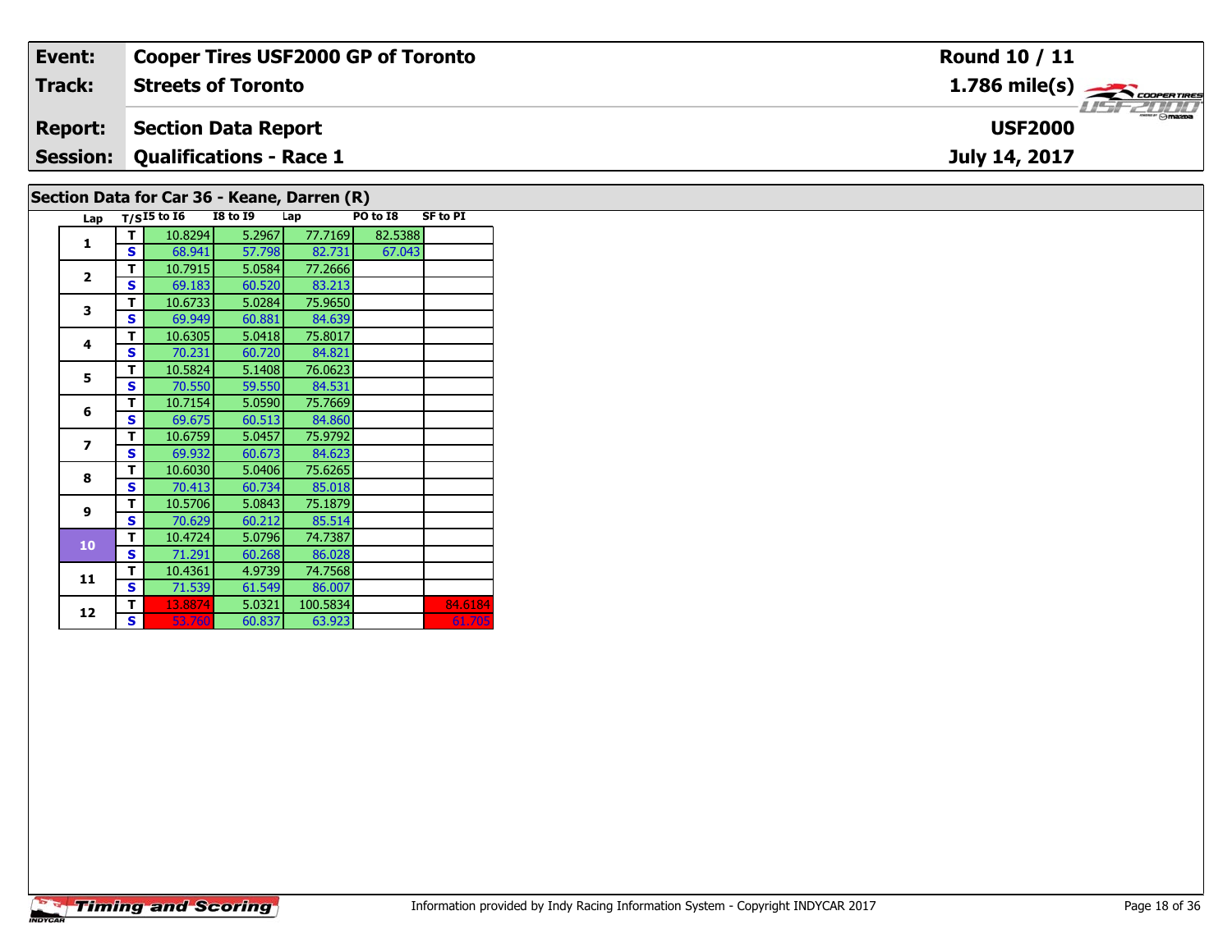| | |
|---|---|
| **Event:** | **Cooper Tires USF2000 GP of Toronto** |
| **Track:** | **Streets of Toronto** |
| **Report:** | **Section Data Report** |
| **Session:** | **Qualifications - Race 1** |

**Round 10 / 11**

**1.786 mile(s)**

**USF2000**

**July 14, 2017**

## Section Data for Car 36 - Keane, Darren (R)

| Lap | T/S | I5 to I6 | I8 to I9 | Lap | PO to I8 | SF to PI |
|---|---|---|---|---|---|---|
| 1 | T | 10.8294 | 5.2967 | 77.7169 | 82.5388 | |
| | S | 68.941 | 57.798 | 82.731 | 67.043 | |
| 2 | T | 10.7915 | 5.0584 | 77.2666 | | |
| | S | 69.183 | 60.520 | 83.213 | | |
| 3 | T | 10.6733 | 5.0284 | 75.9650 | | |
| | S | 69.949 | 60.881 | 84.639 | | |
| 4 | T | 10.6305 | 5.0418 | 75.8017 | | |
| | S | 70.231 | 60.720 | 84.821 | | |
| 5 | T | 10.5824 | 5.1408 | 76.0623 | | |
| | S | 70.550 | 59.550 | 84.531 | | |
| 6 | T | 10.7154 | 5.0590 | 75.7669 | | |
| | S | 69.675 | 60.513 | 84.860 | | |
| 7 | T | 10.6759 | 5.0457 | 75.9792 | | |
| | S | 69.932 | 60.673 | 84.623 | | |
| 8 | T | 10.6030 | 5.0406 | 75.6265 | | |
| | S | 70.413 | 60.734 | 85.018 | | |
| 9 | T | 10.5706 | 5.0843 | 75.1879 | | |
| | S | 70.629 | 60.212 | 85.514 | | |
| 10 | T | 10.4724 | 5.0796 | 74.7387 | | |
| | S | 71.291 | 60.268 | 86.028 | | |
| 11 | T | 10.4361 | 4.9739 | 74.7568 | | |
| | S | 71.539 | 61.549 | 86.007 | | |
| 12 | T | 13.8874 | 5.0321 | 100.5834 | | 84.6184 |
| | S | 53.760 | 60.837 | 63.923 | | 61.705 |

Timing and Scoring

Information provided by Indy Racing Information System - Copyright INDYCAR 2017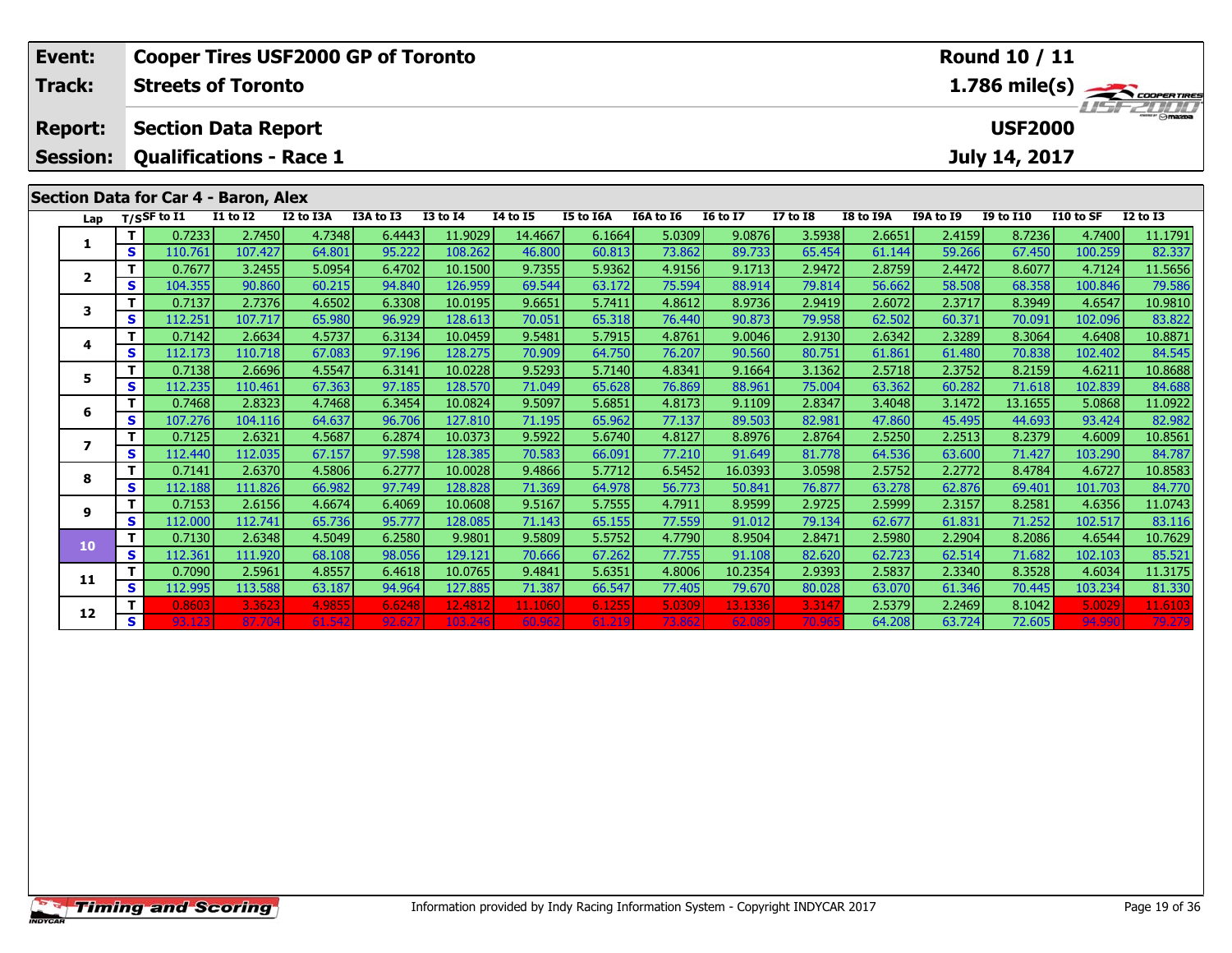| Event: | Cooper Tires USF2000 GP of Toronto | Round 10 / 11 |
|---|---|---|
| Track: | Streets of Toronto | 1.786 mile(s) |
| Report: | Section Data Report | USF2000 |
| Session: | Qualifications - Race 1 | July 14, 2017 |

## Section Data for Car 4 - Baron, Alex

| Lap | T/S | SF to I1 | I1 to I2 | I2 to I3A | I3A to I3 | I3 to I4 | I4 to I5 | I5 to I6A | I6A to I6 | I6 to I7 | I7 to I8 | I8 to I9A | I9A to I9 | I9 to I10 | I10 to SF | I2 to I3 |
|---|---|---|---|---|---|---|---|---|---|---|---|---|---|---|---|---|
| 1 | T | 0.7233 | 2.7450 | 4.7348 | 6.4443 | 11.9029 | 14.4667 | 6.1664 | 5.0309 | 9.0876 | 3.5938 | 2.6651 | 2.4159 | 8.7236 | 4.7400 | 11.1791 |
| | S | 110.761 | 107.427 | 64.801 | 95.222 | 108.262 | 46.800 | 60.813 | 73.862 | 89.733 | 65.454 | 61.144 | 59.266 | 67.450 | 100.259 | 82.337 |
| 2 | T | 0.7677 | 3.2455 | 5.0954 | 6.4702 | 10.1500 | 9.7355 | 5.9362 | 4.9156 | 9.1713 | 2.9472 | 2.8759 | 2.4472 | 8.6077 | 4.7124 | 11.5656 |
| | S | 104.355 | 90.860 | 60.215 | 94.840 | 126.959 | 69.544 | 63.172 | 75.594 | 88.914 | 79.814 | 56.662 | 58.508 | 68.358 | 100.846 | 79.586 |
| 3 | T | 0.7137 | 2.7376 | 4.6502 | 6.3308 | 10.0195 | 9.6651 | 5.7411 | 4.8612 | 8.9736 | 2.9419 | 2.6072 | 2.3717 | 8.3949 | 4.6547 | 10.9810 |
| | S | 112.251 | 107.717 | 65.980 | 96.929 | 128.613 | 70.051 | 65.318 | 76.440 | 90.873 | 79.958 | 62.502 | 60.371 | 70.091 | 102.096 | 83.822 |
| 4 | T | 0.7142 | 2.6634 | 4.5737 | 6.3134 | 10.0459 | 9.5481 | 5.7915 | 4.8761 | 9.0046 | 2.9130 | 2.6342 | 2.3289 | 8.3064 | 4.6408 | 10.8871 |
| | S | 112.173 | 110.718 | 67.083 | 97.196 | 128.275 | 70.909 | 64.750 | 76.207 | 90.560 | 80.751 | 61.861 | 61.480 | 70.838 | 102.402 | 84.545 |
| 5 | T | 0.7138 | 2.6696 | 4.5547 | 6.3141 | 10.0228 | 9.5293 | 5.7140 | 4.8341 | 9.1664 | 3.1362 | 2.5718 | 2.3752 | 8.2159 | 4.6211 | 10.8688 |
| | S | 112.235 | 110.461 | 67.363 | 97.185 | 128.570 | 71.049 | 65.628 | 76.869 | 88.961 | 75.004 | 63.362 | 60.282 | 71.618 | 102.839 | 84.688 |
| 6 | T | 0.7468 | 2.8323 | 4.7468 | 6.3454 | 10.0824 | 9.5097 | 5.6851 | 4.8173 | 9.1109 | 2.8347 | 3.4048 | 3.1472 | 13.1655 | 5.0868 | 11.0922 |
| | S | 107.276 | 104.116 | 64.637 | 96.706 | 127.810 | 71.195 | 65.962 | 77.137 | 89.503 | 82.981 | 47.860 | 45.495 | 44.693 | 93.424 | 82.982 |
| 7 | T | 0.7125 | 2.6321 | 4.5687 | 6.2874 | 10.0373 | 9.5922 | 5.6740 | 4.8127 | 8.8976 | 2.8764 | 2.5250 | 2.2513 | 8.2379 | 4.6009 | 10.8561 |
| | S | 112.440 | 112.035 | 67.157 | 97.598 | 128.385 | 70.583 | 66.091 | 77.210 | 91.649 | 81.778 | 64.536 | 63.600 | 71.427 | 103.290 | 84.787 |
| 8 | T | 0.7141 | 2.6370 | 4.5806 | 6.2777 | 10.0028 | 9.4866 | 5.7712 | 6.5452 | 16.0393 | 3.0598 | 2.5752 | 2.2772 | 8.4784 | 4.6727 | 10.8583 |
| | S | 112.188 | 111.826 | 66.982 | 97.749 | 128.828 | 71.369 | 64.978 | 56.773 | 50.841 | 76.877 | 63.278 | 62.876 | 69.401 | 101.703 | 84.770 |
| 9 | T | 0.7153 | 2.6156 | 4.6674 | 6.4069 | 10.0608 | 9.5167 | 5.7555 | 4.7911 | 8.9599 | 2.9725 | 2.5999 | 2.3157 | 8.2581 | 4.6356 | 11.0743 |
| | S | 112.000 | 112.741 | 65.736 | 95.777 | 128.085 | 71.143 | 65.155 | 77.559 | 91.012 | 79.134 | 62.677 | 61.831 | 71.252 | 102.517 | 83.116 |
| 10 | T | 0.7130 | 2.6348 | 4.5049 | 6.2580 | 9.9801 | 9.5809 | 5.5752 | 4.7790 | 8.9504 | 2.8471 | 2.5980 | 2.2904 | 8.2086 | 4.6544 | 10.7629 |
| | S | 112.361 | 111.920 | 68.108 | 98.056 | 129.121 | 70.666 | 67.262 | 77.755 | 91.108 | 82.620 | 62.723 | 62.514 | 71.682 | 102.103 | 85.521 |
| 11 | T | 0.7090 | 2.5961 | 4.8557 | 6.4618 | 10.0765 | 9.4841 | 5.6351 | 4.8006 | 10.2354 | 2.9393 | 2.5837 | 2.3340 | 8.3528 | 4.6034 | 11.3175 |
| | S | 112.995 | 113.588 | 63.187 | 94.964 | 127.885 | 71.387 | 66.547 | 77.405 | 79.670 | 80.028 | 63.070 | 61.346 | 70.445 | 103.234 | 81.330 |
| 12 | T | 0.8603 | 3.3623 | 4.9855 | 6.6248 | 12.4812 | 11.1060 | 6.1255 | 5.0309 | 13.1336 | 3.3147 | 2.5379 | 2.2469 | 8.1042 | 5.0029 | 11.6103 |
| | S | 93.123 | 87.704 | 61.542 | 92.627 | 103.246 | 60.962 | 61.219 | 73.862 | 62.089 | 70.965 | 64.208 | 63.724 | 72.605 | 94.990 | 79.279 |

Information provided by Indy Racing Information System - Copyright INDYCAR 2017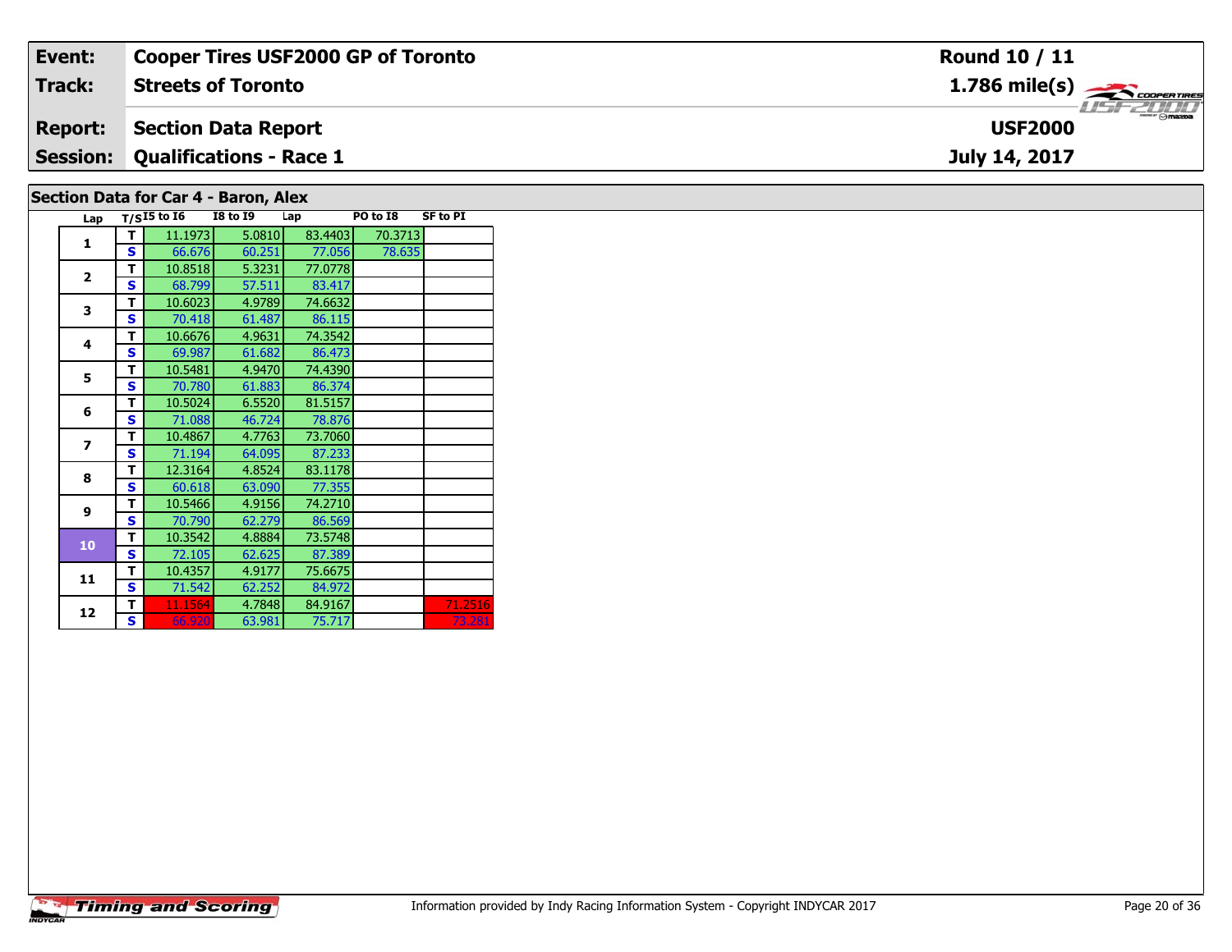| | |
|---|---|
| **Event:** | **Cooper Tires USF2000 GP of Toronto** |
| **Track:** | **Streets of Toronto** |
| **Report:** | **Section Data Report** |
| **Session:** | **Qualifications - Race 1** |

**Round 10 / 11**

**1.786 mile(s)**

**USF2000**

**July 14, 2017**

## Section Data for Car 4 - Baron, Alex

| Lap | T/S | I5 to I6 | I8 to I9 | Lap | PO to I8 | SF to PI |
|---|---|---|---|---|---|---|
| 1 | T | 11.1973 | 5.0810 | 83.4403 | 70.3713 | |
| | S | 66.676 | 60.251 | 77.056 | 78.635 | |
| 2 | T | 10.8518 | 5.3231 | 77.0778 | | |
| | S | 68.799 | 57.511 | 83.417 | | |
| 3 | T | 10.6023 | 4.9789 | 74.6632 | | |
| | S | 70.418 | 61.487 | 86.115 | | |
| 4 | T | 10.6676 | 4.9631 | 74.3542 | | |
| | S | 69.987 | 61.682 | 86.473 | | |
| 5 | T | 10.5481 | 4.9470 | 74.4390 | | |
| | S | 70.780 | 61.883 | 86.374 | | |
| 6 | T | 10.5024 | 6.5520 | 81.5157 | | |
| | S | 71.088 | 46.724 | 78.876 | | |
| 7 | T | 10.4867 | 4.7763 | 73.7060 | | |
| | S | 71.194 | 64.095 | 87.233 | | |
| 8 | T | 12.3164 | 4.8524 | 83.1178 | | |
| | S | 60.618 | 63.090 | 77.355 | | |
| 9 | T | 10.5466 | 4.9156 | 74.2710 | | |
| | S | 70.790 | 62.279 | 86.569 | | |
| 10 | T | 10.3542 | 4.8884 | 73.5748 | | |
| | S | 72.105 | 62.625 | 87.389 | | |
| 11 | T | 10.4357 | 4.9177 | 75.6675 | | |
| | S | 71.542 | 62.252 | 84.972 | | |
| 12 | T | 11.1564 | 4.7848 | 84.9167 | | 71.2516 |
| | S | 66.920 | 63.981 | 75.717 | | 73.281 |

Information provided by Indy Racing Information System - Copyright INDYCAR 2017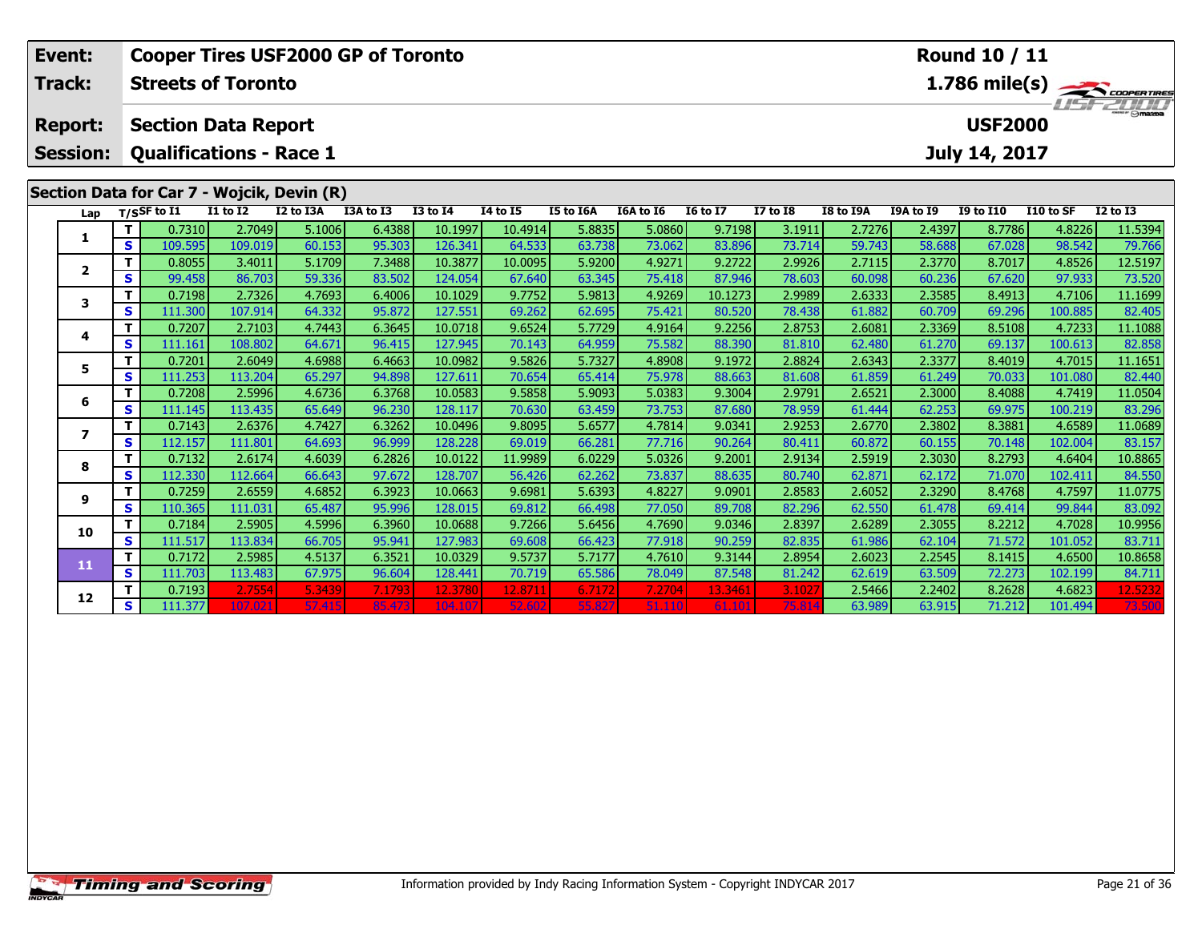| Event: | Cooper Tires USF2000 GP of Toronto | Round 10 / 11 |
|---|---|---|
| Track: | Streets of Toronto | 1.786 mile(s) |
| Report: | Section Data Report | USF2000 |
| Session: | Qualifications - Race 1 | July 14, 2017 |

## Section Data for Car 7 - Wojcik, Devin (R)

| Lap | T/S | SF to I1 | I1 to I2 | I2 to I3A | I3A to I3 | I3 to I4 | I4 to I5 | I5 to I6A | I6A to I6 | I6 to I7 | I7 to I8 | I8 to I9A | I9A to I9 | I9 to I10 | I10 to SF | I2 to I3 |
|---|---|---|---|---|---|---|---|---|---|---|---|---|---|---|---|---|
| 1 | T | 0.7310 | 2.7049 | 5.1006 | 6.4388 | 10.1997 | 10.4914 | 5.8835 | 5.0860 | 9.7198 | 3.1911 | 2.7276 | 2.4397 | 8.7786 | 4.8226 | 11.5394 |
| | S | 109.595 | 109.019 | 60.153 | 95.303 | 126.341 | 64.533 | 63.738 | 73.062 | 83.896 | 73.714 | 59.743 | 58.688 | 67.028 | 98.542 | 79.766 |
| 2 | T | 0.8055 | 3.4011 | 5.1709 | 7.3488 | 10.3877 | 10.0095 | 5.9200 | 4.9271 | 9.2722 | 2.9926 | 2.7115 | 2.3770 | 8.7017 | 4.8526 | 12.5197 |
| | S | 99.458 | 86.703 | 59.336 | 83.502 | 124.054 | 67.640 | 63.345 | 75.418 | 87.946 | 78.603 | 60.098 | 60.236 | 67.620 | 97.933 | 73.520 |
| 3 | T | 0.7198 | 2.7326 | 4.7693 | 6.4006 | 10.1029 | 9.7752 | 5.9813 | 4.9269 | 10.1273 | 2.9989 | 2.6333 | 2.3585 | 8.4913 | 4.7106 | 11.1699 |
| | S | 111.300 | 107.914 | 64.332 | 95.872 | 127.551 | 69.262 | 62.695 | 75.421 | 80.520 | 78.438 | 61.882 | 60.709 | 69.296 | 100.885 | 82.405 |
| 4 | T | 0.7207 | 2.7103 | 4.7443 | 6.3645 | 10.0718 | 9.6524 | 5.7729 | 4.9164 | 9.2256 | 2.8753 | 2.6081 | 2.3369 | 8.5108 | 4.7233 | 11.1088 |
| | S | 111.161 | 108.802 | 64.671 | 96.415 | 127.945 | 70.143 | 64.959 | 75.582 | 88.390 | 81.810 | 62.480 | 61.270 | 69.137 | 100.613 | 82.858 |
| 5 | T | 0.7201 | 2.6049 | 4.6988 | 6.4663 | 10.0982 | 9.5826 | 5.7327 | 4.8908 | 9.1972 | 2.8824 | 2.6343 | 2.3377 | 8.4019 | 4.7015 | 11.1651 |
| | S | 111.253 | 113.204 | 65.297 | 94.898 | 127.611 | 70.654 | 65.414 | 75.978 | 88.663 | 81.608 | 61.859 | 61.249 | 70.033 | 101.080 | 82.440 |
| 6 | T | 0.7208 | 2.5996 | 4.6736 | 6.3768 | 10.0583 | 9.5858 | 5.9093 | 5.0383 | 9.3004 | 2.9791 | 2.6521 | 2.3000 | 8.4088 | 4.7419 | 11.0504 |
| | S | 111.145 | 113.435 | 65.649 | 96.230 | 128.117 | 70.630 | 63.459 | 73.753 | 87.680 | 78.959 | 61.444 | 62.253 | 69.975 | 100.219 | 83.296 |
| 7 | T | 0.7143 | 2.6376 | 4.7427 | 6.3262 | 10.0496 | 9.8095 | 5.6577 | 4.7814 | 9.0341 | 2.9253 | 2.6770 | 2.3802 | 8.3881 | 4.6589 | 11.0689 |
| | S | 112.157 | 111.801 | 64.693 | 96.999 | 128.228 | 69.019 | 66.281 | 77.716 | 90.264 | 80.411 | 60.872 | 60.155 | 70.148 | 102.004 | 83.157 |
| 8 | T | 0.7132 | 2.6174 | 4.6039 | 6.2826 | 10.0122 | 11.9989 | 6.0229 | 5.0326 | 9.2001 | 2.9134 | 2.5919 | 2.3030 | 8.2793 | 4.6404 | 10.8865 |
| | S | 112.330 | 112.664 | 66.643 | 97.672 | 128.707 | 56.426 | 62.262 | 73.837 | 88.635 | 80.740 | 62.871 | 62.172 | 71.070 | 102.411 | 84.550 |
| 9 | T | 0.7259 | 2.6559 | 4.6852 | 6.3923 | 10.0663 | 9.6981 | 5.6393 | 4.8227 | 9.0901 | 2.8583 | 2.6052 | 2.3290 | 8.4768 | 4.7597 | 11.0775 |
| | S | 110.365 | 111.031 | 65.487 | 95.996 | 128.015 | 69.812 | 66.498 | 77.050 | 89.708 | 82.296 | 62.550 | 61.478 | 69.414 | 99.844 | 83.092 |
| 10 | T | 0.7184 | 2.5905 | 4.5996 | 6.3960 | 10.0688 | 9.7266 | 5.6456 | 4.7690 | 9.0346 | 2.8397 | 2.6289 | 2.3055 | 8.2212 | 4.7028 | 10.9956 |
| | S | 111.517 | 113.834 | 66.705 | 95.941 | 127.983 | 69.608 | 66.423 | 77.918 | 90.259 | 82.835 | 61.986 | 62.104 | 71.572 | 101.052 | 83.711 |
| 11 | T | 0.7172 | 2.5985 | 4.5137 | 6.3521 | 10.0329 | 9.5737 | 5.7177 | 4.7610 | 9.3144 | 2.8954 | 2.6023 | 2.2545 | 8.1415 | 4.6500 | 10.8658 |
| | S | 111.703 | 113.483 | 67.975 | 96.604 | 128.441 | 70.719 | 65.586 | 78.049 | 87.548 | 81.242 | 62.619 | 63.509 | 72.273 | 102.199 | 84.711 |
| 12 | T | 0.7193 | 2.7554 | 5.3439 | 7.1793 | 12.3780 | 12.8711 | 6.7172 | 7.2704 | 13.3461 | 3.1027 | 2.5466 | 2.2402 | 8.2628 | 4.6823 | 12.5232 |
| | S | 111.377 | 107.021 | 57.415 | 85.473 | 104.107 | 52.602 | 55.827 | 51.110 | 61.101 | 75.814 | 63.989 | 63.915 | 71.212 | 101.494 | 73.500 |

Information provided by Indy Racing Information System - Copyright INDYCAR 2017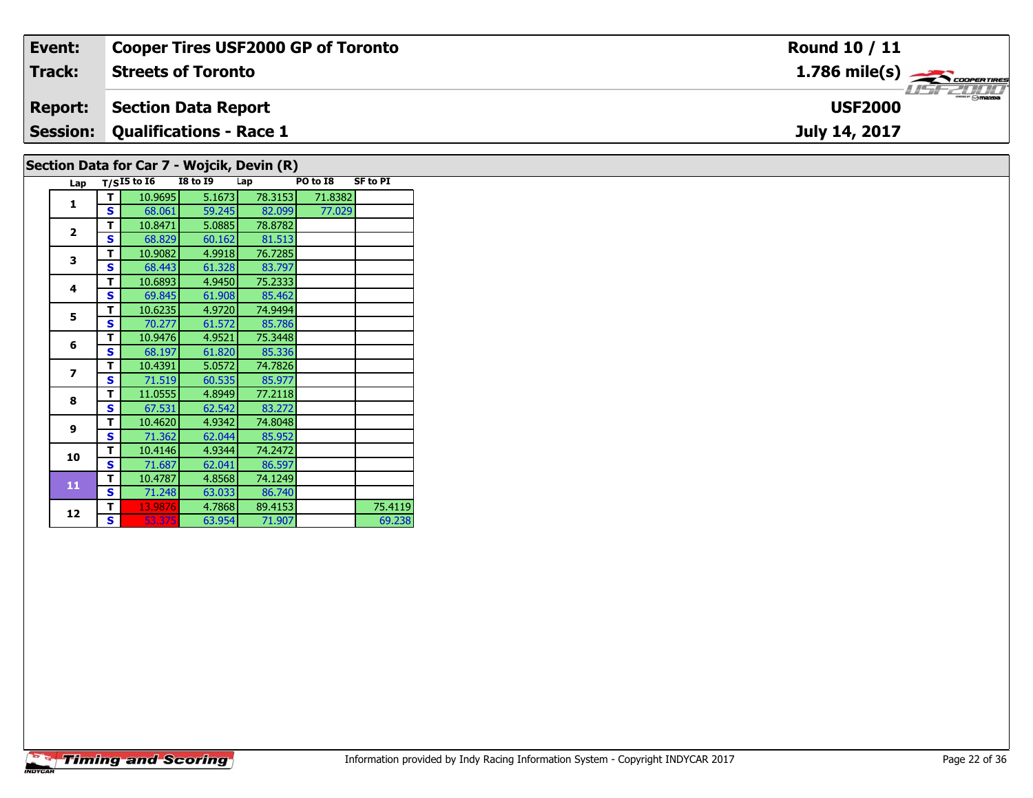| Event: | Cooper Tires USF2000 GP of Toronto | Round 10 / 11 |
|---|---|---|
| Track: | Streets of Toronto | 1.786 mile(s) |
| Report: | Section Data Report | USF2000 |
| Session: | Qualifications - Race 1 | July 14, 2017 |

## Section Data for Car 7 - Wojcik, Devin (R)

| Lap | T/S | I5 to I6 | I8 to I9 | Lap | PO to I8 | SF to PI |
|---|---|---|---|---|---|---|
| 1 | T | 10.9695 | 5.1673 | 78.3153 | 71.8382 | |
| | S | 68.061 | 59.245 | 82.099 | 77.029 | |
| 2 | T | 10.8471 | 5.0885 | 78.8782 | | |
| | S | 68.829 | 60.162 | 81.513 | | |
| 3 | T | 10.9082 | 4.9918 | 76.7285 | | |
| | S | 68.443 | 61.328 | 83.797 | | |
| 4 | T | 10.6893 | 4.9450 | 75.2333 | | |
| | S | 69.845 | 61.908 | 85.462 | | |
| 5 | T | 10.6235 | 4.9720 | 74.9494 | | |
| | S | 70.277 | 61.572 | 85.786 | | |
| 6 | T | 10.9476 | 4.9521 | 75.3448 | | |
| | S | 68.197 | 61.820 | 85.336 | | |
| 7 | T | 10.4391 | 5.0572 | 74.7826 | | |
| | S | 71.519 | 60.535 | 85.977 | | |
| 8 | T | 11.0555 | 4.8949 | 77.2118 | | |
| | S | 67.531 | 62.542 | 83.272 | | |
| 9 | T | 10.4620 | 4.9342 | 74.8048 | | |
| | S | 71.362 | 62.044 | 85.952 | | |
| 10 | T | 10.4146 | 4.9344 | 74.2472 | | |
| | S | 71.687 | 62.041 | 86.597 | | |
| 11 | T | 10.4787 | 4.8568 | 74.1249 | | |
| | S | 71.248 | 63.033 | 86.740 | | |
| 12 | T | 13.9876 | 4.7868 | 89.4153 | | 75.4119 |
| | S | 53.375 | 63.954 | 71.907 | | 69.238 |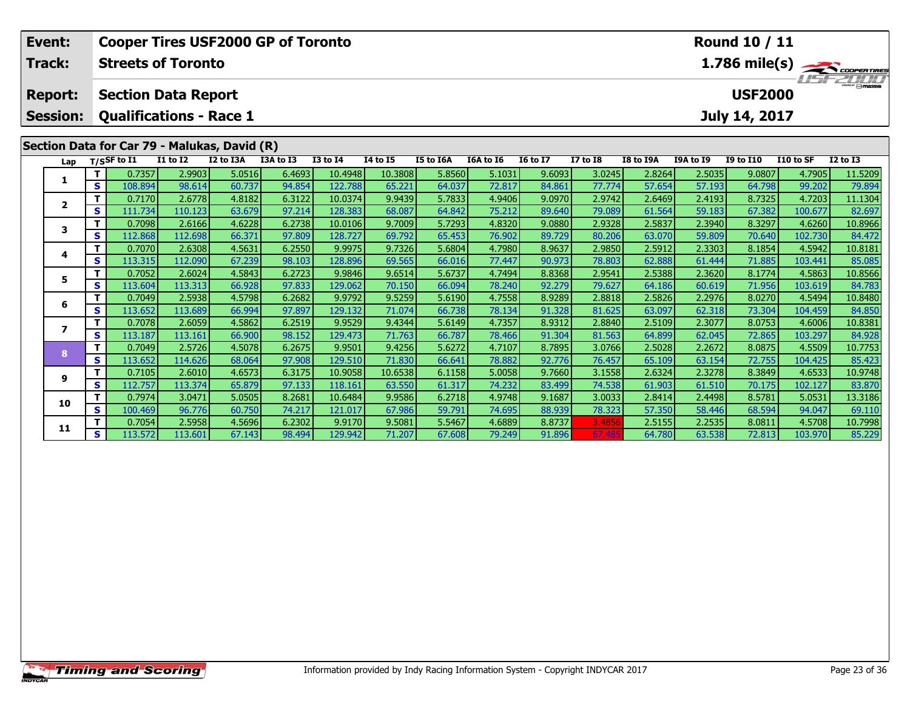| Event: | Cooper Tires USF2000 GP of Toronto | Round 10 / 11 |
|---|---|---|
| Track: | Streets of Toronto | 1.786 mile(s) |
| Report: | Section Data Report | USF2000 |
| Session: | Qualifications - Race 1 | July 14, 2017 |

## Section Data for Car 79 - Malukas, David (R)

| Lap | T/S | SF to I1 | I1 to I2 | I2 to I3A | I3A to I3 | I3 to I4 | I4 to I5 | I5 to I6A | I6A to I6 | I6 to I7 | I7 to I8 | I8 to I9A | I9A to I9 | I9 to I10 | I10 to SF | I2 to I3 |
|---|---|---|---|---|---|---|---|---|---|---|---|---|---|---|---|---|
| 1 | T | 0.7357 | 2.9903 | 5.0516 | 6.4693 | 10.4948 | 10.3808 | 5.8560 | 5.1031 | 9.6093 | 3.0245 | 2.8264 | 2.5035 | 9.0807 | 4.7905 | 11.5209 |
| | S | 108.894 | 98.614 | 60.737 | 94.854 | 122.788 | 65.221 | 64.037 | 72.817 | 84.861 | 77.774 | 57.654 | 57.193 | 64.798 | 99.202 | 79.894 |
| 2 | T | 0.7170 | 2.6778 | 4.8182 | 6.3122 | 10.0374 | 9.9439 | 5.7833 | 4.9406 | 9.0970 | 2.9742 | 2.6469 | 2.4193 | 8.7325 | 4.7203 | 11.1304 |
| | S | 111.734 | 110.123 | 63.679 | 97.214 | 128.383 | 68.087 | 64.842 | 75.212 | 89.640 | 79.089 | 61.564 | 59.183 | 67.382 | 100.677 | 82.697 |
| 3 | T | 0.7098 | 2.6166 | 4.6228 | 6.2738 | 10.0106 | 9.7009 | 5.7293 | 4.8320 | 9.0880 | 2.9328 | 2.5837 | 2.3940 | 8.3297 | 4.6260 | 10.8966 |
| | S | 112.868 | 112.698 | 66.371 | 97.809 | 128.727 | 69.792 | 65.453 | 76.902 | 89.729 | 80.206 | 63.070 | 59.809 | 70.640 | 102.730 | 84.472 |
| 4 | T | 0.7070 | 2.6308 | 4.5631 | 6.2550 | 9.9975 | 9.7326 | 5.6804 | 4.7980 | 8.9637 | 2.9850 | 2.5912 | 2.3303 | 8.1854 | 4.5942 | 10.8181 |
| | S | 113.315 | 112.090 | 67.239 | 98.103 | 128.896 | 69.565 | 66.016 | 77.447 | 90.973 | 78.803 | 62.888 | 61.444 | 71.885 | 103.441 | 85.085 |
| 5 | T | 0.7052 | 2.6024 | 4.5843 | 6.2723 | 9.9846 | 9.6514 | 5.6737 | 4.7494 | 8.8368 | 2.9541 | 2.5388 | 2.3620 | 8.1774 | 4.5863 | 10.8566 |
| | S | 113.604 | 113.313 | 66.928 | 97.833 | 129.062 | 70.150 | 66.094 | 78.240 | 92.279 | 79.627 | 64.186 | 60.619 | 71.956 | 103.619 | 84.783 |
| 6 | T | 0.7049 | 2.5938 | 4.5798 | 6.2682 | 9.9792 | 9.5259 | 5.6190 | 4.7558 | 8.9289 | 2.8818 | 2.5826 | 2.2976 | 8.0270 | 4.5494 | 10.8480 |
| | S | 113.652 | 113.689 | 66.994 | 97.897 | 129.132 | 71.074 | 66.738 | 78.134 | 91.328 | 81.625 | 63.097 | 62.318 | 73.304 | 104.459 | 84.850 |
| 7 | T | 0.7078 | 2.6059 | 4.5862 | 6.2519 | 9.9529 | 9.4344 | 5.6149 | 4.7357 | 8.9312 | 2.8840 | 2.5109 | 2.3077 | 8.0753 | 4.6006 | 10.8381 |
| | S | 113.187 | 113.161 | 66.900 | 98.152 | 129.473 | 71.763 | 66.787 | 78.466 | 91.304 | 81.563 | 64.899 | 62.045 | 72.865 | 103.297 | 84.928 |
| 8 | T | 0.7049 | 2.5726 | 4.5078 | 6.2675 | 9.9501 | 9.4256 | 5.6272 | 4.7107 | 8.7895 | 3.0766 | 2.5028 | 2.2672 | 8.0875 | 4.5509 | 10.7753 |
| | S | 113.652 | 114.626 | 68.064 | 97.908 | 129.510 | 71.830 | 66.641 | 78.882 | 92.776 | 76.457 | 65.109 | 63.154 | 72.755 | 104.425 | 85.423 |
| 9 | T | 0.7105 | 2.6010 | 4.6573 | 6.3175 | 10.9058 | 10.6538 | 6.1158 | 5.0058 | 9.7660 | 3.1558 | 2.6324 | 2.3278 | 8.3849 | 4.6533 | 10.9748 |
| | S | 112.757 | 113.374 | 65.879 | 97.133 | 118.161 | 63.550 | 61.317 | 74.232 | 83.499 | 74.538 | 61.903 | 61.510 | 70.175 | 102.127 | 83.870 |
| 10 | T | 0.7974 | 3.0471 | 5.0505 | 8.2681 | 10.6484 | 9.9586 | 6.2718 | 4.9748 | 9.1687 | 3.0033 | 2.8414 | 2.4498 | 8.5781 | 5.0531 | 13.3186 |
| | S | 100.469 | 96.776 | 60.750 | 74.217 | 121.017 | 67.986 | 59.791 | 74.695 | 88.939 | 78.323 | 57.350 | 58.446 | 68.594 | 94.047 | 69.110 |
| 11 | T | 0.7054 | 2.5958 | 4.5696 | 6.2302 | 9.9170 | 9.5081 | 5.5467 | 4.6889 | 8.8737 | 3.4856 | 2.5155 | 2.2535 | 8.0811 | 4.5708 | 10.7998 |
| | S | 113.572 | 113.601 | 67.143 | 98.494 | 129.942 | 71.207 | 67.608 | 79.249 | 91.896 | 67.485 | 64.780 | 63.538 | 72.813 | 103.970 | 85.229 |

Information provided by Indy Racing Information System - Copyright INDYCAR 2017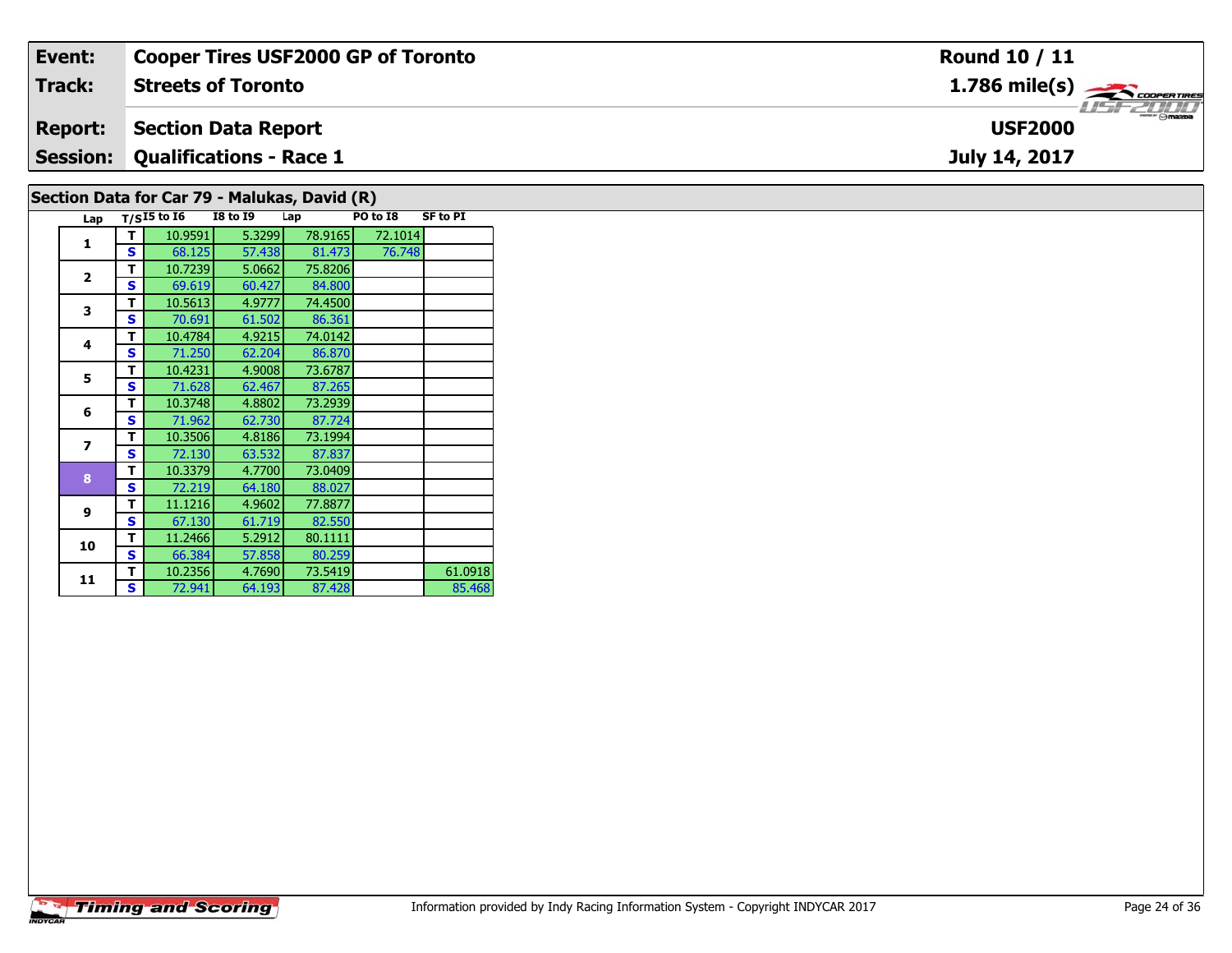| | | | |
|---|---|---|---|
| **Event:** | **Cooper Tires USF2000 GP of Toronto** | **Round 10 / 11** | |
| **Track:** | **Streets of Toronto** | **1.786 mile(s)** | |
| **Report:** | **Section Data Report** | **USF2000** | |
| **Session:** | **Qualifications - Race 1** | **July 14, 2017** | |

## Section Data for Car 79 - Malukas, David (R)

| Lap | T/S | I5 to I6 | I8 to I9 | Lap | PO to I8 | SF to PI |
|---|---|---|---|---|---|---|
| 1 | T | 10.9591 | 5.3299 | 78.9165 | 72.1014 | |
| | S | 68.125 | 57.438 | 81.473 | 76.748 | |
| 2 | T | 10.7239 | 5.0662 | 75.8206 | | |
| | S | 69.619 | 60.427 | 84.800 | | |
| 3 | T | 10.5613 | 4.9777 | 74.4500 | | |
| | S | 70.691 | 61.502 | 86.361 | | |
| 4 | T | 10.4784 | 4.9215 | 74.0142 | | |
| | S | 71.250 | 62.204 | 86.870 | | |
| 5 | T | 10.4231 | 4.9008 | 73.6787 | | |
| | S | 71.628 | 62.467 | 87.265 | | |
| 6 | T | 10.3748 | 4.8802 | 73.2939 | | |
| | S | 71.962 | 62.730 | 87.724 | | |
| 7 | T | 10.3506 | 4.8186 | 73.1994 | | |
| | S | 72.130 | 63.532 | 87.837 | | |
| 8 | T | 10.3379 | 4.7700 | 73.0409 | | |
| | S | 72.219 | 64.180 | 88.027 | | |
| 9 | T | 11.1216 | 4.9602 | 77.8877 | | |
| | S | 67.130 | 61.719 | 82.550 | | |
| 10 | T | 11.2466 | 5.2912 | 80.1111 | | |
| | S | 66.384 | 57.858 | 80.259 | | |
| 11 | T | 10.2356 | 4.7690 | 73.5419 | | 61.0918 |
| | S | 72.941 | 64.193 | 87.428 | | 85.468 |

Information provided by Indy Racing Information System - Copyright INDYCAR 2017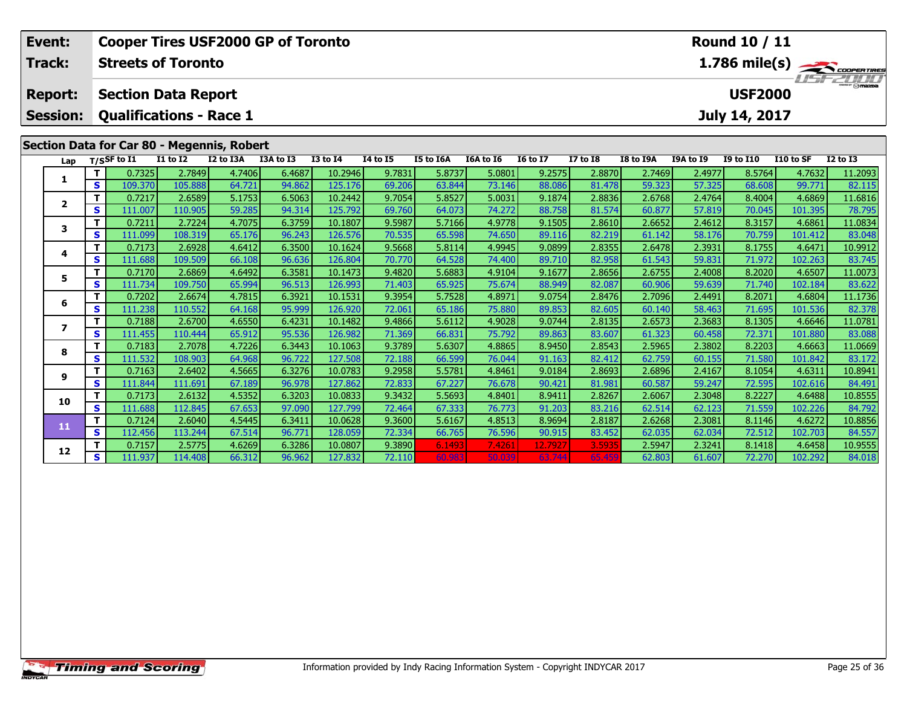| Event: | Cooper Tires USF2000 GP of Toronto | Round 10 / 11 |
|---|---|---|
| Track: | Streets of Toronto | 1.786 mile(s) |
| Report: | Section Data Report | USF2000 |
| Session: | Qualifications - Race 1 | July 14, 2017 |

## Section Data for Car 80 - Megennis, Robert

| Lap | T/S | SF to I1 | I1 to I2 | I2 to I3A | I3A to I3 | I3 to I4 | I4 to I5 | I5 to I6A | I6A to I6 | I6 to I7 | I7 to I8 | I8 to I9A | I9A to I9 | I9 to I10 | I10 to SF | I2 to I3 |
|---|---|---|---|---|---|---|---|---|---|---|---|---|---|---|---|---|
| 1 | T | 0.7325 | 2.7849 | 4.7406 | 6.4687 | 10.2946 | 9.7831 | 5.8737 | 5.0801 | 9.2575 | 2.8870 | 2.7469 | 2.4977 | 8.5764 | 4.7632 | 11.2093 |
| | S | 109.370 | 105.888 | 64.721 | 94.862 | 125.176 | 69.206 | 63.844 | 73.146 | 88.086 | 81.478 | 59.323 | 57.325 | 68.608 | 99.771 | 82.115 |
| 2 | T | 0.7217 | 2.6589 | 5.1753 | 6.5063 | 10.2442 | 9.7054 | 5.8527 | 5.0031 | 9.1874 | 2.8836 | 2.6768 | 2.4764 | 8.4004 | 4.6869 | 11.6816 |
| | S | 111.007 | 110.905 | 59.285 | 94.314 | 125.792 | 69.760 | 64.073 | 74.272 | 88.758 | 81.574 | 60.877 | 57.819 | 70.045 | 101.395 | 78.795 |
| 3 | T | 0.7211 | 2.7224 | 4.7075 | 6.3759 | 10.1807 | 9.5987 | 5.7166 | 4.9778 | 9.1505 | 2.8610 | 2.6652 | 2.4612 | 8.3157 | 4.6861 | 11.0834 |
| | S | 111.099 | 108.319 | 65.176 | 96.243 | 126.576 | 70.535 | 65.598 | 74.650 | 89.116 | 82.219 | 61.142 | 58.176 | 70.759 | 101.412 | 83.048 |
| 4 | T | 0.7173 | 2.6928 | 4.6412 | 6.3500 | 10.1624 | 9.5668 | 5.8114 | 4.9945 | 9.0899 | 2.8355 | 2.6478 | 2.3931 | 8.1755 | 4.6471 | 10.9912 |
| | S | 111.688 | 109.509 | 66.108 | 96.636 | 126.804 | 70.770 | 64.528 | 74.400 | 89.710 | 82.958 | 61.543 | 59.831 | 71.972 | 102.263 | 83.745 |
| 5 | T | 0.7170 | 2.6869 | 4.6492 | 6.3581 | 10.1473 | 9.4820 | 5.6883 | 4.9104 | 9.1677 | 2.8656 | 2.6755 | 2.4008 | 8.2020 | 4.6507 | 11.0073 |
| | S | 111.734 | 109.750 | 65.994 | 96.513 | 126.993 | 71.403 | 65.925 | 75.674 | 88.949 | 82.087 | 60.906 | 59.639 | 71.740 | 102.184 | 83.622 |
| 6 | T | 0.7202 | 2.6674 | 4.7815 | 6.3921 | 10.1531 | 9.3954 | 5.7528 | 4.8971 | 9.0754 | 2.8476 | 2.7096 | 2.4491 | 8.2071 | 4.6804 | 11.1736 |
| | S | 111.238 | 110.552 | 64.168 | 95.999 | 126.920 | 72.061 | 65.186 | 75.880 | 89.853 | 82.605 | 60.140 | 58.463 | 71.695 | 101.536 | 82.378 |
| 7 | T | 0.7188 | 2.6700 | 4.6550 | 6.4231 | 10.1482 | 9.4866 | 5.6112 | 4.9028 | 9.0744 | 2.8135 | 2.6573 | 2.3683 | 8.1305 | 4.6646 | 11.0781 |
| | S | 111.455 | 110.444 | 65.912 | 95.536 | 126.982 | 71.369 | 66.831 | 75.792 | 89.863 | 83.607 | 61.323 | 60.458 | 72.371 | 101.880 | 83.088 |
| 8 | T | 0.7183 | 2.7078 | 4.7226 | 6.3443 | 10.1063 | 9.3789 | 5.6307 | 4.8865 | 8.9450 | 2.8543 | 2.5965 | 2.3802 | 8.2203 | 4.6663 | 11.0669 |
| | S | 111.532 | 108.903 | 64.968 | 96.722 | 127.508 | 72.188 | 66.599 | 76.044 | 91.163 | 82.412 | 62.759 | 60.155 | 71.580 | 101.842 | 83.172 |
| 9 | T | 0.7163 | 2.6402 | 4.5665 | 6.3276 | 10.0783 | 9.2958 | 5.5781 | 4.8461 | 9.0184 | 2.8693 | 2.6896 | 2.4167 | 8.1054 | 4.6311 | 10.8941 |
| | S | 111.844 | 111.691 | 67.189 | 96.978 | 127.862 | 72.833 | 67.227 | 76.678 | 90.421 | 81.981 | 60.587 | 59.247 | 72.595 | 102.616 | 84.491 |
| 10 | T | 0.7173 | 2.6132 | 4.5352 | 6.3203 | 10.0833 | 9.3432 | 5.5693 | 4.8401 | 8.9411 | 2.8267 | 2.6067 | 2.3048 | 8.2227 | 4.6488 | 10.8555 |
| | S | 111.688 | 112.845 | 67.653 | 97.090 | 127.799 | 72.464 | 67.333 | 76.773 | 91.203 | 83.216 | 62.514 | 62.123 | 71.559 | 102.226 | 84.792 |
| 11 | T | 0.7124 | 2.6040 | 4.5445 | 6.3411 | 10.0628 | 9.3600 | 5.6167 | 4.8513 | 8.9694 | 2.8187 | 2.6268 | 2.3081 | 8.1146 | 4.6272 | 10.8856 |
| | S | 112.456 | 113.244 | 67.514 | 96.771 | 128.059 | 72.334 | 66.765 | 76.596 | 90.915 | 83.452 | 62.035 | 62.034 | 72.512 | 102.703 | 84.557 |
| 12 | T | 0.7157 | 2.5775 | 4.6269 | 6.3286 | 10.0807 | 9.3890 | 6.1493 | 7.4261 | 12.7927 | 3.5935 | 2.5947 | 2.3241 | 8.1418 | 4.6458 | 10.9555 |
| | S | 111.937 | 114.408 | 66.312 | 96.962 | 127.832 | 72.110 | 60.983 | 50.039 | 63.744 | 65.459 | 62.803 | 61.607 | 72.270 | 102.292 | 84.018 |

Information provided by Indy Racing Information System - Copyright INDYCAR 2017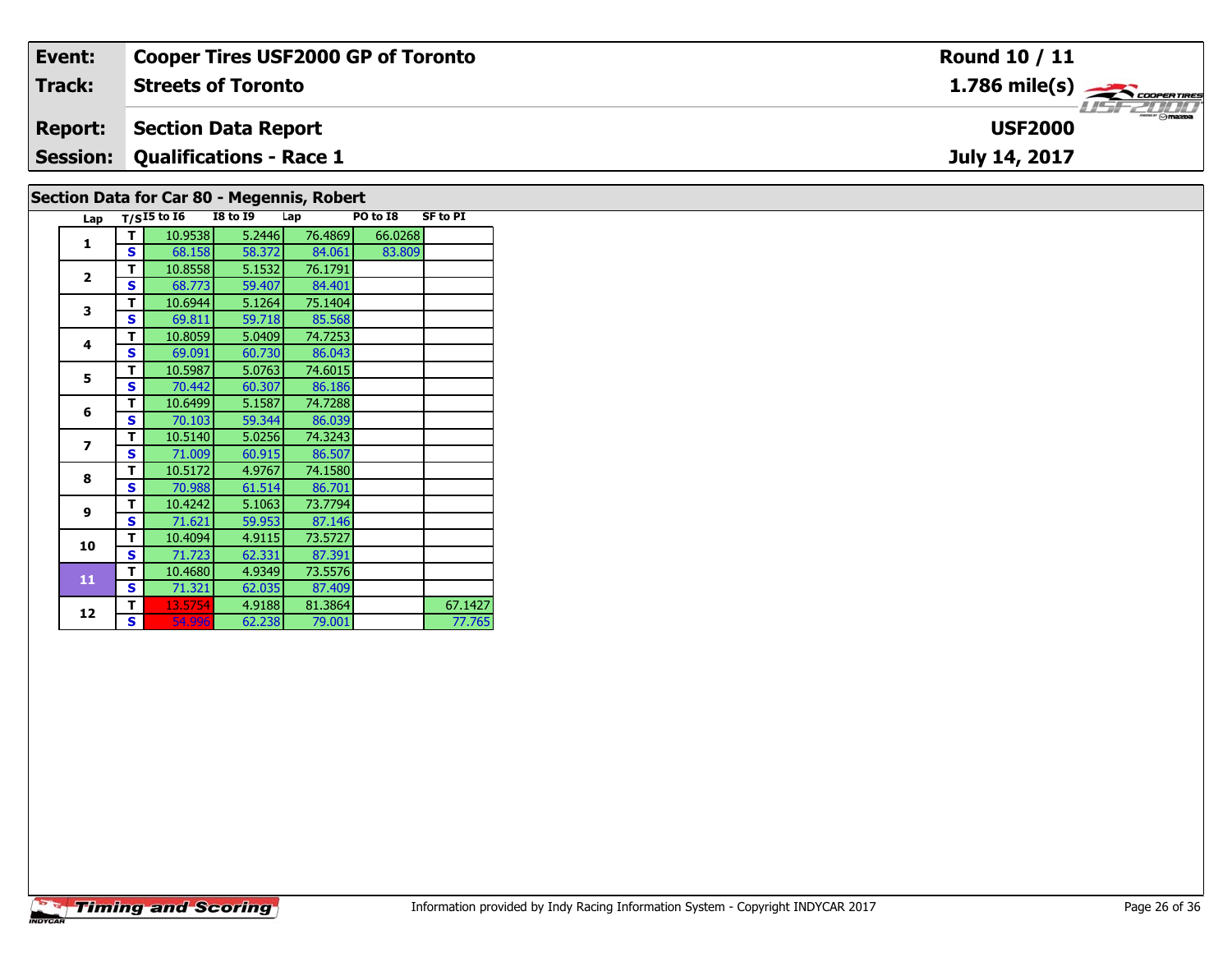| | | | |
|---|---|---|---|
| **Event:** | **Cooper Tires USF2000 GP of Toronto** | **Round 10 / 11** | |
| **Track:** | **Streets of Toronto** | **1.786 mile(s)** | |
| **Report:** | **Section Data Report** | **USF2000** | |
| **Session:** | **Qualifications - Race 1** | **July 14, 2017** | |

## Section Data for Car 80 - Megennis, Robert

| Lap | T/S | I5 to I6 | I8 to I9 | Lap | PO to I8 | SF to PI |
|---|---|---|---|---|---|---|
| 1 | T | 10.9538 | 5.2446 | 76.4869 | 66.0268 | |
| | S | 68.158 | 58.372 | 84.061 | 83.809 | |
| 2 | T | 10.8558 | 5.1532 | 76.1791 | | |
| | S | 68.773 | 59.407 | 84.401 | | |
| 3 | T | 10.6944 | 5.1264 | 75.1404 | | |
| | S | 69.811 | 59.718 | 85.568 | | |
| 4 | T | 10.8059 | 5.0409 | 74.7253 | | |
| | S | 69.091 | 60.730 | 86.043 | | |
| 5 | T | 10.5987 | 5.0763 | 74.6015 | | |
| | S | 70.442 | 60.307 | 86.186 | | |
| 6 | T | 10.6499 | 5.1587 | 74.7288 | | |
| | S | 70.103 | 59.344 | 86.039 | | |
| 7 | T | 10.5140 | 5.0256 | 74.3243 | | |
| | S | 71.009 | 60.915 | 86.507 | | |
| 8 | T | 10.5172 | 4.9767 | 74.1580 | | |
| | S | 70.988 | 61.514 | 86.701 | | |
| 9 | T | 10.4242 | 5.1063 | 73.7794 | | |
| | S | 71.621 | 59.953 | 87.146 | | |
| 10 | T | 10.4094 | 4.9115 | 73.5727 | | |
| | S | 71.723 | 62.331 | 87.391 | | |
| 11 | T | 10.4680 | 4.9349 | 73.5576 | | |
| | S | 71.321 | 62.035 | 87.409 | | |
| 12 | T | 13.5754 | 4.9188 | 81.3864 | | 67.1427 |
| | S | 54.996 | 62.238 | 79.001 | | 77.765 |

Information provided by Indy Racing Information System - Copyright INDYCAR 2017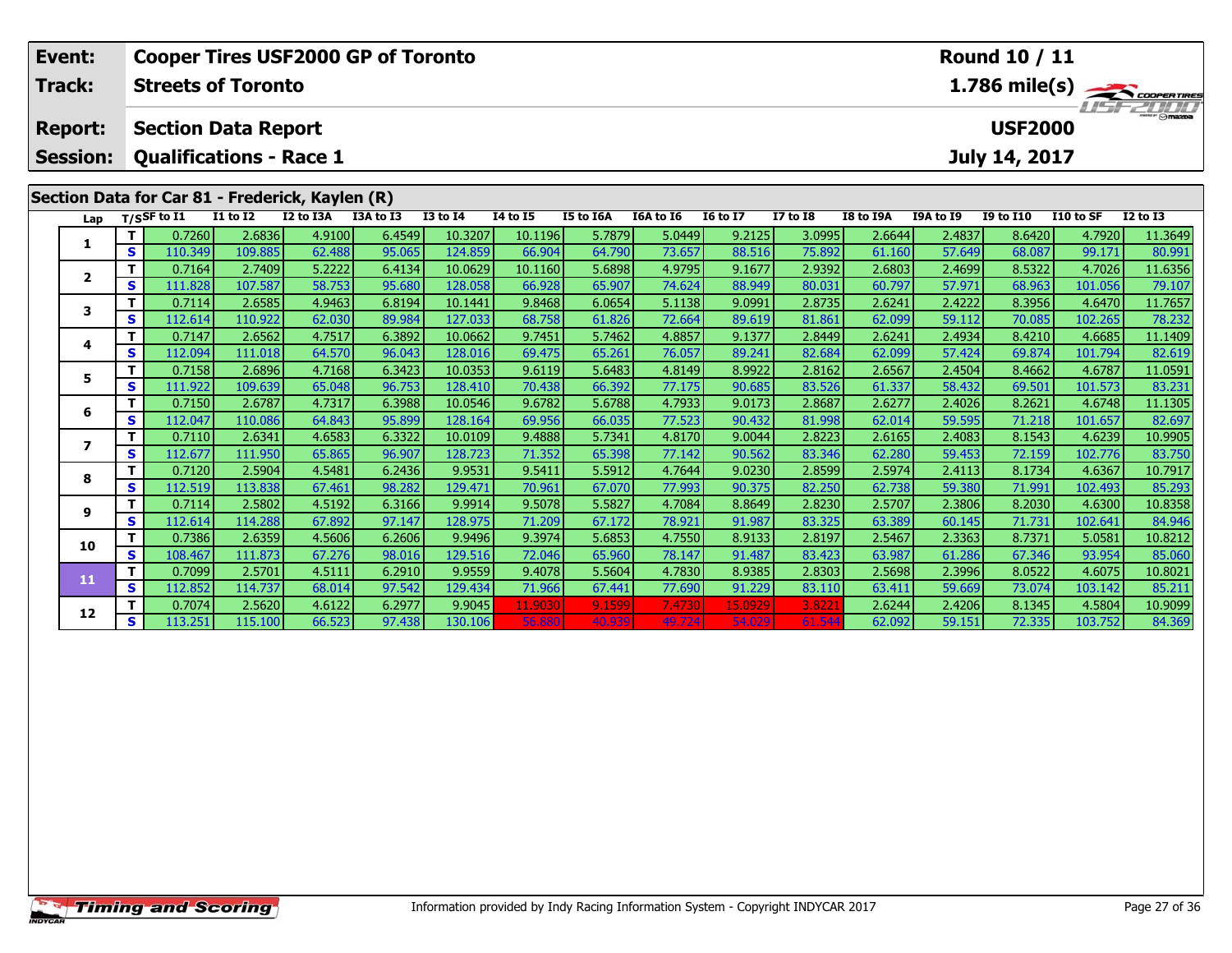| | | | |
|---|---|---|---|
| **Event:** | **Cooper Tires USF2000 GP of Toronto** | | **Round 10 / 11** |
| **Track:** | **Streets of Toronto** | | **1.786 mile(s)** |
| **Report:** | **Section Data Report** | | **USF2000** |
| **Session:** | **Qualifications - Race 1** | | **July 14, 2017** |

## Section Data for Car 81 - Frederick, Kaylen (R)

| Lap | T/S | SF to I1 | I1 to I2 | I2 to I3A | I3A to I3 | I3 to I4 | I4 to I5 | I5 to I6A | I6A to I6 | I6 to I7 | I7 to I8 | I8 to I9A | I9A to I9 | I9 to I10 | I10 to SF | I2 to I3 |
|---|---|---|---|---|---|---|---|---|---|---|---|---|---|---|---|---|
| 1 | T | 0.7260 | 2.6836 | 4.9100 | 6.4549 | 10.3207 | 10.1196 | 5.7879 | 5.0449 | 9.2125 | 3.0995 | 2.6644 | 2.4837 | 8.6420 | 4.7920 | 11.3649 |
| | S | 110.349 | 109.885 | 62.488 | 95.065 | 124.859 | 66.904 | 64.790 | 73.657 | 88.516 | 75.892 | 61.160 | 57.649 | 68.087 | 99.171 | 80.991 |
| 2 | T | 0.7164 | 2.7409 | 5.2222 | 6.4134 | 10.0629 | 10.1160 | 5.6898 | 4.9795 | 9.1677 | 2.9392 | 2.6803 | 2.4699 | 8.5322 | 4.7026 | 11.6356 |
| | S | 111.828 | 107.587 | 58.753 | 95.680 | 128.058 | 66.928 | 65.907 | 74.624 | 88.949 | 80.031 | 60.797 | 57.971 | 68.963 | 101.056 | 79.107 |
| 3 | T | 0.7114 | 2.6585 | 4.9463 | 6.8194 | 10.1441 | 9.8468 | 6.0654 | 5.1138 | 9.0991 | 2.8735 | 2.6241 | 2.4222 | 8.3956 | 4.6470 | 11.7657 |
| | S | 112.614 | 110.922 | 62.030 | 89.984 | 127.033 | 68.758 | 61.826 | 72.664 | 89.619 | 81.861 | 62.099 | 59.112 | 70.085 | 102.265 | 78.232 |
| 4 | T | 0.7147 | 2.6562 | 4.7517 | 6.3892 | 10.0662 | 9.7451 | 5.7462 | 4.8857 | 9.1377 | 2.8449 | 2.6241 | 2.4934 | 8.4210 | 4.6685 | 11.1409 |
| | S | 112.094 | 111.018 | 64.570 | 96.043 | 128.016 | 69.475 | 65.261 | 76.057 | 89.241 | 82.684 | 62.099 | 57.424 | 69.874 | 101.794 | 82.619 |
| 5 | T | 0.7158 | 2.6896 | 4.7168 | 6.3423 | 10.0353 | 9.6119 | 5.6483 | 4.8149 | 8.9922 | 2.8162 | 2.6567 | 2.4504 | 8.4662 | 4.6787 | 11.0591 |
| | S | 111.922 | 109.639 | 65.048 | 96.753 | 128.410 | 70.438 | 66.392 | 77.175 | 90.685 | 83.526 | 61.337 | 58.432 | 69.501 | 101.573 | 83.231 |
| 6 | T | 0.7150 | 2.6787 | 4.7317 | 6.3988 | 10.0546 | 9.6782 | 5.6788 | 4.7933 | 9.0173 | 2.8687 | 2.6277 | 2.4026 | 8.2621 | 4.6748 | 11.1305 |
| | S | 112.047 | 110.086 | 64.843 | 95.899 | 128.164 | 69.956 | 66.035 | 77.523 | 90.432 | 81.998 | 62.014 | 59.595 | 71.218 | 101.657 | 82.697 |
| 7 | T | 0.7110 | 2.6341 | 4.6583 | 6.3322 | 10.0109 | 9.4888 | 5.7341 | 4.8170 | 9.0044 | 2.8223 | 2.6165 | 2.4083 | 8.1543 | 4.6239 | 10.9905 |
| | S | 112.677 | 111.950 | 65.865 | 96.907 | 128.723 | 71.352 | 65.398 | 77.142 | 90.562 | 83.346 | 62.280 | 59.453 | 72.159 | 102.776 | 83.750 |
| 8 | T | 0.7120 | 2.5904 | 4.5481 | 6.2436 | 9.9531 | 9.5411 | 5.5912 | 4.7644 | 9.0230 | 2.8599 | 2.5974 | 2.4113 | 8.1734 | 4.6367 | 10.7917 |
| | S | 112.519 | 113.838 | 67.461 | 98.282 | 129.471 | 70.961 | 67.070 | 77.993 | 90.375 | 82.250 | 62.738 | 59.380 | 71.991 | 102.493 | 85.293 |
| 9 | T | 0.7114 | 2.5802 | 4.5192 | 6.3166 | 9.9914 | 9.5078 | 5.5827 | 4.7084 | 8.8649 | 2.8230 | 2.5707 | 2.3806 | 8.2030 | 4.6300 | 10.8358 |
| | S | 112.614 | 114.288 | 67.892 | 97.147 | 128.975 | 71.209 | 67.172 | 78.921 | 91.987 | 83.325 | 63.389 | 60.145 | 71.731 | 102.641 | 84.946 |
| 10 | T | 0.7386 | 2.6359 | 4.5606 | 6.2606 | 9.9496 | 9.3974 | 5.6853 | 4.7550 | 8.9133 | 2.8197 | 2.5467 | 2.3363 | 8.7371 | 5.0581 | 10.8212 |
| | S | 108.467 | 111.873 | 67.276 | 98.016 | 129.516 | 72.046 | 65.960 | 78.147 | 91.487 | 83.423 | 63.987 | 61.286 | 67.346 | 93.954 | 85.060 |
| 11 | T | 0.7099 | 2.5701 | 4.5111 | 6.2910 | 9.9559 | 9.4078 | 5.5604 | 4.7830 | 8.9385 | 2.8303 | 2.5698 | 2.3996 | 8.0522 | 4.6075 | 10.8021 |
| | S | 112.852 | 114.737 | 68.014 | 97.542 | 129.434 | 71.966 | 67.441 | 77.690 | 91.229 | 83.110 | 63.411 | 59.669 | 73.074 | 103.142 | 85.211 |
| 12 | T | 0.7074 | 2.5620 | 4.6122 | 6.2977 | 9.9045 | 11.9030 | 9.1599 | 7.4730 | 15.0929 | 3.8221 | 2.6244 | 2.4206 | 8.1345 | 4.5804 | 10.9099 |
| | S | 113.251 | 115.100 | 66.523 | 97.438 | 130.106 | 56.880 | 40.939 | 49.724 | 54.029 | 61.544 | 62.092 | 59.151 | 72.335 | 103.752 | 84.369 |

Timing and Scoring

Information provided by Indy Racing Information System - Copyright INDYCAR 2017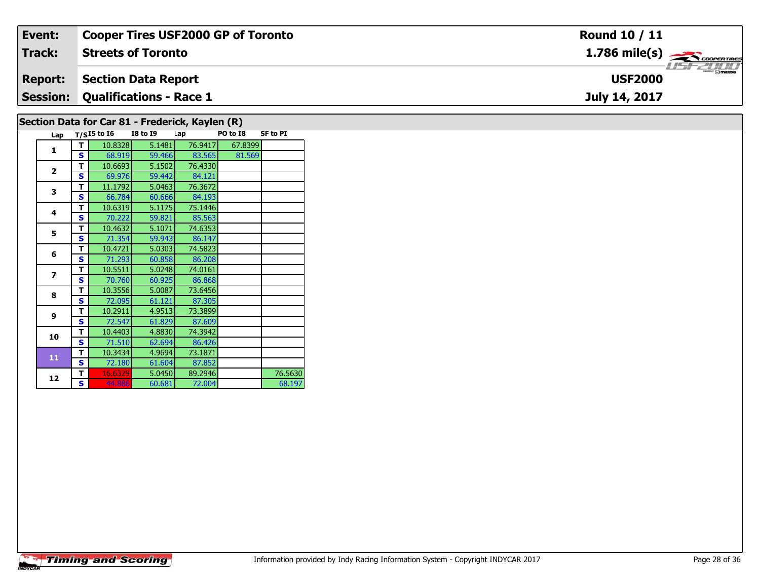| | | | |
|---|---|---|---|
| **Event:** | **Cooper Tires USF2000 GP of Toronto** | **Round 10 / 11** | |
| **Track:** | **Streets of Toronto** | **1.786 mile(s)** | |
| **Report:** | **Section Data Report** | **USF2000** | |
| **Session:** | **Qualifications - Race 1** | **July 14, 2017** | |

## Section Data for Car 81 - Frederick, Kaylen (R)

| Lap | T/S | I5 to I6 | I8 to I9 | Lap | PO to I8 | SF to PI |
|---|---|---|---|---|---|---|
| 1 | T | 10.8328 | 5.1481 | 76.9417 | 67.8399 | |
| | S | 68.919 | 59.466 | 83.565 | 81.569 | |
| 2 | T | 10.6693 | 5.1502 | 76.4330 | | |
| | S | 69.976 | 59.442 | 84.121 | | |
| 3 | T | 11.1792 | 5.0463 | 76.3672 | | |
| | S | 66.784 | 60.666 | 84.193 | | |
| 4 | T | 10.6319 | 5.1175 | 75.1446 | | |
| | S | 70.222 | 59.821 | 85.563 | | |
| 5 | T | 10.4632 | 5.1071 | 74.6353 | | |
| | S | 71.354 | 59.943 | 86.147 | | |
| 6 | T | 10.4721 | 5.0303 | 74.5823 | | |
| | S | 71.293 | 60.858 | 86.208 | | |
| 7 | T | 10.5511 | 5.0248 | 74.0161 | | |
| | S | 70.760 | 60.925 | 86.868 | | |
| 8 | T | 10.3556 | 5.0087 | 73.6456 | | |
| | S | 72.095 | 61.121 | 87.305 | | |
| 9 | T | 10.2911 | 4.9513 | 73.3899 | | |
| | S | 72.547 | 61.829 | 87.609 | | |
| 10 | T | 10.4403 | 4.8830 | 74.3942 | | |
| | S | 71.510 | 62.694 | 86.426 | | |
| 11 | T | 10.3434 | 4.9694 | 73.1871 | | |
| | S | 72.180 | 61.604 | 87.852 | | |
| 12 | T | 16.6329 | 5.0450 | 89.2946 | | 76.5630 |
| | S | 44.886 | 60.681 | 72.004 | | 68.197 |

Information provided by Indy Racing Information System - Copyright INDYCAR 2017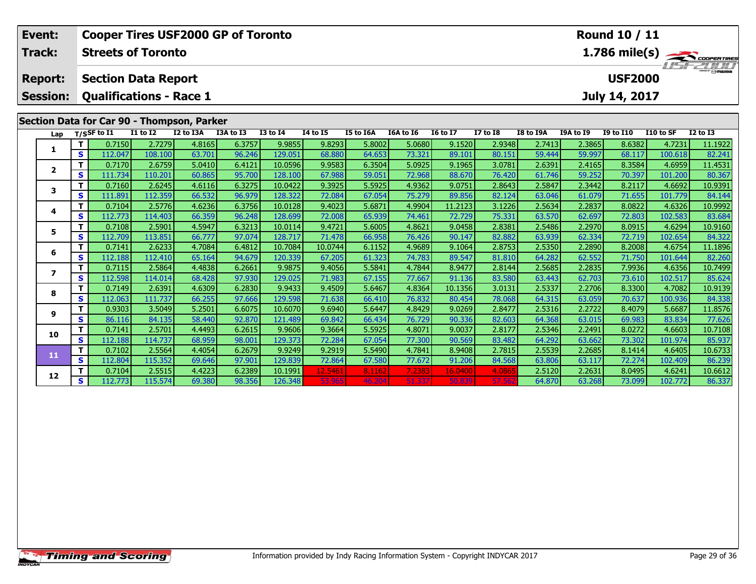| Event: | Cooper Tires USF2000 GP of Toronto | Round 10 / 11 |
|---|---|---|
| Track: | Streets of Toronto | 1.786 mile(s) |
| Report: | Section Data Report | USF2000 |
| Session: | Qualifications - Race 1 | July 14, 2017 |

## Section Data for Car 90 - Thompson, Parker

| Lap | T/S | SF to I1 | I1 to I2 | I2 to I3A | I3A to I3 | I3 to I4 | I4 to I5 | I5 to I6A | I6A to I6 | I6 to I7 | I7 to I8 | I8 to I9A | I9A to I9 | I9 to I10 | I10 to SF | I2 to I3 |
|---|---|---|---|---|---|---|---|---|---|---|---|---|---|---|---|---|
| 1 | T | 0.7150 | 2.7279 | 4.8165 | 6.3757 | 9.9855 | 9.8293 | 5.8002 | 5.0680 | 9.1520 | 2.9348 | 2.7413 | 2.3865 | 8.6382 | 4.7231 | 11.1922 |
| | S | 112.047 | 108.100 | 63.701 | 96.246 | 129.051 | 68.880 | 64.653 | 73.321 | 89.101 | 80.151 | 59.444 | 59.997 | 68.117 | 100.618 | 82.241 |
| 2 | T | 0.7170 | 2.6759 | 5.0410 | 6.4121 | 10.0596 | 9.9583 | 6.3504 | 5.0925 | 9.1965 | 3.0781 | 2.6391 | 2.4165 | 8.3584 | 4.6959 | 11.4531 |
| | S | 111.734 | 110.201 | 60.865 | 95.700 | 128.100 | 67.988 | 59.051 | 72.968 | 88.670 | 76.420 | 61.746 | 59.252 | 70.397 | 101.200 | 80.367 |
| 3 | T | 0.7160 | 2.6245 | 4.6116 | 6.3275 | 10.0422 | 9.3925 | 5.5925 | 4.9362 | 9.0751 | 2.8643 | 2.5847 | 2.3442 | 8.2117 | 4.6692 | 10.9391 |
| | S | 111.891 | 112.359 | 66.532 | 96.979 | 128.322 | 72.084 | 67.054 | 75.279 | 89.856 | 82.124 | 63.046 | 61.079 | 71.655 | 101.779 | 84.144 |
| 4 | T | 0.7104 | 2.5776 | 4.6236 | 6.3756 | 10.0128 | 9.4023 | 5.6871 | 4.9904 | 11.2123 | 3.1226 | 2.5634 | 2.2837 | 8.0822 | 4.6326 | 10.9992 |
| | S | 112.773 | 114.403 | 66.359 | 96.248 | 128.699 | 72.008 | 65.939 | 74.461 | 72.729 | 75.331 | 63.570 | 62.697 | 72.803 | 102.583 | 83.684 |
| 5 | T | 0.7108 | 2.5901 | 4.5947 | 6.3213 | 10.0114 | 9.4721 | 5.6005 | 4.8621 | 9.0458 | 2.8381 | 2.5486 | 2.2970 | 8.0915 | 4.6294 | 10.9160 |
| | S | 112.709 | 113.851 | 66.777 | 97.074 | 128.717 | 71.478 | 66.958 | 76.426 | 90.147 | 82.882 | 63.939 | 62.334 | 72.719 | 102.654 | 84.322 |
| 6 | T | 0.7141 | 2.6233 | 4.7084 | 6.4812 | 10.7084 | 10.0744 | 6.1152 | 4.9689 | 9.1064 | 2.8753 | 2.5350 | 2.2890 | 8.2008 | 4.6754 | 11.1896 |
| | S | 112.188 | 112.410 | 65.164 | 94.679 | 120.339 | 67.205 | 61.323 | 74.783 | 89.547 | 81.810 | 64.282 | 62.552 | 71.750 | 101.644 | 82.260 |
| 7 | T | 0.7115 | 2.5864 | 4.4838 | 6.2661 | 9.9875 | 9.4056 | 5.5841 | 4.7844 | 8.9477 | 2.8144 | 2.5685 | 2.2835 | 7.9936 | 4.6356 | 10.7499 |
| | S | 112.598 | 114.014 | 68.428 | 97.930 | 129.025 | 71.983 | 67.155 | 77.667 | 91.136 | 83.580 | 63.443 | 62.703 | 73.610 | 102.517 | 85.624 |
| 8 | T | 0.7149 | 2.6391 | 4.6309 | 6.2830 | 9.9433 | 9.4509 | 5.6467 | 4.8364 | 10.1356 | 3.0131 | 2.5337 | 2.2706 | 8.3300 | 4.7082 | 10.9139 |
| | S | 112.063 | 111.737 | 66.255 | 97.666 | 129.598 | 71.638 | 66.410 | 76.832 | 80.454 | 78.068 | 64.315 | 63.059 | 70.637 | 100.936 | 84.338 |
| 9 | T | 0.9303 | 3.5049 | 5.2501 | 6.6075 | 10.6070 | 9.6940 | 5.6447 | 4.8429 | 9.0269 | 2.8477 | 2.5316 | 2.2722 | 8.4079 | 5.6687 | 11.8576 |
| | S | 86.116 | 84.135 | 58.440 | 92.870 | 121.489 | 69.842 | 66.434 | 76.729 | 90.336 | 82.603 | 64.368 | 63.015 | 69.983 | 83.834 | 77.626 |
| 10 | T | 0.7141 | 2.5701 | 4.4493 | 6.2615 | 9.9606 | 9.3664 | 5.5925 | 4.8071 | 9.0037 | 2.8177 | 2.5346 | 2.2491 | 8.0272 | 4.6603 | 10.7108 |
| | S | 112.188 | 114.737 | 68.959 | 98.001 | 129.373 | 72.284 | 67.054 | 77.300 | 90.569 | 83.482 | 64.292 | 63.662 | 73.302 | 101.974 | 85.937 |
| 11 | T | 0.7102 | 2.5564 | 4.4054 | 6.2679 | 9.9249 | 9.2919 | 5.5490 | 4.7841 | 8.9408 | 2.7815 | 2.5539 | 2.2685 | 8.1414 | 4.6405 | 10.6733 |
| | S | 112.804 | 115.352 | 69.646 | 97.901 | 129.839 | 72.864 | 67.580 | 77.672 | 91.206 | 84.568 | 63.806 | 63.117 | 72.274 | 102.409 | 86.239 |
| 12 | T | 0.7104 | 2.5515 | 4.4223 | 6.2389 | 10.1991 | 12.5461 | 8.1162 | 7.2383 | 16.0400 | 4.0865 | 2.5120 | 2.2631 | 8.0495 | 4.6241 | 10.6612 |
| | S | 112.773 | 115.574 | 69.380 | 98.356 | 126.348 | 53.965 | 46.204 | 51.337 | 50.839 | 57.562 | 64.870 | 63.268 | 73.099 | 102.772 | 86.337 |

Information provided by Indy Racing Information System - Copyright INDYCAR 2017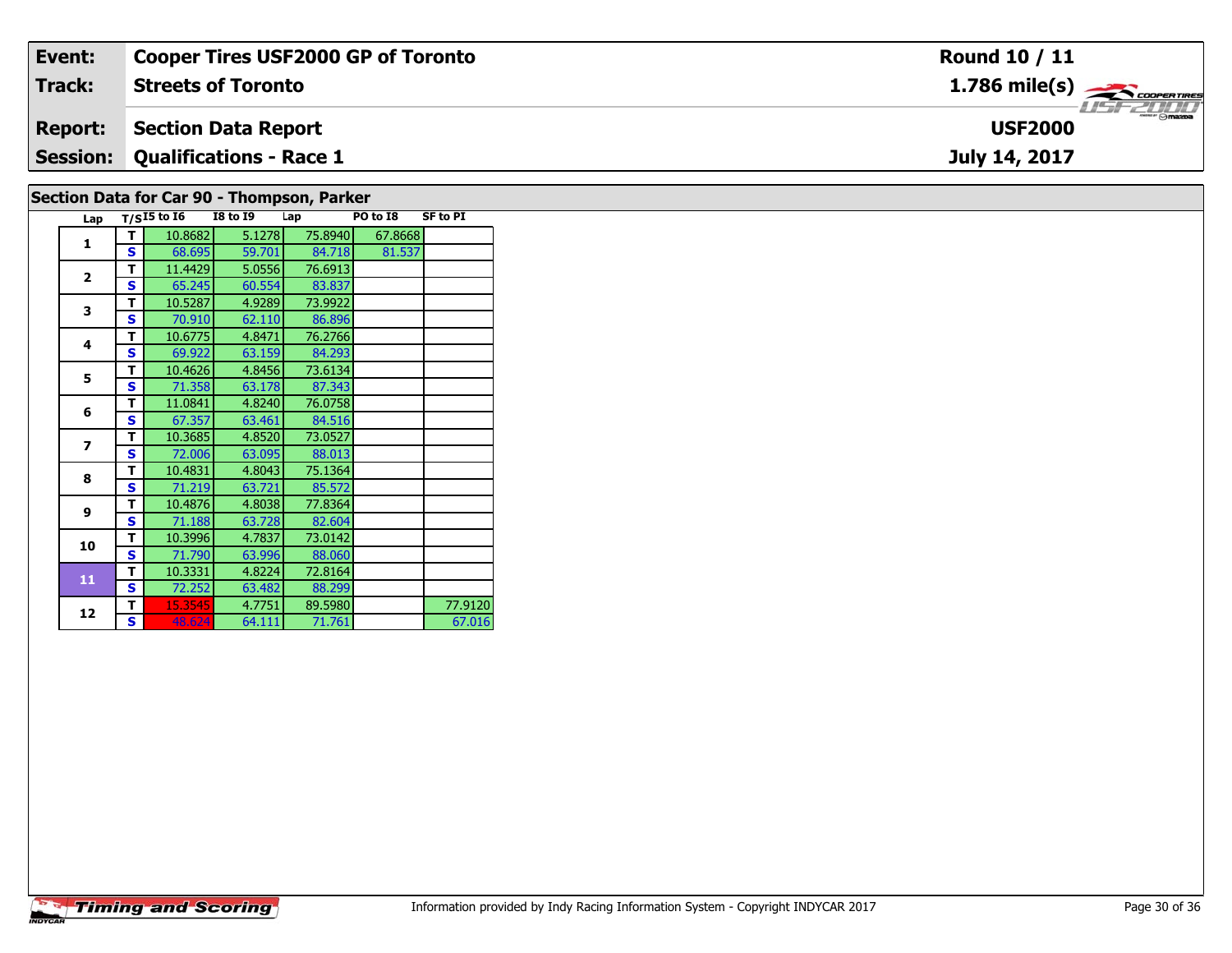| | |
|---|---|
| **Event:** | **Cooper Tires USF2000 GP of Toronto** |
| **Track:** | **Streets of Toronto** |
| **Report:** | **Section Data Report** |
| **Session:** | **Qualifications - Race 1** |

**Round 10 / 11**

**1.786 mile(s)**

**USF2000**

**July 14, 2017**

## Section Data for Car 90 - Thompson, Parker

| Lap | T/S | I5 to I6 | I8 to I9 | Lap | PO to I8 | SF to PI |
|---|---|---|---|---|---|---|
| 1 | T | 10.8682 | 5.1278 | 75.8940 | 67.8668 | |
| | S | 68.695 | 59.701 | 84.718 | 81.537 | |
| 2 | T | 11.4429 | 5.0556 | 76.6913 | | |
| | S | 65.245 | 60.554 | 83.837 | | |
| 3 | T | 10.5287 | 4.9289 | 73.9922 | | |
| | S | 70.910 | 62.110 | 86.896 | | |
| 4 | T | 10.6775 | 4.8471 | 76.2766 | | |
| | S | 69.922 | 63.159 | 84.293 | | |
| 5 | T | 10.4626 | 4.8456 | 73.6134 | | |
| | S | 71.358 | 63.178 | 87.343 | | |
| 6 | T | 11.0841 | 4.8240 | 76.0758 | | |
| | S | 67.357 | 63.461 | 84.516 | | |
| 7 | T | 10.3685 | 4.8520 | 73.0527 | | |
| | S | 72.006 | 63.095 | 88.013 | | |
| 8 | T | 10.4831 | 4.8043 | 75.1364 | | |
| | S | 71.219 | 63.721 | 85.572 | | |
| 9 | T | 10.4876 | 4.8038 | 77.8364 | | |
| | S | 71.188 | 63.728 | 82.604 | | |
| 10 | T | 10.3996 | 4.7837 | 73.0142 | | |
| | S | 71.790 | 63.996 | 88.060 | | |
| 11 | T | 10.3331 | 4.8224 | 72.8164 | | |
| | S | 72.252 | 63.482 | 88.299 | | |
| 12 | T | 15.3545 | 4.7751 | 89.5980 | | 77.9120 |
| | S | 48.624 | 64.111 | 71.761 | | 67.016 |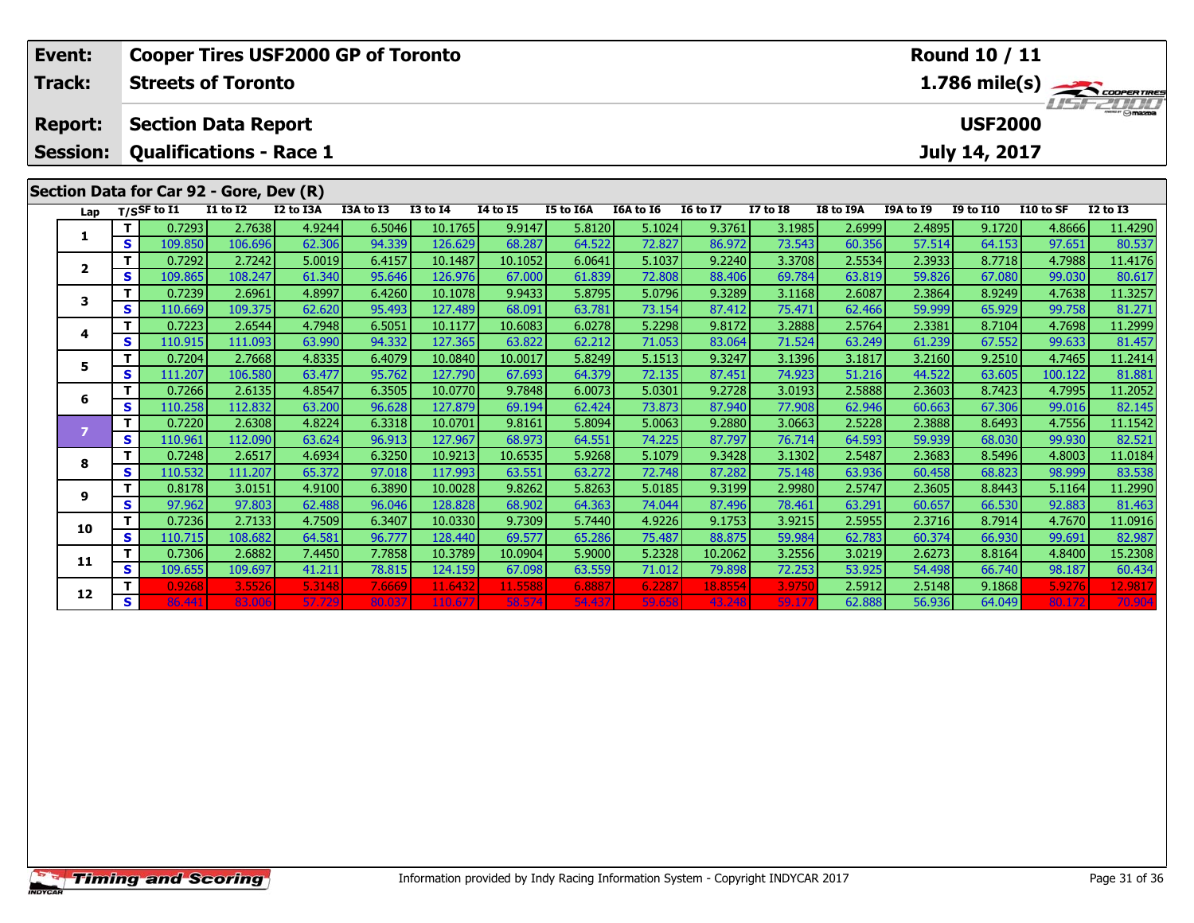| | |
|---|---|
| **Event:** | **Cooper Tires USF2000 GP of Toronto** |
| **Track:** | **Streets of Toronto** |
| **Report:** | **Section Data Report** |
| **Session:** | **Qualifications - Race 1** |

**Round 10 / 11**

**1.786 mile(s)**

**USF2000**

**July 14, 2017**

## Section Data for Car 92 - Gore, Dev (R)

| Lap | T/S | SF to I1 | I1 to I2 | I2 to I3A | I3A to I3 | I3 to I4 | I4 to I5 | I5 to I6A | I6A to I6 | I6 to I7 | I7 to I8 | I8 to I9A | I9A to I9 | I9 to I10 | I10 to SF | I2 to I3 |
|---|---|---|---|---|---|---|---|---|---|---|---|---|---|---|---|---|
| 1 | T | 0.7293 | 2.7638 | 4.9244 | 6.5046 | 10.1765 | 9.9147 | 5.8120 | 5.1024 | 9.3761 | 3.1985 | 2.6999 | 2.4895 | 9.1720 | 4.8666 | 11.4290 |
| | S | 109.850 | 106.696 | 62.306 | 94.339 | 126.629 | 68.287 | 64.522 | 72.827 | 86.972 | 73.543 | 60.356 | 57.514 | 64.153 | 97.651 | 80.537 |
| 2 | T | 0.7292 | 2.7242 | 5.0019 | 6.4157 | 10.1487 | 10.1052 | 6.0641 | 5.1037 | 9.2240 | 3.3708 | 2.5534 | 2.3933 | 8.7718 | 4.7988 | 11.4176 |
| | S | 109.865 | 108.247 | 61.340 | 95.646 | 126.976 | 67.000 | 61.839 | 72.808 | 88.406 | 69.784 | 63.819 | 59.826 | 67.080 | 99.030 | 80.617 |
| 3 | T | 0.7239 | 2.6961 | 4.8997 | 6.4260 | 10.1078 | 9.9433 | 5.8795 | 5.0796 | 9.3289 | 3.1168 | 2.6087 | 2.3864 | 8.9249 | 4.7638 | 11.3257 |
| | S | 110.669 | 109.375 | 62.620 | 95.493 | 127.489 | 68.091 | 63.781 | 73.154 | 87.412 | 75.471 | 62.466 | 59.999 | 65.929 | 99.758 | 81.271 |
| 4 | T | 0.7223 | 2.6544 | 4.7948 | 6.5051 | 10.1177 | 10.6083 | 6.0278 | 5.2298 | 9.8172 | 3.2888 | 2.5764 | 2.3381 | 8.7104 | 4.7698 | 11.2999 |
| | S | 110.915 | 111.093 | 63.990 | 94.332 | 127.365 | 63.822 | 62.212 | 71.053 | 83.064 | 71.524 | 63.249 | 61.239 | 67.552 | 99.633 | 81.457 |
| 5 | T | 0.7204 | 2.7668 | 4.8335 | 6.4079 | 10.0840 | 10.0017 | 5.8249 | 5.1513 | 9.3247 | 3.1396 | 3.1817 | 3.2160 | 9.2510 | 4.7465 | 11.2414 |
| | S | 111.207 | 106.580 | 63.477 | 95.762 | 127.790 | 67.693 | 64.379 | 72.135 | 87.451 | 74.923 | 51.216 | 44.522 | 63.605 | 100.122 | 81.881 |
| 6 | T | 0.7266 | 2.6135 | 4.8547 | 6.3505 | 10.0770 | 9.7848 | 6.0073 | 5.0301 | 9.2728 | 3.0193 | 2.5888 | 2.3603 | 8.7423 | 4.7995 | 11.2052 |
| | S | 110.258 | 112.832 | 63.200 | 96.628 | 127.879 | 69.194 | 62.424 | 73.873 | 87.940 | 77.908 | 62.946 | 60.663 | 67.306 | 99.016 | 82.145 |
| 7 | T | 0.7220 | 2.6308 | 4.8224 | 6.3318 | 10.0701 | 9.8161 | 5.8094 | 5.0063 | 9.2880 | 3.0663 | 2.5228 | 2.3888 | 8.6493 | 4.7556 | 11.1542 |
| | S | 110.961 | 112.090 | 63.624 | 96.913 | 127.967 | 68.973 | 64.551 | 74.225 | 87.797 | 76.714 | 64.593 | 59.939 | 68.030 | 99.930 | 82.521 |
| 8 | T | 0.7248 | 2.6517 | 4.6934 | 6.3250 | 10.9213 | 10.6535 | 5.9268 | 5.1079 | 9.3428 | 3.1302 | 2.5487 | 2.3683 | 8.5496 | 4.8003 | 11.0184 |
| | S | 110.532 | 111.207 | 65.372 | 97.018 | 117.993 | 63.551 | 63.272 | 72.748 | 87.282 | 75.148 | 63.936 | 60.458 | 68.823 | 98.999 | 83.538 |
| 9 | T | 0.8178 | 3.0151 | 4.9100 | 6.3890 | 10.0028 | 9.8262 | 5.8263 | 5.0185 | 9.3199 | 2.9980 | 2.5747 | 2.3605 | 8.8443 | 5.1164 | 11.2990 |
| | S | 97.962 | 97.803 | 62.488 | 96.046 | 128.828 | 68.902 | 64.363 | 74.044 | 87.496 | 78.461 | 63.291 | 60.657 | 66.530 | 92.883 | 81.463 |
| 10 | T | 0.7236 | 2.7133 | 4.7509 | 6.3407 | 10.0330 | 9.7309 | 5.7440 | 4.9226 | 9.1753 | 3.9215 | 2.5955 | 2.3716 | 8.7914 | 4.7670 | 11.0916 |
| | S | 110.715 | 108.682 | 64.581 | 96.777 | 128.440 | 69.577 | 65.286 | 75.487 | 88.875 | 59.984 | 62.783 | 60.374 | 66.930 | 99.691 | 82.987 |
| 11 | T | 0.7306 | 2.6882 | 7.4450 | 7.7858 | 10.3789 | 10.0904 | 5.9000 | 5.2328 | 10.2062 | 3.2556 | 3.0219 | 2.6273 | 8.8164 | 4.8400 | 15.2308 |
| | S | 109.655 | 109.697 | 41.211 | 78.815 | 124.159 | 67.098 | 63.559 | 71.012 | 79.898 | 72.253 | 53.925 | 54.498 | 66.740 | 98.187 | 60.434 |
| 12 | T | 0.9268 | 3.5526 | 5.3148 | 7.6669 | 11.6432 | 11.5588 | 6.8887 | 6.2287 | 18.8554 | 3.9750 | 2.5912 | 2.5148 | 9.1868 | 5.9276 | 12.9817 |
| | S | 86.441 | 83.006 | 57.729 | 80.037 | 110.677 | 58.574 | 54.437 | 59.658 | 43.248 | 59.177 | 62.888 | 56.936 | 64.049 | 80.172 | 70.904 |

Information provided by Indy Racing Information System - Copyright INDYCAR 2017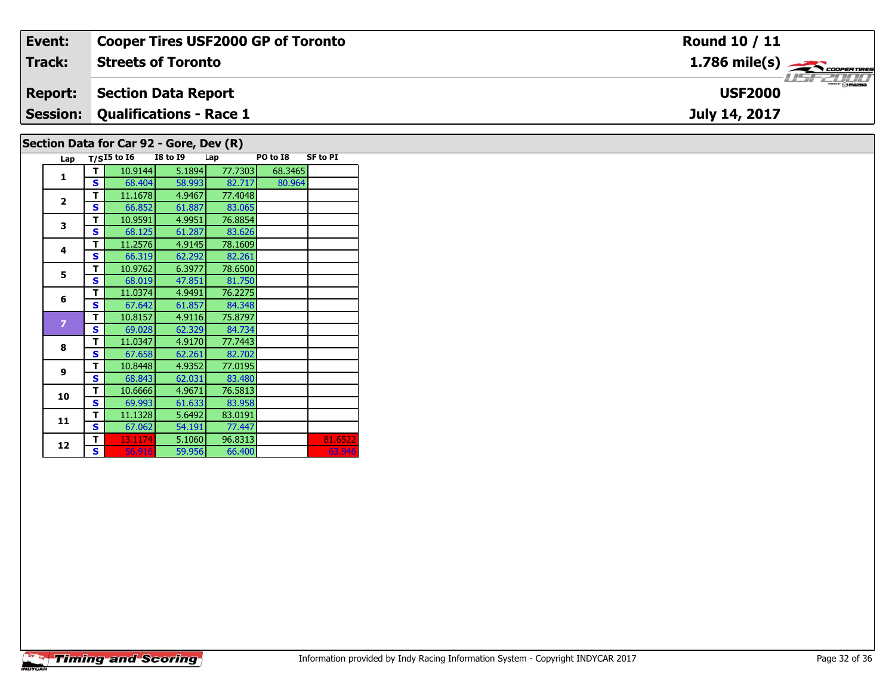| | | | |
|---|---|---|---|
| **Event:** | **Cooper Tires USF2000 GP of Toronto** | **Round 10 / 11** | |
| **Track:** | **Streets of Toronto** | **1.786 mile(s)** | |
| **Report:** | **Section Data Report** | **USF2000** | |
| **Session:** | **Qualifications - Race 1** | **July 14, 2017** | |

## Section Data for Car 92 - Gore, Dev (R)

| Lap | T/S | I5 to I6 | I8 to I9 | Lap | PO to I8 | SF to PI |
|---|---|---|---|---|---|---|
| 1 | T | 10.9144 | 5.1894 | 77.7303 | 68.3465 | |
| | S | 68.404 | 58.993 | 82.717 | 80.964 | |
| 2 | T | 11.1678 | 4.9467 | 77.4048 | | |
| | S | 66.852 | 61.887 | 83.065 | | |
| 3 | T | 10.9591 | 4.9951 | 76.8854 | | |
| | S | 68.125 | 61.287 | 83.626 | | |
| 4 | T | 11.2576 | 4.9145 | 78.1609 | | |
| | S | 66.319 | 62.292 | 82.261 | | |
| 5 | T | 10.9762 | 6.3977 | 78.6500 | | |
| | S | 68.019 | 47.851 | 81.750 | | |
| 6 | T | 11.0374 | 4.9491 | 76.2275 | | |
| | S | 67.642 | 61.857 | 84.348 | | |
| 7 | T | 10.8157 | 4.9116 | 75.8797 | | |
| | S | 69.028 | 62.329 | 84.734 | | |
| 8 | T | 11.0347 | 4.9170 | 77.7443 | | |
| | S | 67.658 | 62.261 | 82.702 | | |
| 9 | T | 10.8448 | 4.9352 | 77.0195 | | |
| | S | 68.843 | 62.031 | 83.480 | | |
| 10 | T | 10.6666 | 4.9671 | 76.5813 | | |
| | S | 69.993 | 61.633 | 83.958 | | |
| 11 | T | 11.1328 | 5.6492 | 83.0191 | | |
| | S | 67.062 | 54.191 | 77.447 | | |
| 12 | T | 13.1174 | 5.1060 | 96.8313 | | 81.6522 |
| | S | 56.916 | 59.956 | 66.400 | | 63.946 |

Timing and Scoring

Information provided by Indy Racing Information System - Copyright INDYCAR 2017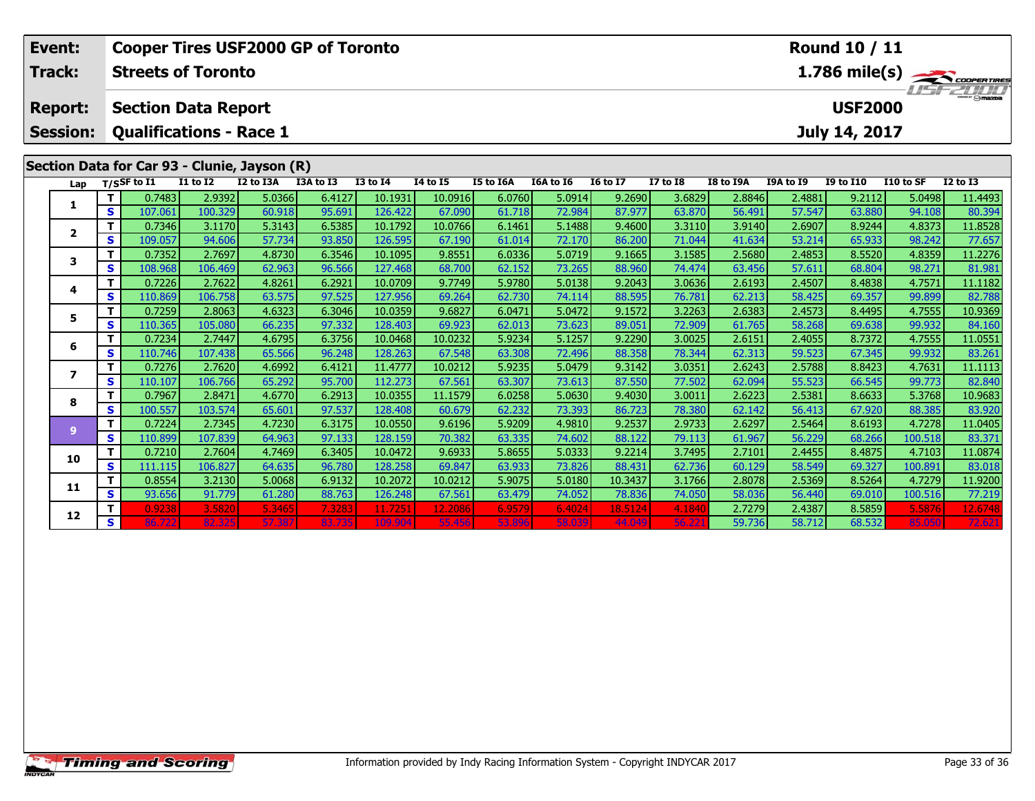| | |
|---|---|
| **Event:** | **Cooper Tires USF2000 GP of Toronto** |
| **Track:** | **Streets of Toronto** |
| **Report:** | **Section Data Report** |
| **Session:** | **Qualifications - Race 1** |

**Round 10 / 11**

**1.786 mile(s)**

**USF2000**

**July 14, 2017**

## Section Data for Car 93 - Clunie, Jayson (R)

| Lap | T/S | SF to I1 | I1 to I2 | I2 to I3A | I3A to I3 | I3 to I4 | I4 to I5 | I5 to I6A | I6A to I6 | I6 to I7 | I7 to I8 | I8 to I9A | I9A to I9 | I9 to I10 | I10 to SF | I2 to I3 |
|---|---|---|---|---|---|---|---|---|---|---|---|---|---|---|---|---|
| 1 | T | 0.7483 | 2.9392 | 5.0366 | 6.4127 | 10.1931 | 10.0916 | 6.0760 | 5.0914 | 9.2690 | 3.6829 | 2.8846 | 2.4881 | 9.2112 | 5.0498 | 11.4493 |
| | S | 107.061 | 100.329 | 60.918 | 95.691 | 126.422 | 67.090 | 61.718 | 72.984 | 87.977 | 63.870 | 56.491 | 57.547 | 63.880 | 94.108 | 80.394 |
| 2 | T | 0.7346 | 3.1170 | 5.3143 | 6.5385 | 10.1792 | 10.0766 | 6.1461 | 5.1488 | 9.4600 | 3.3110 | 3.9140 | 2.6907 | 8.9244 | 4.8373 | 11.8528 |
| | S | 109.057 | 94.606 | 57.734 | 93.850 | 126.595 | 67.190 | 61.014 | 72.170 | 86.200 | 71.044 | 41.634 | 53.214 | 65.933 | 98.242 | 77.657 |
| 3 | T | 0.7352 | 2.7697 | 4.8730 | 6.3546 | 10.1095 | 9.8551 | 6.0336 | 5.0719 | 9.1665 | 3.1585 | 2.5680 | 2.4853 | 8.5520 | 4.8359 | 11.2276 |
| | S | 108.968 | 106.469 | 62.963 | 96.566 | 127.468 | 68.700 | 62.152 | 73.265 | 88.960 | 74.474 | 63.456 | 57.611 | 68.804 | 98.271 | 81.981 |
| 4 | T | 0.7226 | 2.7622 | 4.8261 | 6.2921 | 10.0709 | 9.7749 | 5.9780 | 5.0138 | 9.2043 | 3.0636 | 2.6193 | 2.4507 | 8.4838 | 4.7571 | 11.1182 |
| | S | 110.869 | 106.758 | 63.575 | 97.525 | 127.956 | 69.264 | 62.730 | 74.114 | 88.595 | 76.781 | 62.213 | 58.425 | 69.357 | 99.899 | 82.788 |
| 5 | T | 0.7259 | 2.8063 | 4.6323 | 6.3046 | 10.0359 | 9.6827 | 6.0471 | 5.0472 | 9.1572 | 3.2263 | 2.6383 | 2.4573 | 8.4495 | 4.7555 | 10.9369 |
| | S | 110.365 | 105.080 | 66.235 | 97.332 | 128.403 | 69.923 | 62.013 | 73.623 | 89.051 | 72.909 | 61.765 | 58.268 | 69.638 | 99.932 | 84.160 |
| 6 | T | 0.7234 | 2.7447 | 4.6795 | 6.3756 | 10.0468 | 10.0232 | 5.9234 | 5.1257 | 9.2290 | 3.0025 | 2.6151 | 2.4055 | 8.7372 | 4.7555 | 11.0551 |
| | S | 110.746 | 107.438 | 65.566 | 96.248 | 128.263 | 67.548 | 63.308 | 72.496 | 88.358 | 78.344 | 62.313 | 59.523 | 67.345 | 99.932 | 83.261 |
| 7 | T | 0.7276 | 2.7620 | 4.6992 | 6.4121 | 11.4777 | 10.0212 | 5.9235 | 5.0479 | 9.3142 | 3.0351 | 2.6243 | 2.5788 | 8.8423 | 4.7631 | 11.1113 |
| | S | 110.107 | 106.766 | 65.292 | 95.700 | 112.273 | 67.561 | 63.307 | 73.613 | 87.550 | 77.502 | 62.094 | 55.523 | 66.545 | 99.773 | 82.840 |
| 8 | T | 0.7967 | 2.8471 | 4.6770 | 6.2913 | 10.0355 | 11.1579 | 6.0258 | 5.0630 | 9.4030 | 3.0011 | 2.6223 | 2.5381 | 8.6633 | 5.3768 | 10.9683 |
| | S | 100.557 | 103.574 | 65.601 | 97.537 | 128.408 | 60.679 | 62.232 | 73.393 | 86.723 | 78.380 | 62.142 | 56.413 | 67.920 | 88.385 | 83.920 |
| 9 | T | 0.7224 | 2.7345 | 4.7230 | 6.3175 | 10.0550 | 9.6196 | 5.9209 | 4.9810 | 9.2537 | 2.9733 | 2.6297 | 2.5464 | 8.6193 | 4.7278 | 11.0405 |
| | S | 110.899 | 107.839 | 64.963 | 97.133 | 128.159 | 70.382 | 63.335 | 74.602 | 88.122 | 79.113 | 61.967 | 56.229 | 68.266 | 100.518 | 83.371 |
| 10 | T | 0.7210 | 2.7604 | 4.7469 | 6.3405 | 10.0472 | 9.6933 | 5.8655 | 5.0333 | 9.2214 | 3.7495 | 2.7101 | 2.4455 | 8.4875 | 4.7103 | 11.0874 |
| | S | 111.115 | 106.827 | 64.635 | 96.780 | 128.258 | 69.847 | 63.933 | 73.826 | 88.431 | 62.736 | 60.129 | 58.549 | 69.327 | 100.891 | 83.018 |
| 11 | T | 0.8554 | 3.2130 | 5.0068 | 6.9132 | 10.2072 | 10.0212 | 5.9075 | 5.0180 | 10.3437 | 3.1766 | 2.8078 | 2.5369 | 8.5264 | 4.7279 | 11.9200 |
| | S | 93.656 | 91.779 | 61.280 | 88.763 | 126.248 | 67.561 | 63.479 | 74.052 | 78.836 | 74.050 | 58.036 | 56.440 | 69.010 | 100.516 | 77.219 |
| 12 | T | 0.9238 | 3.5820 | 5.3465 | 7.3283 | 11.7251 | 12.2086 | 6.9579 | 6.4024 | 18.5124 | 4.1840 | 2.7279 | 2.4387 | 8.5859 | 5.5876 | 12.6748 |
| | S | 86.722 | 82.325 | 57.387 | 83.735 | 109.904 | 55.456 | 53.896 | 58.039 | 44.049 | 56.221 | 59.736 | 58.712 | 68.532 | 85.050 | 72.621 |

Information provided by Indy Racing Information System - Copyright INDYCAR 2017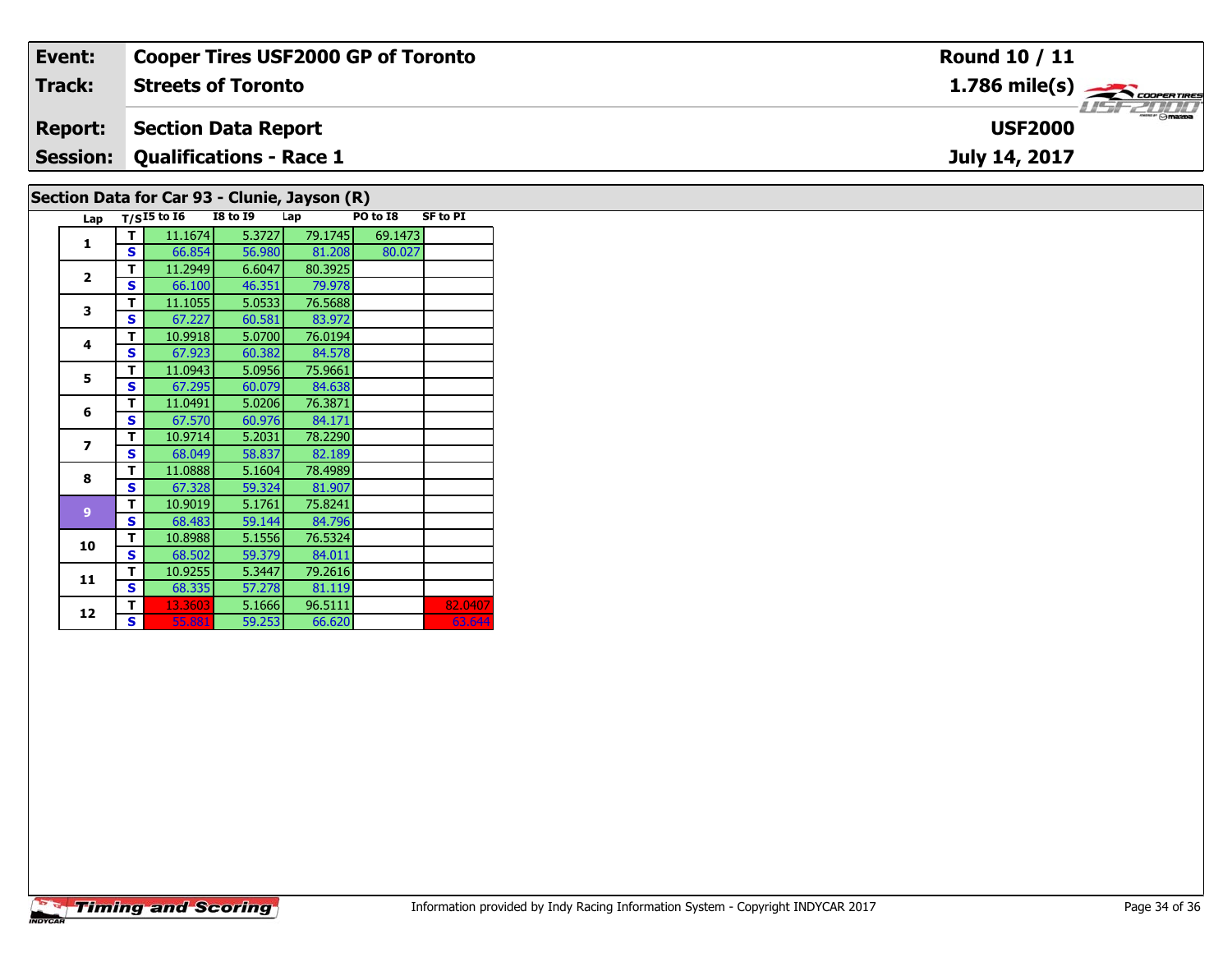| Event: | Cooper Tires USF2000 GP of Toronto | Round 10 / 11 |
|---|---|---|
| Track: | Streets of Toronto | 1.786 mile(s) |
| Report: | Section Data Report | USF2000 |
| Session: | Qualifications - Race 1 | July 14, 2017 |

## Section Data for Car 93 - Clunie, Jayson (R)

| Lap | T/S | I5 to I6 | I8 to I9 | Lap | PO to I8 | SF to PI |
|---|---|---|---|---|---|---|
| 1 | T | 11.1674 | 5.3727 | 79.1745 | 69.1473 | |
| | S | 66.854 | 56.980 | 81.208 | 80.027 | |
| 2 | T | 11.2949 | 6.6047 | 80.3925 | | |
| | S | 66.100 | 46.351 | 79.978 | | |
| 3 | T | 11.1055 | 5.0533 | 76.5688 | | |
| | S | 67.227 | 60.581 | 83.972 | | |
| 4 | T | 10.9918 | 5.0700 | 76.0194 | | |
| | S | 67.923 | 60.382 | 84.578 | | |
| 5 | T | 11.0943 | 5.0956 | 75.9661 | | |
| | S | 67.295 | 60.079 | 84.638 | | |
| 6 | T | 11.0491 | 5.0206 | 76.3871 | | |
| | S | 67.570 | 60.976 | 84.171 | | |
| 7 | T | 10.9714 | 5.2031 | 78.2290 | | |
| | S | 68.049 | 58.837 | 82.189 | | |
| 8 | T | 11.0888 | 5.1604 | 78.4989 | | |
| | S | 67.328 | 59.324 | 81.907 | | |
| 9 | T | 10.9019 | 5.1761 | 75.8241 | | |
| | S | 68.483 | 59.144 | 84.796 | | |
| 10 | T | 10.8988 | 5.1556 | 76.5324 | | |
| | S | 68.502 | 59.379 | 84.011 | | |
| 11 | T | 10.9255 | 5.3447 | 79.2616 | | |
| | S | 68.335 | 57.278 | 81.119 | | |
| 12 | T | 13.3603 | 5.1666 | 96.5111 | | 82.0407 |
| | S | 55.881 | 59.253 | 66.620 | | 63.644 |

Timing and Scoring

Information provided by Indy Racing Information System - Copyright INDYCAR 2017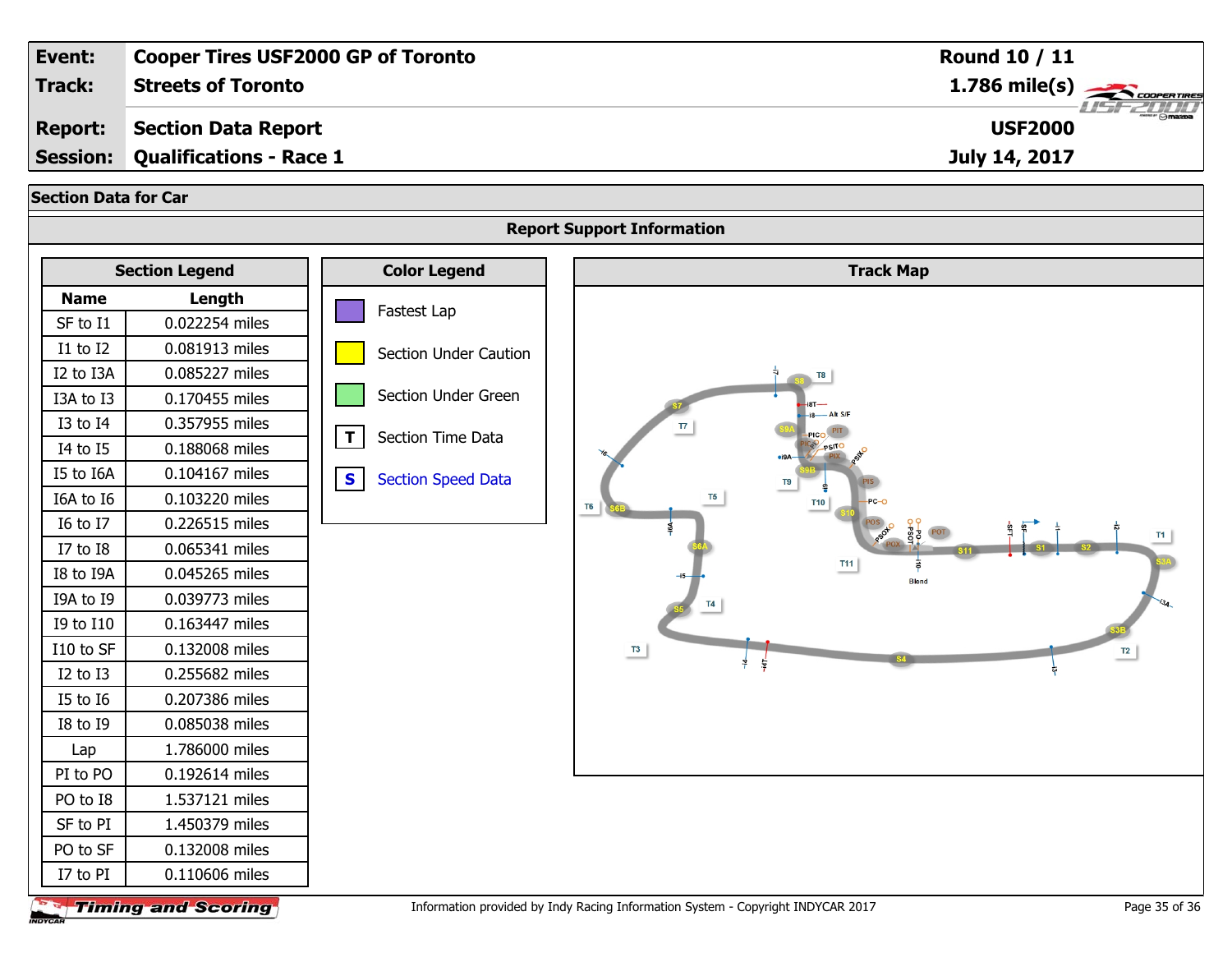| | | | |
|---|---|---|---|
| **Event:** | **Cooper Tires USF2000 GP of Toronto** | **Round 10 / 11** | |
| **Track:** | **Streets of Toronto** | **1.786 mile(s)** | |
| **Report:** | **Section Data Report** | **USF2000** | |
| **Session:** | **Qualifications - Race 1** | **July 14, 2017** | |

## Section Data for Car

### Report Support Information

**Section Legend**

| Name | Length |
|---|---|
| SF to I1 | 0.022254 miles |
| I1 to I2 | 0.081913 miles |
| I2 to I3A | 0.085227 miles |
| I3A to I3 | 0.170455 miles |
| I3 to I4 | 0.357955 miles |
| I4 to I5 | 0.188068 miles |
| I5 to I6A | 0.104167 miles |
| I6A to I6 | 0.103220 miles |
| I6 to I7 | 0.226515 miles |
| I7 to I8 | 0.065341 miles |
| I8 to I9A | 0.045265 miles |
| I9A to I9 | 0.039773 miles |
| I9 to I10 | 0.163447 miles |
| I10 to SF | 0.132008 miles |
| I2 to I3 | 0.255682 miles |
| I5 to I6 | 0.207386 miles |
| I8 to I9 | 0.085038 miles |
| Lap | 1.786000 miles |
| PI to PO | 0.192614 miles |
| PO to I8 | 1.537121 miles |
| SF to PI | 1.450379 miles |
| PO to SF | 0.132008 miles |
| I7 to PI | 0.110606 miles |

**Color Legend**

| | |
|---|---|
| (purple) | Fastest Lap |
| (yellow) | Section Under Caution |
| (green) | Section Under Green |
| T | Section Time Data |
| S | Section Speed Data |

**Track Map**

T1
T2
T3
T4
T5
T6
T7
T8
T9
T10
T11
S1
S2
S3A
S3B
S4
S5
S6A
S6B
S7
S8
S9A
S9B
S10
S11
I2
I3A
I3
I4
I4T
I5
I6A
I6
I7
I8T
I8
Alt S/F
PICO
PIC
PSIT
PIX
I9A
I9
PSIX
PIS
PC
POS
PSOX
POX
PSOT
POT
PO
I10
Blend
SF
SFT
I1
PIT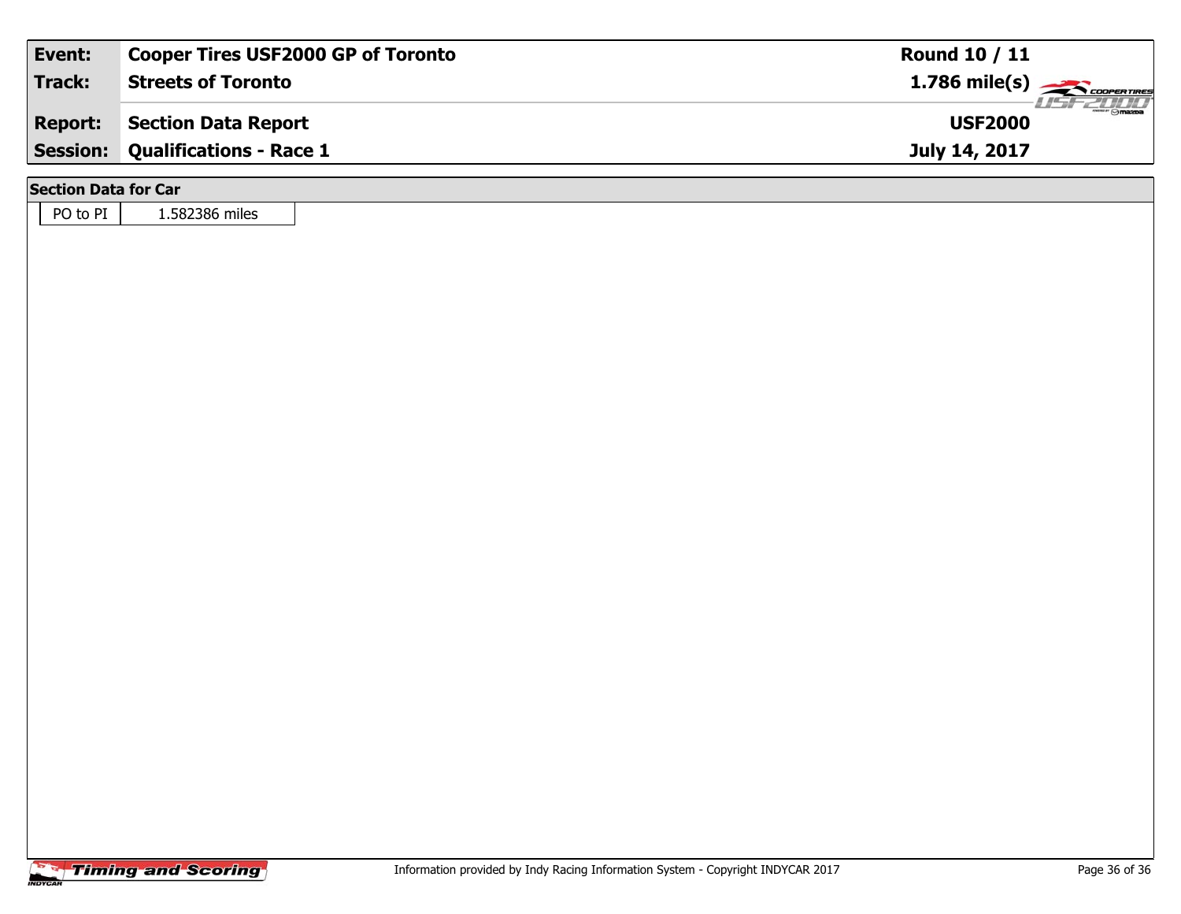| | | | |
|---|---|---|---|
| **Event:** | **Cooper Tires USF2000 GP of Toronto** | **Round 10 / 11** | |
| **Track:** | **Streets of Toronto** | **1.786 mile(s)** | |
| **Report:** | **Section Data Report** | **USF2000** | |
| **Session:** | **Qualifications - Race 1** | **July 14, 2017** | |

**Section Data for Car**

| | |
|---|---|
| PO to PI | 1.582386 miles |

Information provided by Indy Racing Information System - Copyright INDYCAR 2017